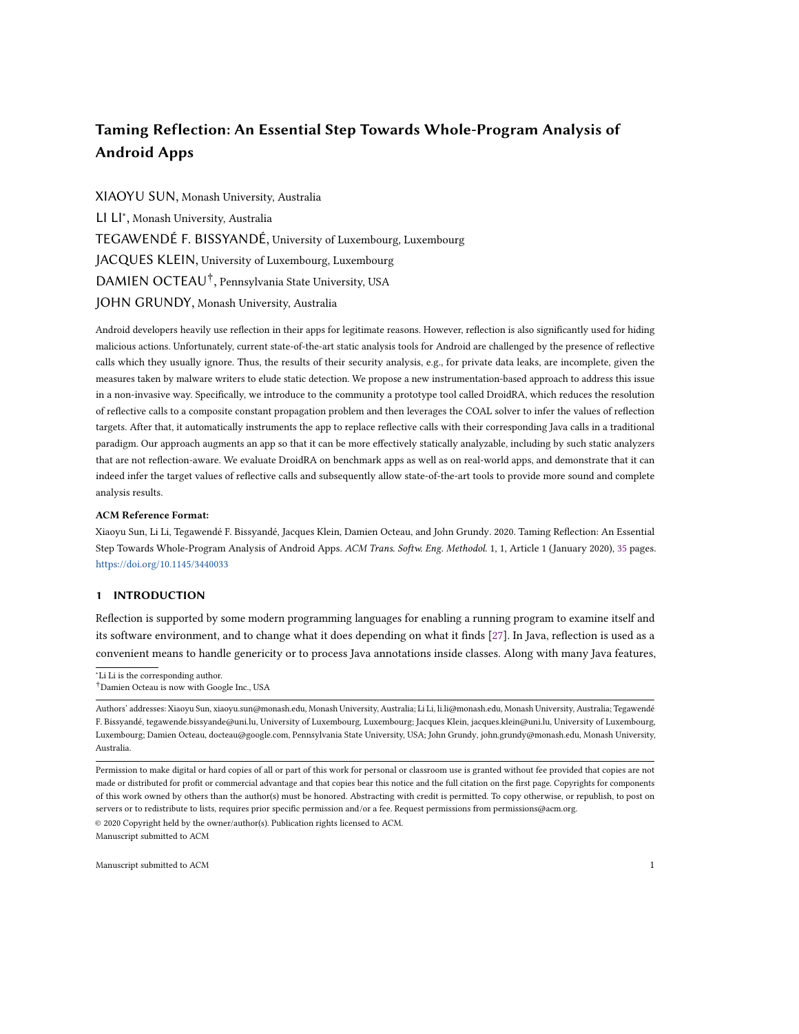# Taming Reflection: An Essential Step Towards Whole-Program Analysis of Android Apps

XIAOYU SUN, Monash University, Australia

LI LI*, Monash University, Australia

TEGAWENDÉ F. BISSYANDÉ, University of Luxembourg, Luxembourg

JACQUES KLEIN, University of Luxembourg, Luxembourg

DAMIEN OCTEAU†, Pennsylvania State University, USA

JOHN GRUNDY, Monash University, Australia

Android developers heavily use reflection in their apps for legitimate reasons. However, reflection is also significantly used for hiding malicious actions. Unfortunately, current state-of-the-art static analysis tools for Android are challenged by the presence of reflective calls which they usually ignore. Thus, the results of their security analysis, e.g., for private data leaks, are incomplete, given the measures taken by malware writers to elude static detection. We propose a new instrumentation-based approach to address this issue in a non-invasive way. Specifically, we introduce to the community a prototype tool called DroidRA, which reduces the resolution of reflective calls to a composite constant propagation problem and then leverages the COAL solver to infer the values of reflection targets. After that, it automatically instruments the app to replace reflective calls with their corresponding Java calls in a traditional paradigm. Our approach augments an app so that it can be more effectively statically analyzable, including by such static analyzers that are not reflection-aware. We evaluate DroidRA on benchmark apps as well as on real-world apps, and demonstrate that it can indeed infer the target values of reflective calls and subsequently allow state-of-the-art tools to provide more sound and complete analysis results.

**ACM Reference Format:**

Xiaoyu Sun, Li Li, Tegawendé F. Bissyandé, Jacques Klein, Damien Octeau, and John Grundy. 2020. Taming Reflection: An Essential Step Towards Whole-Program Analysis of Android Apps. *ACM Trans. Softw. Eng. Methodol.* 1, 1, Article 1 (January 2020), 35 pages. https://doi.org/10.1145/3440033

## 1 INTRODUCTION

Reflection is supported by some modern programming languages for enabling a running program to examine itself and its software environment, and to change what it does depending on what it finds [27]. In Java, reflection is used as a convenient means to handle genericity or to process Java annotations inside classes. Along with many Java features,

---

*Li Li is the corresponding author.

†Damien Octeau is now with Google Inc., USA

Authors' addresses: Xiaoyu Sun, xiaoyu.sun@monash.edu, Monash University, Australia; Li Li, li.li@monash.edu, Monash University, Australia; Tegawendé F. Bissyandé, tegawende.bissyande@uni.lu, University of Luxembourg, Luxembourg; Jacques Klein, jacques.klein@uni.lu, University of Luxembourg, Luxembourg; Damien Octeau, docteau@google.com, Pennsylvania State University, USA; John Grundy, john.grundy@monash.edu, Monash University, Australia.

Permission to make digital or hard copies of all or part of this work for personal or classroom use is granted without fee provided that copies are not made or distributed for profit or commercial advantage and that copies bear this notice and the full citation on the first page. Copyrights for components of this work owned by others than the author(s) must be honored. Abstracting with credit is permitted. To copy otherwise, or republish, to post on servers or to redistribute to lists, requires prior specific permission and/or a fee. Request permissions from permissions@acm.org.

© 2020 Copyright held by the owner/author(s). Publication rights licensed to ACM.

Manuscript submitted to ACM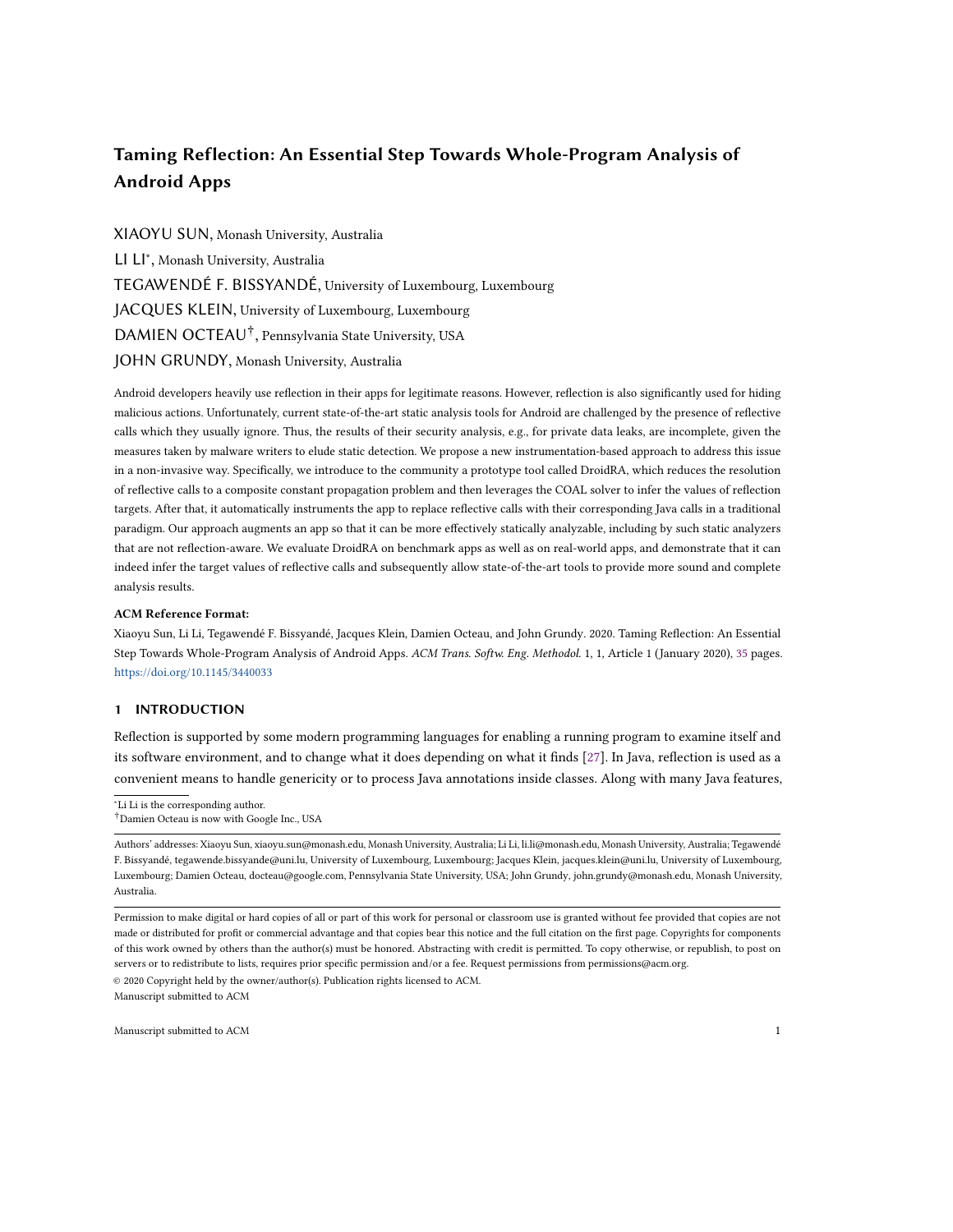# Taming Reflection: An Essential Step Towards Whole-Program Analysis of Android Apps

XIAOYU SUN, Monash University, Australia

LI LI*, Monash University, Australia

TEGAWENDÉ F. BISSYANDÉ, University of Luxembourg, Luxembourg

JACQUES KLEIN, University of Luxembourg, Luxembourg

DAMIEN OCTEAU†, Pennsylvania State University, USA

JOHN GRUNDY, Monash University, Australia

Android developers heavily use reflection in their apps for legitimate reasons. However, reflection is also significantly used for hiding malicious actions. Unfortunately, current state-of-the-art static analysis tools for Android are challenged by the presence of reflective calls which they usually ignore. Thus, the results of their security analysis, e.g., for private data leaks, are incomplete, given the measures taken by malware writers to elude static detection. We propose a new instrumentation-based approach to address this issue in a non-invasive way. Specifically, we introduce to the community a prototype tool called DroidRA, which reduces the resolution of reflective calls to a composite constant propagation problem and then leverages the COAL solver to infer the values of reflection targets. After that, it automatically instruments the app to replace reflective calls with their corresponding Java calls in a traditional paradigm. Our approach augments an app so that it can be more effectively statically analyzable, including by such static analyzers that are not reflection-aware. We evaluate DroidRA on benchmark apps as well as on real-world apps, and demonstrate that it can indeed infer the target values of reflective calls and subsequently allow state-of-the-art tools to provide more sound and complete analysis results.

**ACM Reference Format:**

Xiaoyu Sun, Li Li, Tegawendé F. Bissyandé, Jacques Klein, Damien Octeau, and John Grundy. 2020. Taming Reflection: An Essential Step Towards Whole-Program Analysis of Android Apps. *ACM Trans. Softw. Eng. Methodol.* 1, 1, Article 1 (January 2020), 35 pages. https://doi.org/10.1145/3440033

## 1 INTRODUCTION

Reflection is supported by some modern programming languages for enabling a running program to examine itself and its software environment, and to change what it does depending on what it finds [27]. In Java, reflection is used as a convenient means to handle genericity or to process Java annotations inside classes. Along with many Java features,

*Li Li is the corresponding author.

†Damien Octeau is now with Google Inc., USA

Authors' addresses: Xiaoyu Sun, xiaoyu.sun@monash.edu, Monash University, Australia; Li Li, li.li@monash.edu, Monash University, Australia; Tegawendé F. Bissyandé, tegawende.bissyande@uni.lu, University of Luxembourg, Luxembourg; Jacques Klein, jacques.klein@uni.lu, University of Luxembourg, Luxembourg; Damien Octeau, docteau@google.com, Pennsylvania State University, USA; John Grundy, john.grundy@monash.edu, Monash University, Australia.

Permission to make digital or hard copies of all or part of this work for personal or classroom use is granted without fee provided that copies are not made or distributed for profit or commercial advantage and that copies bear this notice and the full citation on the first page. Copyrights for components of this work owned by others than the author(s) must be honored. Abstracting with credit is permitted. To copy otherwise, or republish, to post on servers or to redistribute to lists, requires prior specific permission and/or a fee. Request permissions from permissions@acm.org.

© 2020 Copyright held by the owner/author(s). Publication rights licensed to ACM.

Manuscript submitted to ACM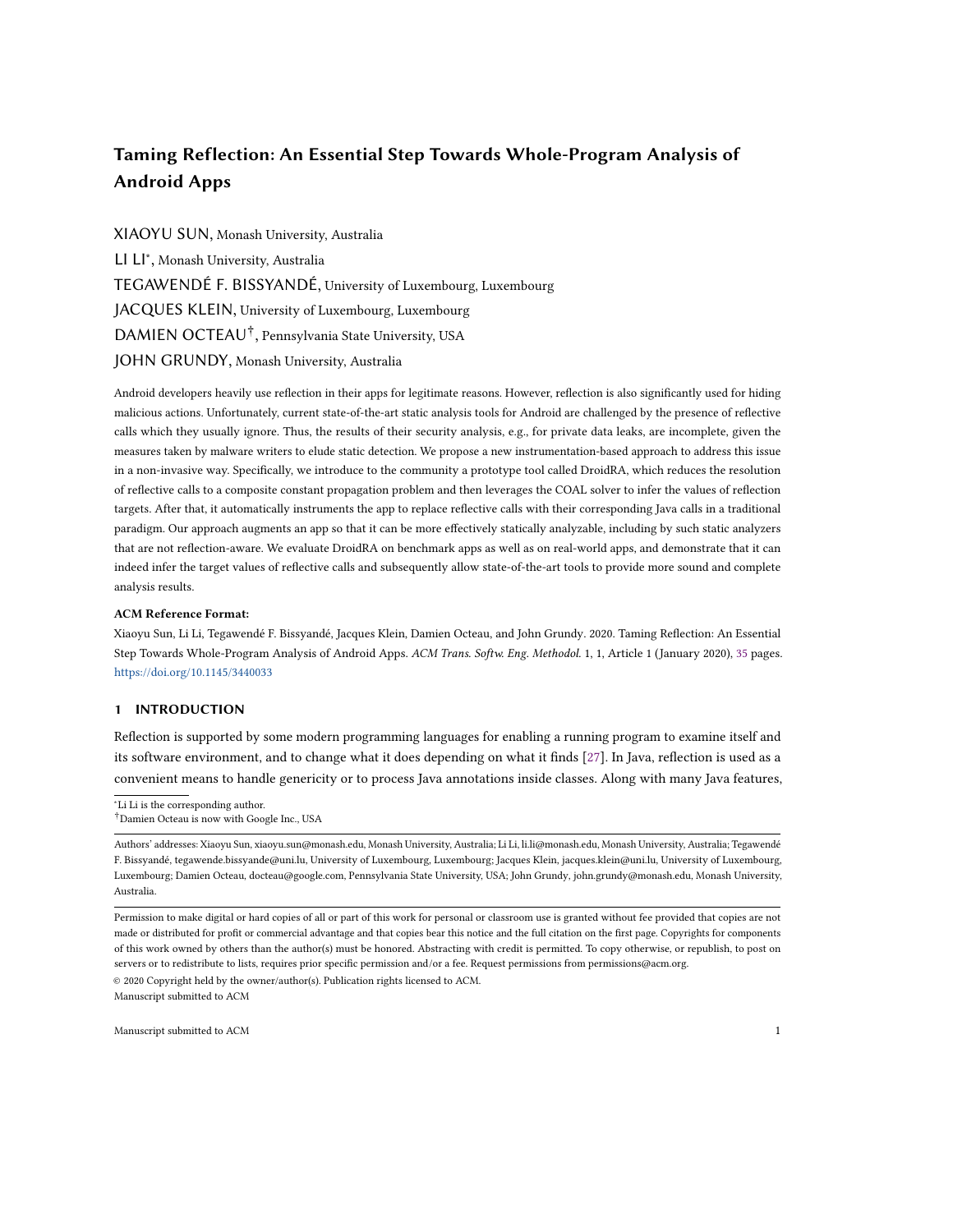# Taming Reflection: An Essential Step Towards Whole-Program Analysis of Android Apps

XIAOYU SUN, Monash University, Australia

LI LI*, Monash University, Australia

TEGAWENDÉ F. BISSYANDÉ, University of Luxembourg, Luxembourg

JACQUES KLEIN, University of Luxembourg, Luxembourg

DAMIEN OCTEAU†, Pennsylvania State University, USA

JOHN GRUNDY, Monash University, Australia

Android developers heavily use reflection in their apps for legitimate reasons. However, reflection is also significantly used for hiding malicious actions. Unfortunately, current state-of-the-art static analysis tools for Android are challenged by the presence of reflective calls which they usually ignore. Thus, the results of their security analysis, e.g., for private data leaks, are incomplete, given the measures taken by malware writers to elude static detection. We propose a new instrumentation-based approach to address this issue in a non-invasive way. Specifically, we introduce to the community a prototype tool called DroidRA, which reduces the resolution of reflective calls to a composite constant propagation problem and then leverages the COAL solver to infer the values of reflection targets. After that, it automatically instruments the app to replace reflective calls with their corresponding Java calls in a traditional paradigm. Our approach augments an app so that it can be more effectively statically analyzable, including by such static analyzers that are not reflection-aware. We evaluate DroidRA on benchmark apps as well as on real-world apps, and demonstrate that it can indeed infer the target values of reflective calls and subsequently allow state-of-the-art tools to provide more sound and complete analysis results.

**ACM Reference Format:**

Xiaoyu Sun, Li Li, Tegawendé F. Bissyandé, Jacques Klein, Damien Octeau, and John Grundy. 2020. Taming Reflection: An Essential Step Towards Whole-Program Analysis of Android Apps. *ACM Trans. Softw. Eng. Methodol.* 1, 1, Article 1 (January 2020), 35 pages. https://doi.org/10.1145/3440033

## 1 INTRODUCTION

Reflection is supported by some modern programming languages for enabling a running program to examine itself and its software environment, and to change what it does depending on what it finds [27]. In Java, reflection is used as a convenient means to handle genericity or to process Java annotations inside classes. Along with many Java features,

*Li Li is the corresponding author.

†Damien Octeau is now with Google Inc., USA

Authors' addresses: Xiaoyu Sun, xiaoyu.sun@monash.edu, Monash University, Australia; Li Li, li.li@monash.edu, Monash University, Australia; Tegawendé F. Bissyandé, tegawende.bissyande@uni.lu, University of Luxembourg, Luxembourg; Jacques Klein, jacques.klein@uni.lu, University of Luxembourg, Luxembourg; Damien Octeau, docteau@google.com, Pennsylvania State University, USA; John Grundy, john.grundy@monash.edu, Monash University, Australia.

Permission to make digital or hard copies of all or part of this work for personal or classroom use is granted without fee provided that copies are not made or distributed for profit or commercial advantage and that copies bear this notice and the full citation on the first page. Copyrights for components of this work owned by others than the author(s) must be honored. Abstracting with credit is permitted. To copy otherwise, or republish, to post on servers or to redistribute to lists, requires prior specific permission and/or a fee. Request permissions from permissions@acm.org.

© 2020 Copyright held by the owner/author(s). Publication rights licensed to ACM.

Manuscript submitted to ACM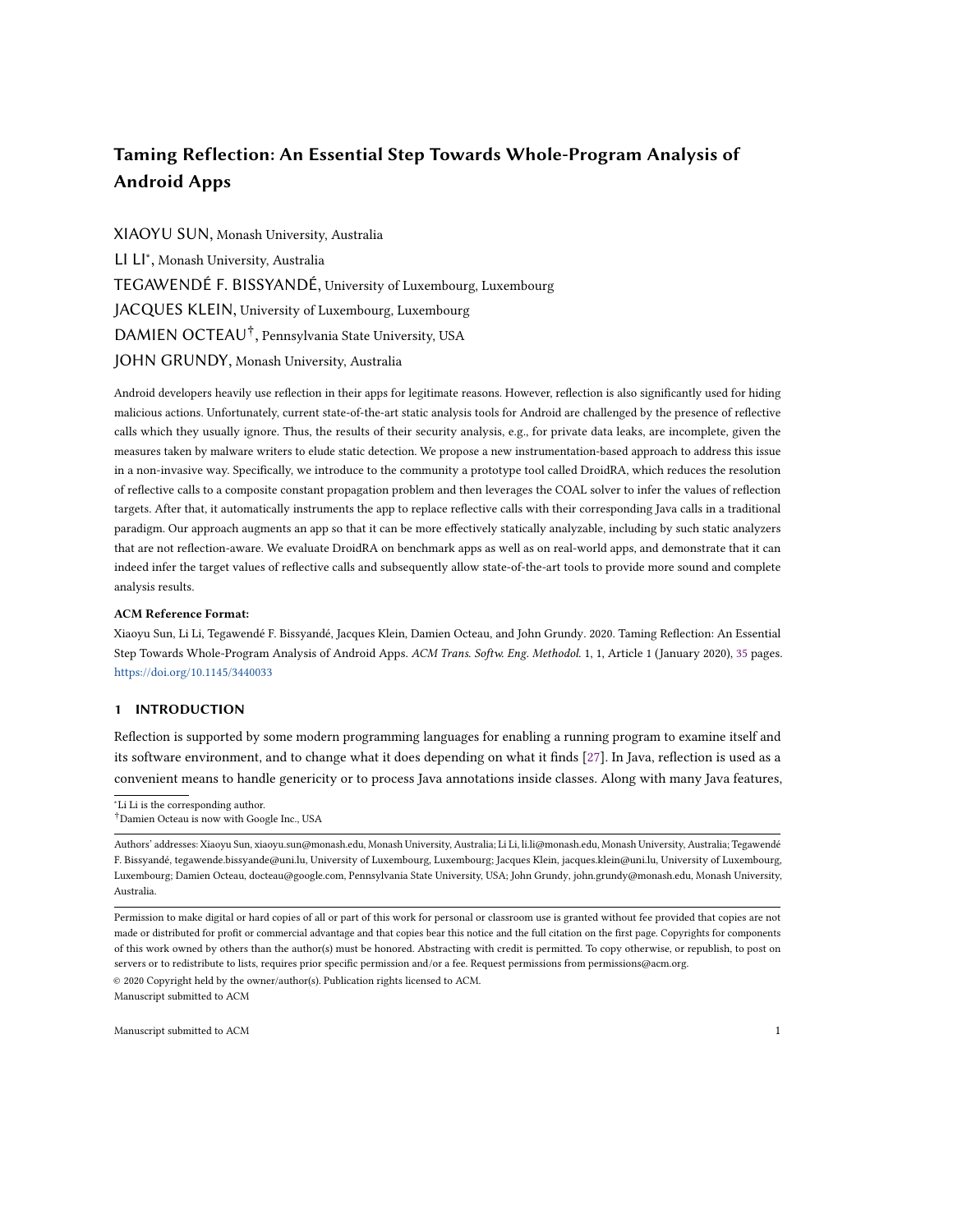# Taming Reflection: An Essential Step Towards Whole-Program Analysis of Android Apps

XIAOYU SUN, Monash University, Australia

LI LI*, Monash University, Australia

TEGAWENDÉ F. BISSYANDÉ, University of Luxembourg, Luxembourg

JACQUES KLEIN, University of Luxembourg, Luxembourg

DAMIEN OCTEAU†, Pennsylvania State University, USA

JOHN GRUNDY, Monash University, Australia

Android developers heavily use reflection in their apps for legitimate reasons. However, reflection is also significantly used for hiding malicious actions. Unfortunately, current state-of-the-art static analysis tools for Android are challenged by the presence of reflective calls which they usually ignore. Thus, the results of their security analysis, e.g., for private data leaks, are incomplete, given the measures taken by malware writers to elude static detection. We propose a new instrumentation-based approach to address this issue in a non-invasive way. Specifically, we introduce to the community a prototype tool called DroidRA, which reduces the resolution of reflective calls to a composite constant propagation problem and then leverages the COAL solver to infer the values of reflection targets. After that, it automatically instruments the app to replace reflective calls with their corresponding Java calls in a traditional paradigm. Our approach augments an app so that it can be more effectively statically analyzable, including by such static analyzers that are not reflection-aware. We evaluate DroidRA on benchmark apps as well as on real-world apps, and demonstrate that it can indeed infer the target values of reflective calls and subsequently allow state-of-the-art tools to provide more sound and complete analysis results.

**ACM Reference Format:**

Xiaoyu Sun, Li Li, Tegawendé F. Bissyandé, Jacques Klein, Damien Octeau, and John Grundy. 2020. Taming Reflection: An Essential Step Towards Whole-Program Analysis of Android Apps. *ACM Trans. Softw. Eng. Methodol.* 1, 1, Article 1 (January 2020), 35 pages. https://doi.org/10.1145/3440033

## 1 INTRODUCTION

Reflection is supported by some modern programming languages for enabling a running program to examine itself and its software environment, and to change what it does depending on what it finds [27]. In Java, reflection is used as a convenient means to handle genericity or to process Java annotations inside classes. Along with many Java features,

*Li Li is the corresponding author.

†Damien Octeau is now with Google Inc., USA

Authors' addresses: Xiaoyu Sun, xiaoyu.sun@monash.edu, Monash University, Australia; Li Li, li.li@monash.edu, Monash University, Australia; Tegawendé F. Bissyandé, tegawende.bissyande@uni.lu, University of Luxembourg, Luxembourg; Jacques Klein, jacques.klein@uni.lu, University of Luxembourg, Luxembourg; Damien Octeau, docteau@google.com, Pennsylvania State University, USA; John Grundy, john.grundy@monash.edu, Monash University, Australia.

Permission to make digital or hard copies of all or part of this work for personal or classroom use is granted without fee provided that copies are not made or distributed for profit or commercial advantage and that copies bear this notice and the full citation on the first page. Copyrights for components of this work owned by others than the author(s) must be honored. Abstracting with credit is permitted. To copy otherwise, or republish, to post on servers or to redistribute to lists, requires prior specific permission and/or a fee. Request permissions from permissions@acm.org.

© 2020 Copyright held by the owner/author(s). Publication rights licensed to ACM.

Manuscript submitted to ACM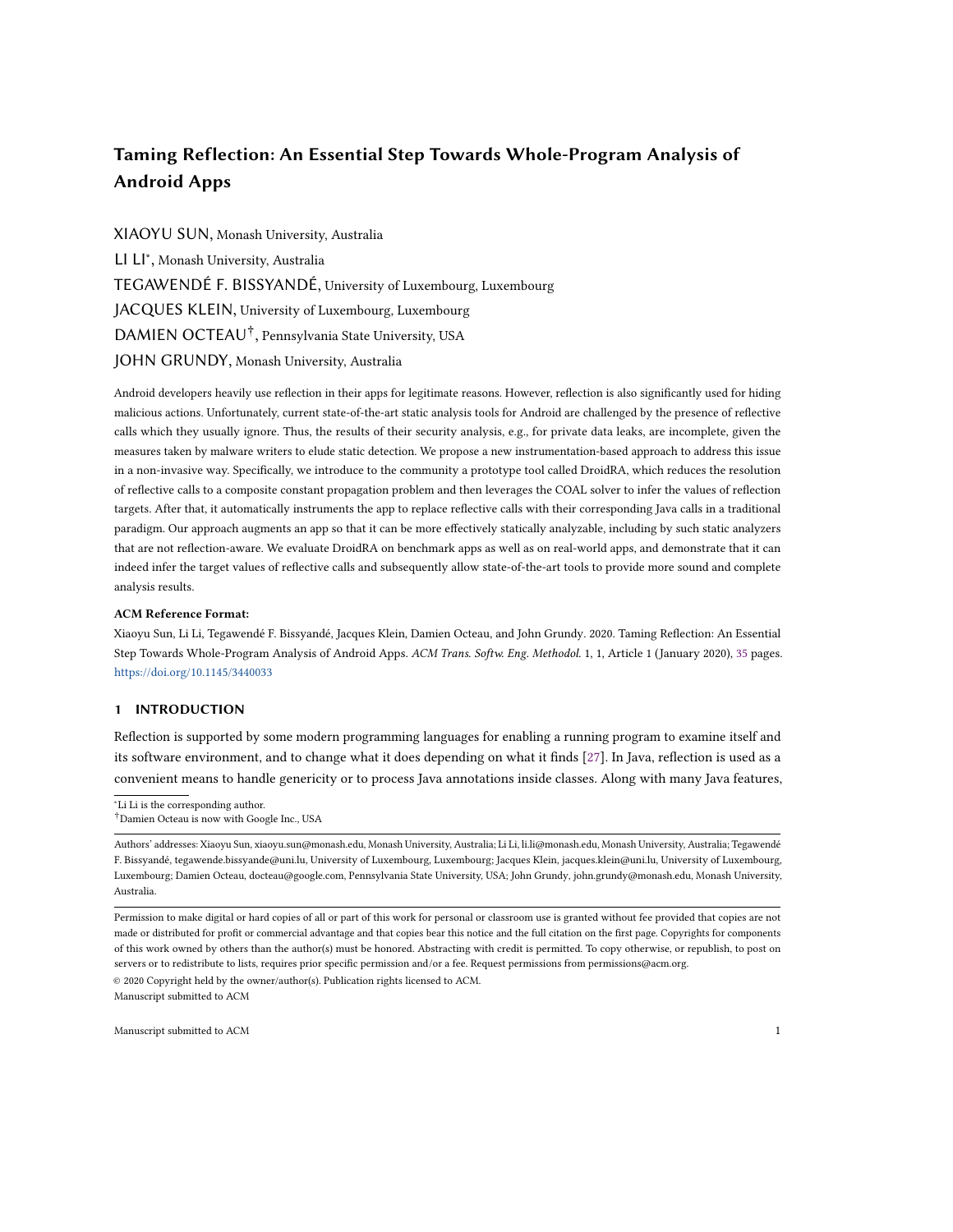# Taming Reflection: An Essential Step Towards Whole-Program Analysis of Android Apps

XIAOYU SUN, Monash University, Australia

LI LI*, Monash University, Australia

TEGAWENDÉ F. BISSYANDÉ, University of Luxembourg, Luxembourg

JACQUES KLEIN, University of Luxembourg, Luxembourg

DAMIEN OCTEAU†, Pennsylvania State University, USA

JOHN GRUNDY, Monash University, Australia

Android developers heavily use reflection in their apps for legitimate reasons. However, reflection is also significantly used for hiding malicious actions. Unfortunately, current state-of-the-art static analysis tools for Android are challenged by the presence of reflective calls which they usually ignore. Thus, the results of their security analysis, e.g., for private data leaks, are incomplete, given the measures taken by malware writers to elude static detection. We propose a new instrumentation-based approach to address this issue in a non-invasive way. Specifically, we introduce to the community a prototype tool called DroidRA, which reduces the resolution of reflective calls to a composite constant propagation problem and then leverages the COAL solver to infer the values of reflection targets. After that, it automatically instruments the app to replace reflective calls with their corresponding Java calls in a traditional paradigm. Our approach augments an app so that it can be more effectively statically analyzable, including by such static analyzers that are not reflection-aware. We evaluate DroidRA on benchmark apps as well as on real-world apps, and demonstrate that it can indeed infer the target values of reflective calls and subsequently allow state-of-the-art tools to provide more sound and complete analysis results.

**ACM Reference Format:**

Xiaoyu Sun, Li Li, Tegawendé F. Bissyandé, Jacques Klein, Damien Octeau, and John Grundy. 2020. Taming Reflection: An Essential Step Towards Whole-Program Analysis of Android Apps. *ACM Trans. Softw. Eng. Methodol.* 1, 1, Article 1 (January 2020), 35 pages. https://doi.org/10.1145/3440033

## 1 INTRODUCTION

Reflection is supported by some modern programming languages for enabling a running program to examine itself and its software environment, and to change what it does depending on what it finds [27]. In Java, reflection is used as a convenient means to handle genericity or to process Java annotations inside classes. Along with many Java features,

*Li Li is the corresponding author.

†Damien Octeau is now with Google Inc., USA

Authors' addresses: Xiaoyu Sun, xiaoyu.sun@monash.edu, Monash University, Australia; Li Li, li.li@monash.edu, Monash University, Australia; Tegawendé F. Bissyandé, tegawende.bissyande@uni.lu, University of Luxembourg, Luxembourg; Jacques Klein, jacques.klein@uni.lu, University of Luxembourg, Luxembourg; Damien Octeau, docteau@google.com, Pennsylvania State University, USA; John Grundy, john.grundy@monash.edu, Monash University, Australia.

Permission to make digital or hard copies of all or part of this work for personal or classroom use is granted without fee provided that copies are not made or distributed for profit or commercial advantage and that copies bear this notice and the full citation on the first page. Copyrights for components of this work owned by others than the author(s) must be honored. Abstracting with credit is permitted. To copy otherwise, or republish, to post on servers or to redistribute to lists, requires prior specific permission and/or a fee. Request permissions from permissions@acm.org.

© 2020 Copyright held by the owner/author(s). Publication rights licensed to ACM.

Manuscript submitted to ACM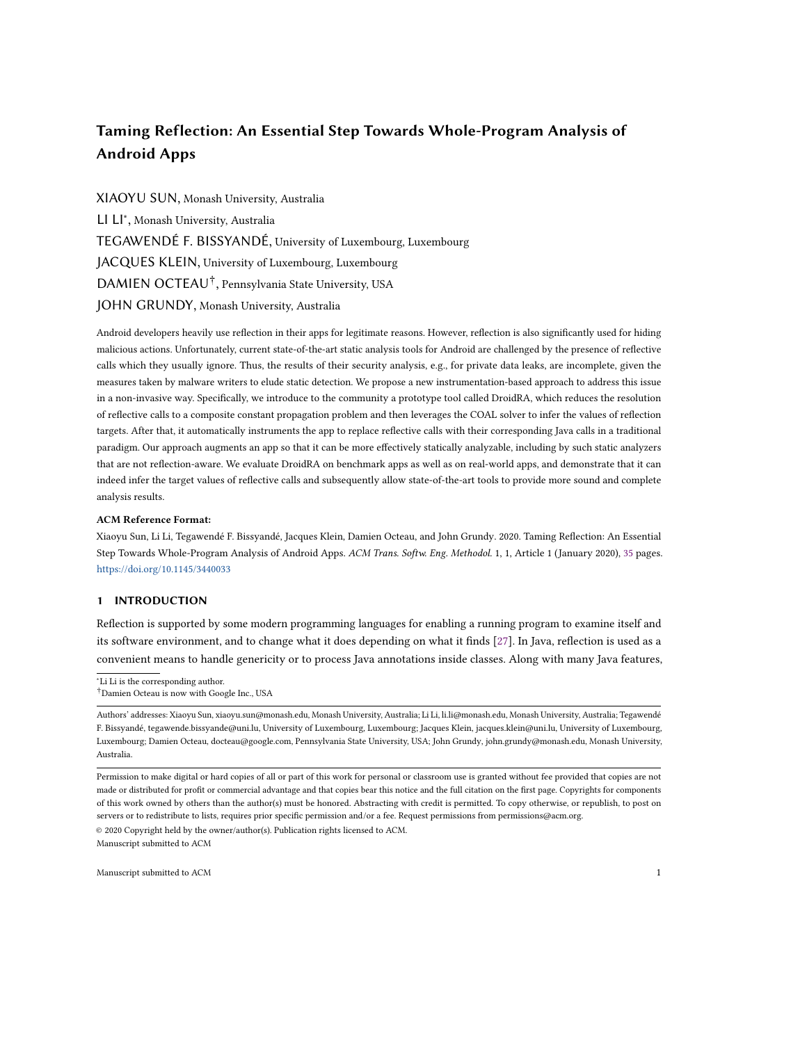# Taming Reflection: An Essential Step Towards Whole-Program Analysis of Android Apps

XIAOYU SUN, Monash University, Australia

LI LI*, Monash University, Australia

TEGAWENDÉ F. BISSYANDÉ, University of Luxembourg, Luxembourg

JACQUES KLEIN, University of Luxembourg, Luxembourg

DAMIEN OCTEAU†, Pennsylvania State University, USA

JOHN GRUNDY, Monash University, Australia

Android developers heavily use reflection in their apps for legitimate reasons. However, reflection is also significantly used for hiding malicious actions. Unfortunately, current state-of-the-art static analysis tools for Android are challenged by the presence of reflective calls which they usually ignore. Thus, the results of their security analysis, e.g., for private data leaks, are incomplete, given the measures taken by malware writers to elude static detection. We propose a new instrumentation-based approach to address this issue in a non-invasive way. Specifically, we introduce to the community a prototype tool called DroidRA, which reduces the resolution of reflective calls to a composite constant propagation problem and then leverages the COAL solver to infer the values of reflection targets. After that, it automatically instruments the app to replace reflective calls with their corresponding Java calls in a traditional paradigm. Our approach augments an app so that it can be more effectively statically analyzable, including by such static analyzers that are not reflection-aware. We evaluate DroidRA on benchmark apps as well as on real-world apps, and demonstrate that it can indeed infer the target values of reflective calls and subsequently allow state-of-the-art tools to provide more sound and complete analysis results.

**ACM Reference Format:**

Xiaoyu Sun, Li Li, Tegawendé F. Bissyandé, Jacques Klein, Damien Octeau, and John Grundy. 2020. Taming Reflection: An Essential Step Towards Whole-Program Analysis of Android Apps. *ACM Trans. Softw. Eng. Methodol.* 1, 1, Article 1 (January 2020), 35 pages. https://doi.org/10.1145/3440033

## 1 INTRODUCTION

Reflection is supported by some modern programming languages for enabling a running program to examine itself and its software environment, and to change what it does depending on what it finds [27]. In Java, reflection is used as a convenient means to handle genericity or to process Java annotations inside classes. Along with many Java features,

*Li Li is the corresponding author.

†Damien Octeau is now with Google Inc., USA

Authors' addresses: Xiaoyu Sun, xiaoyu.sun@monash.edu, Monash University, Australia; Li Li, li.li@monash.edu, Monash University, Australia; Tegawendé F. Bissyandé, tegawende.bissyande@uni.lu, University of Luxembourg, Luxembourg; Jacques Klein, jacques.klein@uni.lu, University of Luxembourg, Luxembourg; Damien Octeau, docteau@google.com, Pennsylvania State University, USA; John Grundy, john.grundy@monash.edu, Monash University, Australia.

Permission to make digital or hard copies of all or part of this work for personal or classroom use is granted without fee provided that copies are not made or distributed for profit or commercial advantage and that copies bear this notice and the full citation on the first page. Copyrights for components of this work owned by others than the author(s) must be honored. Abstracting with credit is permitted. To copy otherwise, or republish, to post on servers or to redistribute to lists, requires prior specific permission and/or a fee. Request permissions from permissions@acm.org.

© 2020 Copyright held by the owner/author(s). Publication rights licensed to ACM.

Manuscript submitted to ACM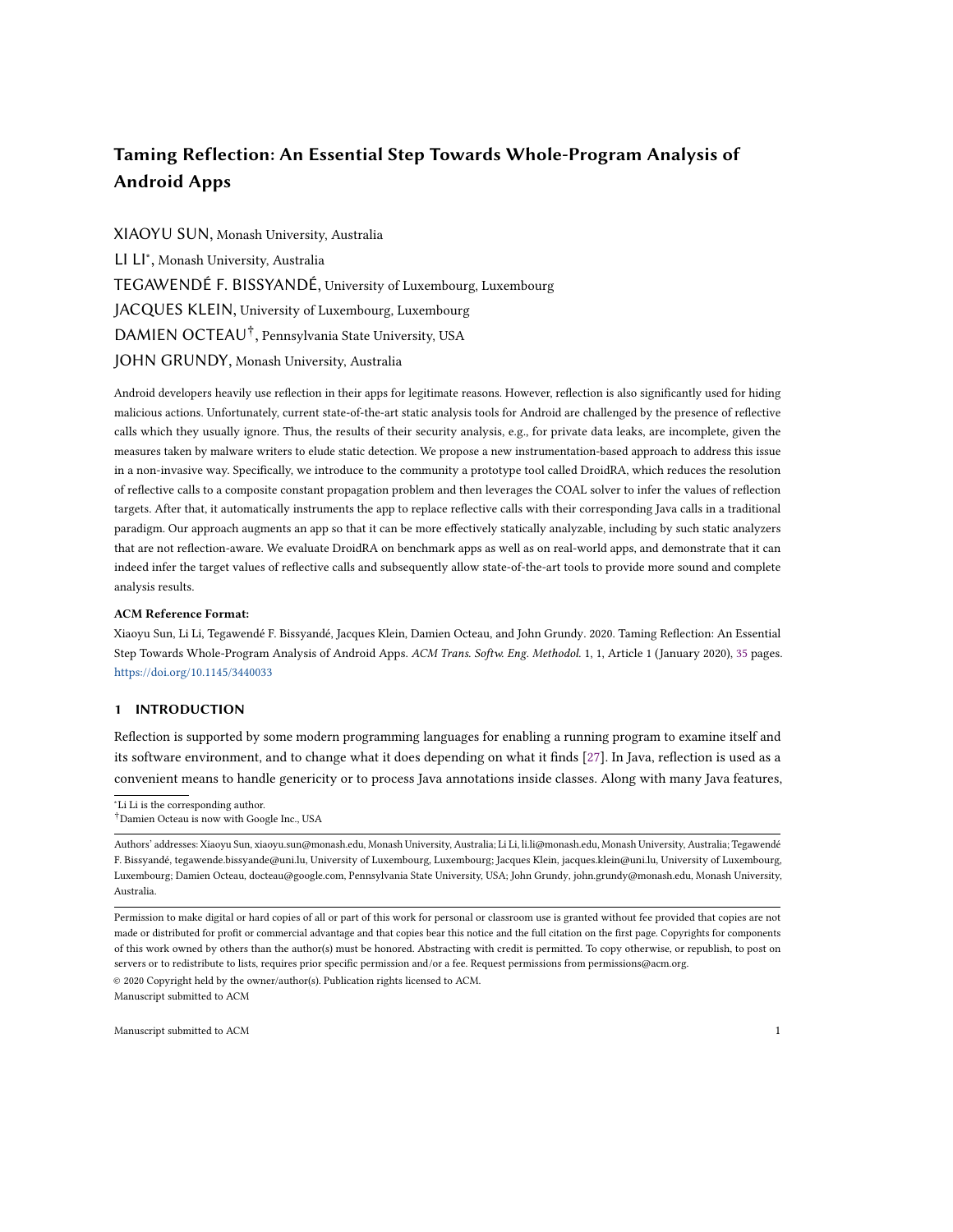# Taming Reflection: An Essential Step Towards Whole-Program Analysis of Android Apps

XIAOYU SUN, Monash University, Australia

LI LI*, Monash University, Australia

TEGAWENDÉ F. BISSYANDÉ, University of Luxembourg, Luxembourg

JACQUES KLEIN, University of Luxembourg, Luxembourg

DAMIEN OCTEAU†, Pennsylvania State University, USA

JOHN GRUNDY, Monash University, Australia

Android developers heavily use reflection in their apps for legitimate reasons. However, reflection is also significantly used for hiding malicious actions. Unfortunately, current state-of-the-art static analysis tools for Android are challenged by the presence of reflective calls which they usually ignore. Thus, the results of their security analysis, e.g., for private data leaks, are incomplete, given the measures taken by malware writers to elude static detection. We propose a new instrumentation-based approach to address this issue in a non-invasive way. Specifically, we introduce to the community a prototype tool called DroidRA, which reduces the resolution of reflective calls to a composite constant propagation problem and then leverages the COAL solver to infer the values of reflection targets. After that, it automatically instruments the app to replace reflective calls with their corresponding Java calls in a traditional paradigm. Our approach augments an app so that it can be more effectively statically analyzable, including by such static analyzers that are not reflection-aware. We evaluate DroidRA on benchmark apps as well as on real-world apps, and demonstrate that it can indeed infer the target values of reflective calls and subsequently allow state-of-the-art tools to provide more sound and complete analysis results.

**ACM Reference Format:**

Xiaoyu Sun, Li Li, Tegawendé F. Bissyandé, Jacques Klein, Damien Octeau, and John Grundy. 2020. Taming Reflection: An Essential Step Towards Whole-Program Analysis of Android Apps. *ACM Trans. Softw. Eng. Methodol.* 1, 1, Article 1 (January 2020), 35 pages. https://doi.org/10.1145/3440033

## 1 INTRODUCTION

Reflection is supported by some modern programming languages for enabling a running program to examine itself and its software environment, and to change what it does depending on what it finds [27]. In Java, reflection is used as a convenient means to handle genericity or to process Java annotations inside classes. Along with many Java features,

*Li Li is the corresponding author.

†Damien Octeau is now with Google Inc., USA

Authors' addresses: Xiaoyu Sun, xiaoyu.sun@monash.edu, Monash University, Australia; Li Li, li.li@monash.edu, Monash University, Australia; Tegawendé F. Bissyandé, tegawende.bissyande@uni.lu, University of Luxembourg, Luxembourg; Jacques Klein, jacques.klein@uni.lu, University of Luxembourg, Luxembourg; Damien Octeau, docteau@google.com, Pennsylvania State University, USA; John Grundy, john.grundy@monash.edu, Monash University, Australia.

Permission to make digital or hard copies of all or part of this work for personal or classroom use is granted without fee provided that copies are not made or distributed for profit or commercial advantage and that copies bear this notice and the full citation on the first page. Copyrights for components of this work owned by others than the author(s) must be honored. Abstracting with credit is permitted. To copy otherwise, or republish, to post on servers or to redistribute to lists, requires prior specific permission and/or a fee. Request permissions from permissions@acm.org.

© 2020 Copyright held by the owner/author(s). Publication rights licensed to ACM.

Manuscript submitted to ACM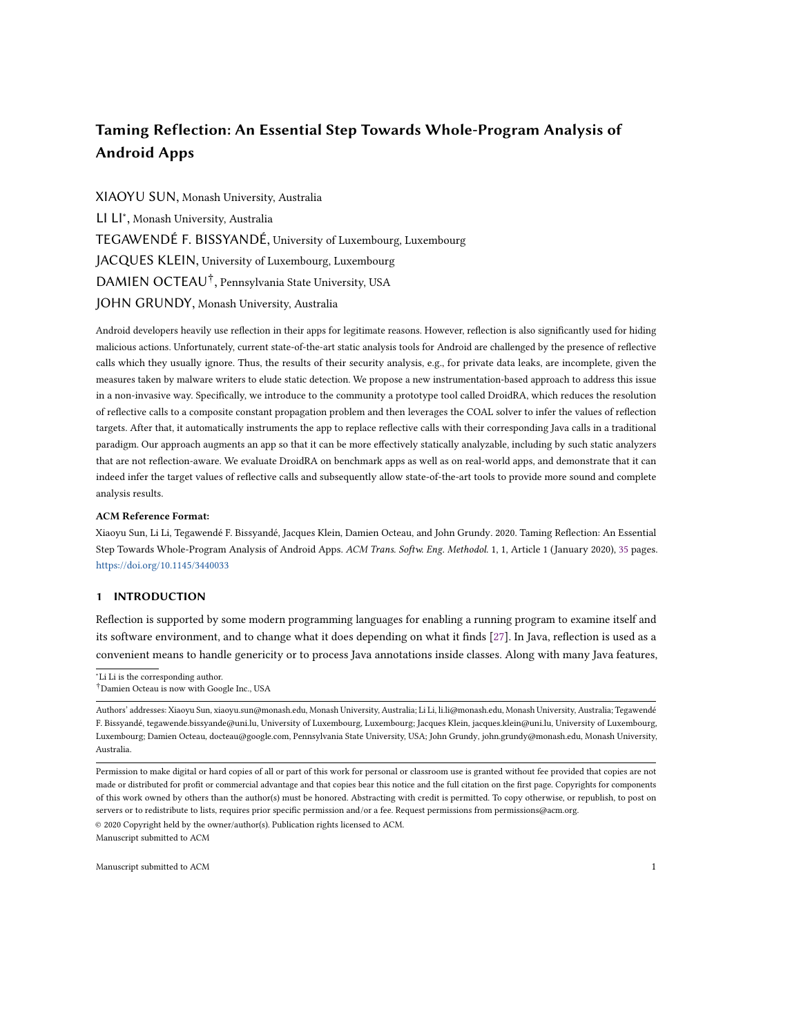# Taming Reflection: An Essential Step Towards Whole-Program Analysis of Android Apps

XIAOYU SUN, Monash University, Australia

LI LI*, Monash University, Australia

TEGAWENDÉ F. BISSYANDÉ, University of Luxembourg, Luxembourg

JACQUES KLEIN, University of Luxembourg, Luxembourg

DAMIEN OCTEAU†, Pennsylvania State University, USA

JOHN GRUNDY, Monash University, Australia

Android developers heavily use reflection in their apps for legitimate reasons. However, reflection is also significantly used for hiding malicious actions. Unfortunately, current state-of-the-art static analysis tools for Android are challenged by the presence of reflective calls which they usually ignore. Thus, the results of their security analysis, e.g., for private data leaks, are incomplete, given the measures taken by malware writers to elude static detection. We propose a new instrumentation-based approach to address this issue in a non-invasive way. Specifically, we introduce to the community a prototype tool called DroidRA, which reduces the resolution of reflective calls to a composite constant propagation problem and then leverages the COAL solver to infer the values of reflection targets. After that, it automatically instruments the app to replace reflective calls with their corresponding Java calls in a traditional paradigm. Our approach augments an app so that it can be more effectively statically analyzable, including by such static analyzers that are not reflection-aware. We evaluate DroidRA on benchmark apps as well as on real-world apps, and demonstrate that it can indeed infer the target values of reflective calls and subsequently allow state-of-the-art tools to provide more sound and complete analysis results.

**ACM Reference Format:**

Xiaoyu Sun, Li Li, Tegawendé F. Bissyandé, Jacques Klein, Damien Octeau, and John Grundy. 2020. Taming Reflection: An Essential Step Towards Whole-Program Analysis of Android Apps. *ACM Trans. Softw. Eng. Methodol.* 1, 1, Article 1 (January 2020), 35 pages. https://doi.org/10.1145/3440033

## 1 INTRODUCTION

Reflection is supported by some modern programming languages for enabling a running program to examine itself and its software environment, and to change what it does depending on what it finds [27]. In Java, reflection is used as a convenient means to handle genericity or to process Java annotations inside classes. Along with many Java features,

*Li Li is the corresponding author.

†Damien Octeau is now with Google Inc., USA

Authors' addresses: Xiaoyu Sun, xiaoyu.sun@monash.edu, Monash University, Australia; Li Li, li.li@monash.edu, Monash University, Australia; Tegawendé F. Bissyandé, tegawende.bissyande@uni.lu, University of Luxembourg, Luxembourg; Jacques Klein, jacques.klein@uni.lu, University of Luxembourg, Luxembourg; Damien Octeau, docteau@google.com, Pennsylvania State University, USA; John Grundy, john.grundy@monash.edu, Monash University, Australia.

Permission to make digital or hard copies of all or part of this work for personal or classroom use is granted without fee provided that copies are not made or distributed for profit or commercial advantage and that copies bear this notice and the full citation on the first page. Copyrights for components of this work owned by others than the author(s) must be honored. Abstracting with credit is permitted. To copy otherwise, or republish, to post on servers or to redistribute to lists, requires prior specific permission and/or a fee. Request permissions from permissions@acm.org.

© 2020 Copyright held by the owner/author(s). Publication rights licensed to ACM.

Manuscript submitted to ACM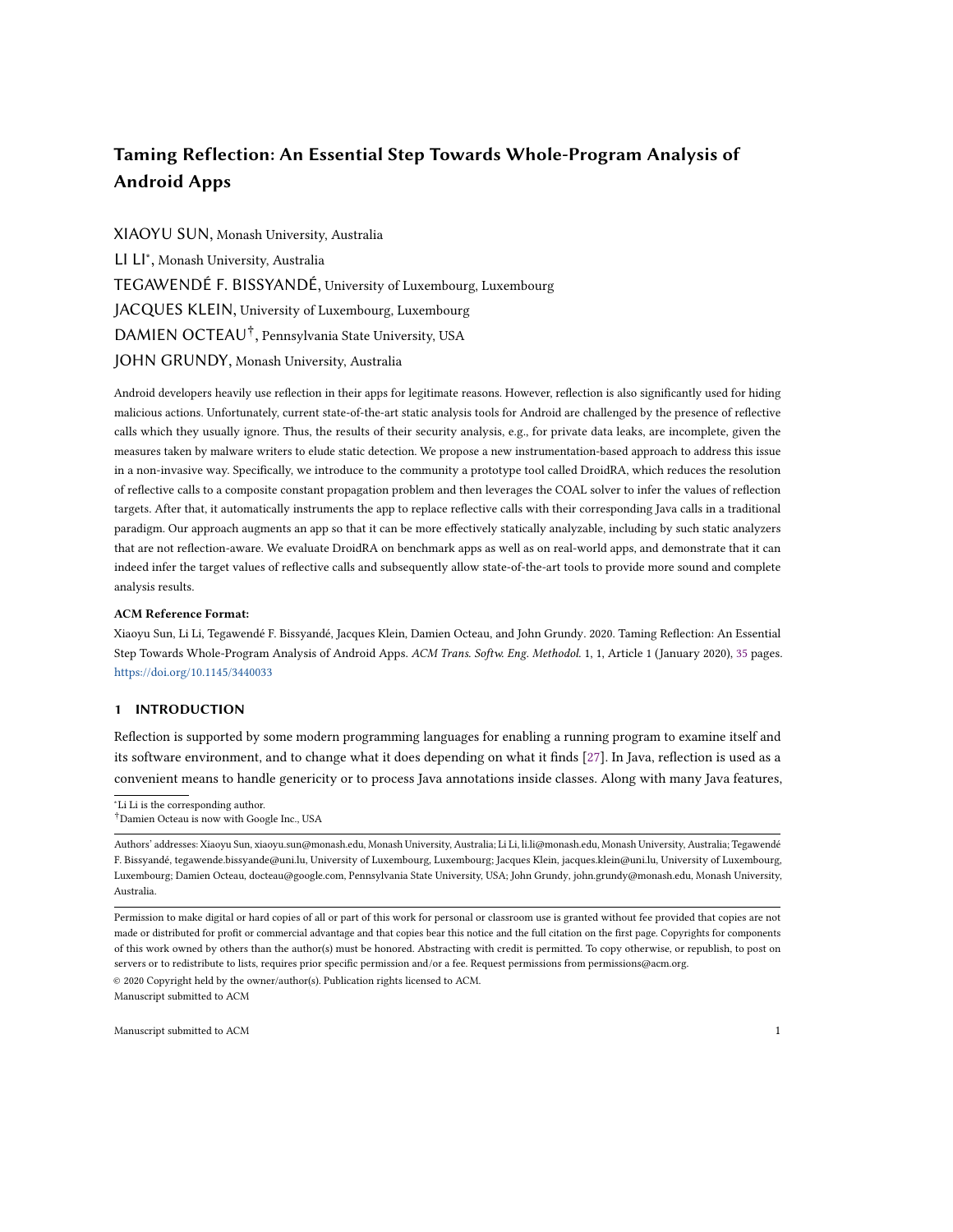# Taming Reflection: An Essential Step Towards Whole-Program Analysis of Android Apps

XIAOYU SUN, Monash University, Australia

LI LI*, Monash University, Australia

TEGAWENDÉ F. BISSYANDÉ, University of Luxembourg, Luxembourg

JACQUES KLEIN, University of Luxembourg, Luxembourg

DAMIEN OCTEAU†, Pennsylvania State University, USA

JOHN GRUNDY, Monash University, Australia

Android developers heavily use reflection in their apps for legitimate reasons. However, reflection is also significantly used for hiding malicious actions. Unfortunately, current state-of-the-art static analysis tools for Android are challenged by the presence of reflective calls which they usually ignore. Thus, the results of their security analysis, e.g., for private data leaks, are incomplete, given the measures taken by malware writers to elude static detection. We propose a new instrumentation-based approach to address this issue in a non-invasive way. Specifically, we introduce to the community a prototype tool called DroidRA, which reduces the resolution of reflective calls to a composite constant propagation problem and then leverages the COAL solver to infer the values of reflection targets. After that, it automatically instruments the app to replace reflective calls with their corresponding Java calls in a traditional paradigm. Our approach augments an app so that it can be more effectively statically analyzable, including by such static analyzers that are not reflection-aware. We evaluate DroidRA on benchmark apps as well as on real-world apps, and demonstrate that it can indeed infer the target values of reflective calls and subsequently allow state-of-the-art tools to provide more sound and complete analysis results.

**ACM Reference Format:**

Xiaoyu Sun, Li Li, Tegawendé F. Bissyandé, Jacques Klein, Damien Octeau, and John Grundy. 2020. Taming Reflection: An Essential Step Towards Whole-Program Analysis of Android Apps. *ACM Trans. Softw. Eng. Methodol.* 1, 1, Article 1 (January 2020), 35 pages. https://doi.org/10.1145/3440033

## 1 INTRODUCTION

Reflection is supported by some modern programming languages for enabling a running program to examine itself and its software environment, and to change what it does depending on what it finds [27]. In Java, reflection is used as a convenient means to handle genericity or to process Java annotations inside classes. Along with many Java features,

*Li Li is the corresponding author.

†Damien Octeau is now with Google Inc., USA

Authors' addresses: Xiaoyu Sun, xiaoyu.sun@monash.edu, Monash University, Australia; Li Li, li.li@monash.edu, Monash University, Australia; Tegawendé F. Bissyandé, tegawende.bissyande@uni.lu, University of Luxembourg, Luxembourg; Jacques Klein, jacques.klein@uni.lu, University of Luxembourg, Luxembourg; Damien Octeau, docteau@google.com, Pennsylvania State University, USA; John Grundy, john.grundy@monash.edu, Monash University, Australia.

Permission to make digital or hard copies of all or part of this work for personal or classroom use is granted without fee provided that copies are not made or distributed for profit or commercial advantage and that copies bear this notice and the full citation on the first page. Copyrights for components of this work owned by others than the author(s) must be honored. Abstracting with credit is permitted. To copy otherwise, or republish, to post on servers or to redistribute to lists, requires prior specific permission and/or a fee. Request permissions from permissions@acm.org.

© 2020 Copyright held by the owner/author(s). Publication rights licensed to ACM.

Manuscript submitted to ACM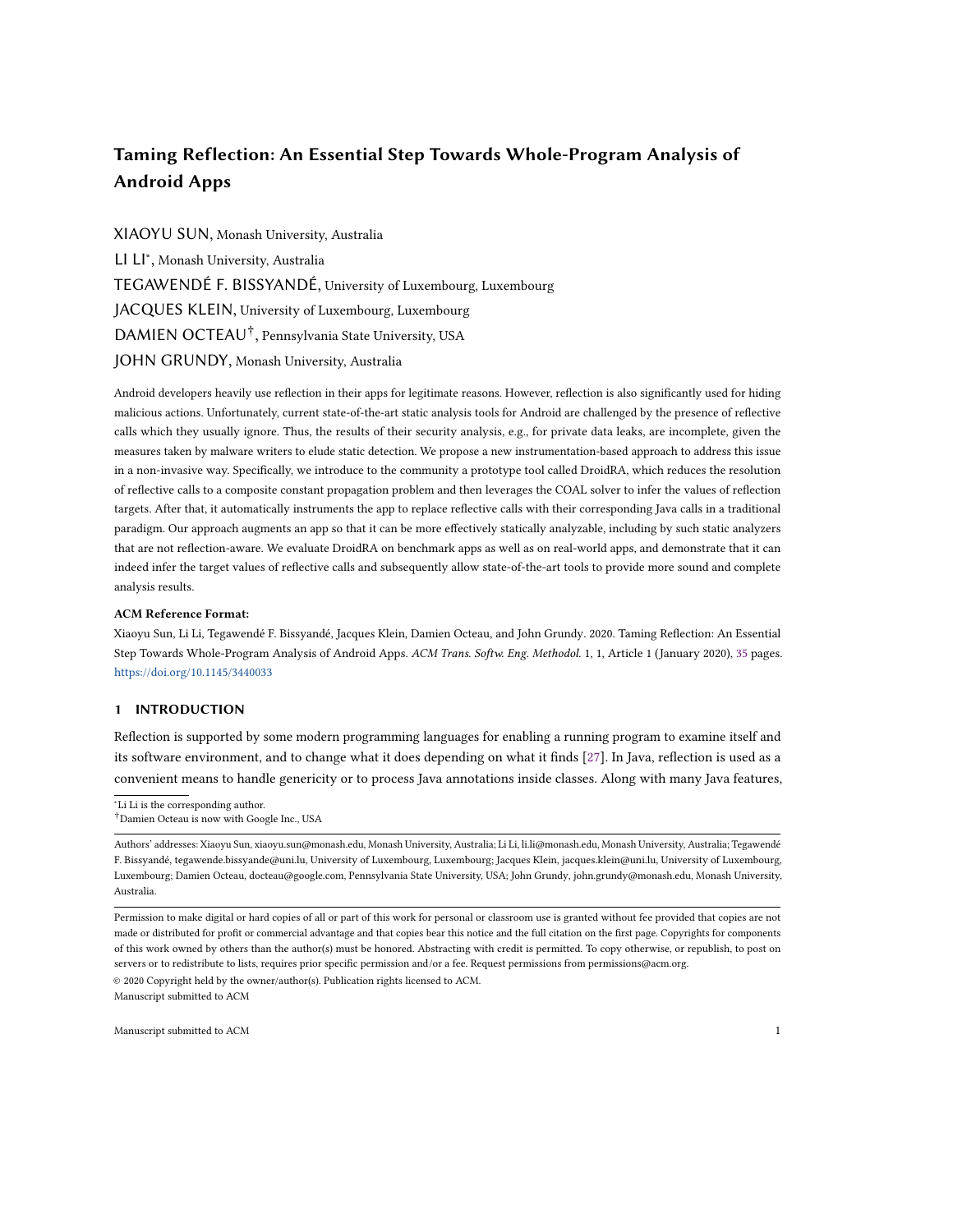# Taming Reflection: An Essential Step Towards Whole-Program Analysis of Android Apps

XIAOYU SUN, Monash University, Australia

LI LI*, Monash University, Australia

TEGAWENDÉ F. BISSYANDÉ, University of Luxembourg, Luxembourg

JACQUES KLEIN, University of Luxembourg, Luxembourg

DAMIEN OCTEAU†, Pennsylvania State University, USA

JOHN GRUNDY, Monash University, Australia

Android developers heavily use reflection in their apps for legitimate reasons. However, reflection is also significantly used for hiding malicious actions. Unfortunately, current state-of-the-art static analysis tools for Android are challenged by the presence of reflective calls which they usually ignore. Thus, the results of their security analysis, e.g., for private data leaks, are incomplete, given the measures taken by malware writers to elude static detection. We propose a new instrumentation-based approach to address this issue in a non-invasive way. Specifically, we introduce to the community a prototype tool called DroidRA, which reduces the resolution of reflective calls to a composite constant propagation problem and then leverages the COAL solver to infer the values of reflection targets. After that, it automatically instruments the app to replace reflective calls with their corresponding Java calls in a traditional paradigm. Our approach augments an app so that it can be more effectively statically analyzable, including by such static analyzers that are not reflection-aware. We evaluate DroidRA on benchmark apps as well as on real-world apps, and demonstrate that it can indeed infer the target values of reflective calls and subsequently allow state-of-the-art tools to provide more sound and complete analysis results.

**ACM Reference Format:**

Xiaoyu Sun, Li Li, Tegawendé F. Bissyandé, Jacques Klein, Damien Octeau, and John Grundy. 2020. Taming Reflection: An Essential Step Towards Whole-Program Analysis of Android Apps. *ACM Trans. Softw. Eng. Methodol.* 1, 1, Article 1 (January 2020), 35 pages. https://doi.org/10.1145/3440033

## 1 INTRODUCTION

Reflection is supported by some modern programming languages for enabling a running program to examine itself and its software environment, and to change what it does depending on what it finds [27]. In Java, reflection is used as a convenient means to handle genericity or to process Java annotations inside classes. Along with many Java features,

*Li Li is the corresponding author.

†Damien Octeau is now with Google Inc., USA

Authors' addresses: Xiaoyu Sun, xiaoyu.sun@monash.edu, Monash University, Australia; Li Li, li.li@monash.edu, Monash University, Australia; Tegawendé F. Bissyandé, tegawende.bissyande@uni.lu, University of Luxembourg, Luxembourg; Jacques Klein, jacques.klein@uni.lu, University of Luxembourg, Luxembourg; Damien Octeau, docteau@google.com, Pennsylvania State University, USA; John Grundy, john.grundy@monash.edu, Monash University, Australia.

Permission to make digital or hard copies of all or part of this work for personal or classroom use is granted without fee provided that copies are not made or distributed for profit or commercial advantage and that copies bear this notice and the full citation on the first page. Copyrights for components of this work owned by others than the author(s) must be honored. Abstracting with credit is permitted. To copy otherwise, or republish, to post on servers or to redistribute to lists, requires prior specific permission and/or a fee. Request permissions from permissions@acm.org.

© 2020 Copyright held by the owner/author(s). Publication rights licensed to ACM.

Manuscript submitted to ACM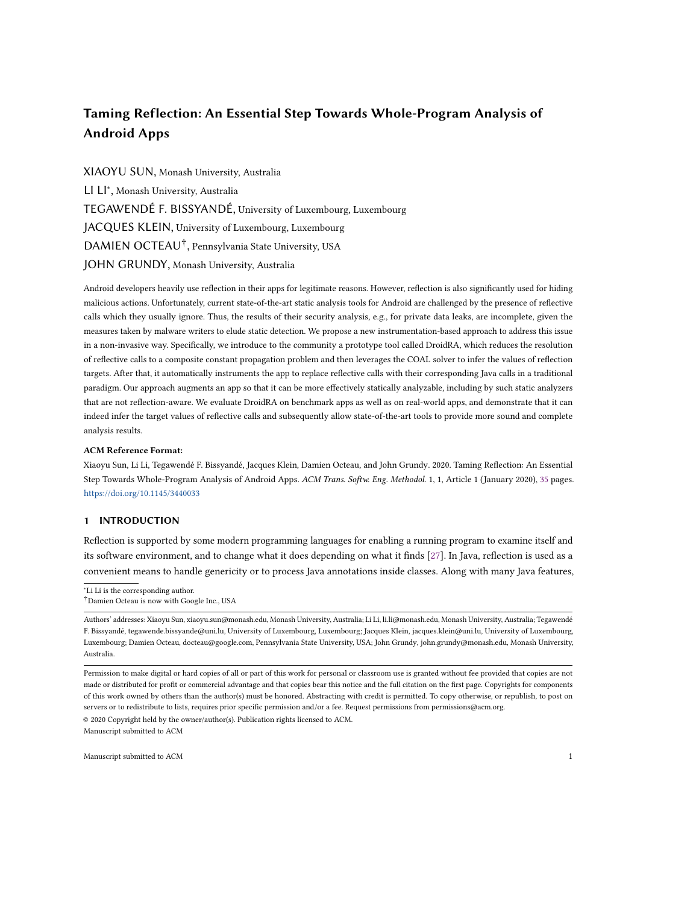# Taming Reflection: An Essential Step Towards Whole-Program Analysis of Android Apps

XIAOYU SUN, Monash University, Australia

LI LI*, Monash University, Australia

TEGAWENDÉ F. BISSYANDÉ, University of Luxembourg, Luxembourg

JACQUES KLEIN, University of Luxembourg, Luxembourg

DAMIEN OCTEAU†, Pennsylvania State University, USA

JOHN GRUNDY, Monash University, Australia

Android developers heavily use reflection in their apps for legitimate reasons. However, reflection is also significantly used for hiding malicious actions. Unfortunately, current state-of-the-art static analysis tools for Android are challenged by the presence of reflective calls which they usually ignore. Thus, the results of their security analysis, e.g., for private data leaks, are incomplete, given the measures taken by malware writers to elude static detection. We propose a new instrumentation-based approach to address this issue in a non-invasive way. Specifically, we introduce to the community a prototype tool called DroidRA, which reduces the resolution of reflective calls to a composite constant propagation problem and then leverages the COAL solver to infer the values of reflection targets. After that, it automatically instruments the app to replace reflective calls with their corresponding Java calls in a traditional paradigm. Our approach augments an app so that it can be more effectively statically analyzable, including by such static analyzers that are not reflection-aware. We evaluate DroidRA on benchmark apps as well as on real-world apps, and demonstrate that it can indeed infer the target values of reflective calls and subsequently allow state-of-the-art tools to provide more sound and complete analysis results.

**ACM Reference Format:**

Xiaoyu Sun, Li Li, Tegawendé F. Bissyandé, Jacques Klein, Damien Octeau, and John Grundy. 2020. Taming Reflection: An Essential Step Towards Whole-Program Analysis of Android Apps. *ACM Trans. Softw. Eng. Methodol.* 1, 1, Article 1 (January 2020), 35 pages. https://doi.org/10.1145/3440033

## 1 INTRODUCTION

Reflection is supported by some modern programming languages for enabling a running program to examine itself and its software environment, and to change what it does depending on what it finds [27]. In Java, reflection is used as a convenient means to handle genericity or to process Java annotations inside classes. Along with many Java features,

---

*Li Li is the corresponding author.

†Damien Octeau is now with Google Inc., USA

Authors' addresses: Xiaoyu Sun, xiaoyu.sun@monash.edu, Monash University, Australia; Li Li, li.li@monash.edu, Monash University, Australia; Tegawendé F. Bissyandé, tegawende.bissyande@uni.lu, University of Luxembourg, Luxembourg; Jacques Klein, jacques.klein@uni.lu, University of Luxembourg, Luxembourg; Damien Octeau, docteau@google.com, Pennsylvania State University, USA; John Grundy, john.grundy@monash.edu, Monash University, Australia.

Permission to make digital or hard copies of all or part of this work for personal or classroom use is granted without fee provided that copies are not made or distributed for profit or commercial advantage and that copies bear this notice and the full citation on the first page. Copyrights for components of this work owned by others than the author(s) must be honored. Abstracting with credit is permitted. To copy otherwise, or republish, to post on servers or to redistribute to lists, requires prior specific permission and/or a fee. Request permissions from permissions@acm.org.

© 2020 Copyright held by the owner/author(s). Publication rights licensed to ACM.

Manuscript submitted to ACM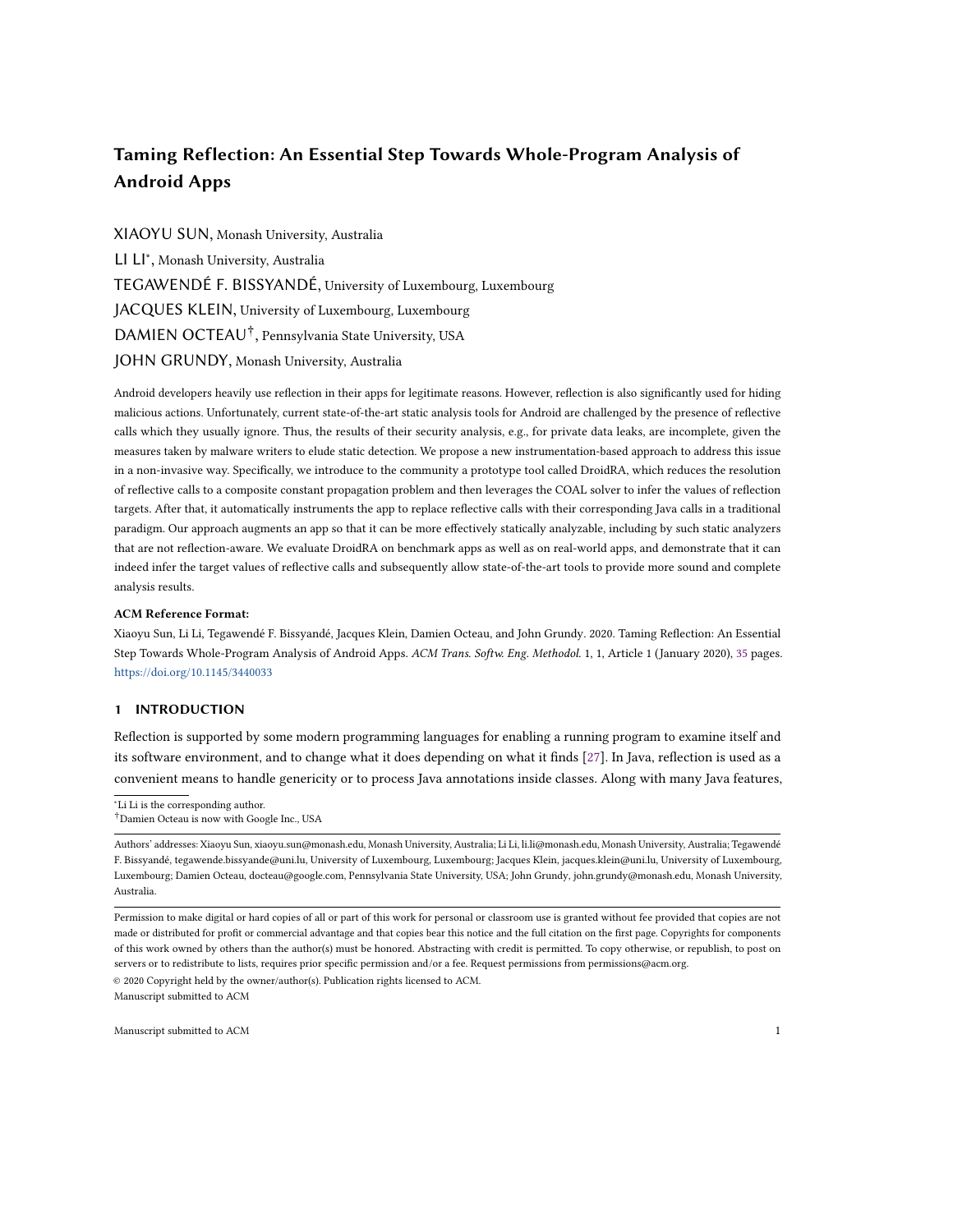# Taming Reflection: An Essential Step Towards Whole-Program Analysis of Android Apps

XIAOYU SUN, Monash University, Australia

LI LI*, Monash University, Australia

TEGAWENDÉ F. BISSYANDÉ, University of Luxembourg, Luxembourg

JACQUES KLEIN, University of Luxembourg, Luxembourg

DAMIEN OCTEAU†, Pennsylvania State University, USA

JOHN GRUNDY, Monash University, Australia

Android developers heavily use reflection in their apps for legitimate reasons. However, reflection is also significantly used for hiding malicious actions. Unfortunately, current state-of-the-art static analysis tools for Android are challenged by the presence of reflective calls which they usually ignore. Thus, the results of their security analysis, e.g., for private data leaks, are incomplete, given the measures taken by malware writers to elude static detection. We propose a new instrumentation-based approach to address this issue in a non-invasive way. Specifically, we introduce to the community a prototype tool called DroidRA, which reduces the resolution of reflective calls to a composite constant propagation problem and then leverages the COAL solver to infer the values of reflection targets. After that, it automatically instruments the app to replace reflective calls with their corresponding Java calls in a traditional paradigm. Our approach augments an app so that it can be more effectively statically analyzable, including by such static analyzers that are not reflection-aware. We evaluate DroidRA on benchmark apps as well as on real-world apps, and demonstrate that it can indeed infer the target values of reflective calls and subsequently allow state-of-the-art tools to provide more sound and complete analysis results.

**ACM Reference Format:**

Xiaoyu Sun, Li Li, Tegawendé F. Bissyandé, Jacques Klein, Damien Octeau, and John Grundy. 2020. Taming Reflection: An Essential Step Towards Whole-Program Analysis of Android Apps. *ACM Trans. Softw. Eng. Methodol.* 1, 1, Article 1 (January 2020), 35 pages. https://doi.org/10.1145/3440033

## 1 INTRODUCTION

Reflection is supported by some modern programming languages for enabling a running program to examine itself and its software environment, and to change what it does depending on what it finds [27]. In Java, reflection is used as a convenient means to handle genericity or to process Java annotations inside classes. Along with many Java features,

---

*Li Li is the corresponding author.

†Damien Octeau is now with Google Inc., USA

Authors' addresses: Xiaoyu Sun, xiaoyu.sun@monash.edu, Monash University, Australia; Li Li, li.li@monash.edu, Monash University, Australia; Tegawendé F. Bissyandé, tegawende.bissyande@uni.lu, University of Luxembourg, Luxembourg; Jacques Klein, jacques.klein@uni.lu, University of Luxembourg, Luxembourg; Damien Octeau, docteau@google.com, Pennsylvania State University, USA; John Grundy, john.grundy@monash.edu, Monash University, Australia.

Permission to make digital or hard copies of all or part of this work for personal or classroom use is granted without fee provided that copies are not made or distributed for profit or commercial advantage and that copies bear this notice and the full citation on the first page. Copyrights for components of this work owned by others than the author(s) must be honored. Abstracting with credit is permitted. To copy otherwise, or republish, to post on servers or to redistribute to lists, requires prior specific permission and/or a fee. Request permissions from permissions@acm.org.

© 2020 Copyright held by the owner/author(s). Publication rights licensed to ACM.

Manuscript submitted to ACM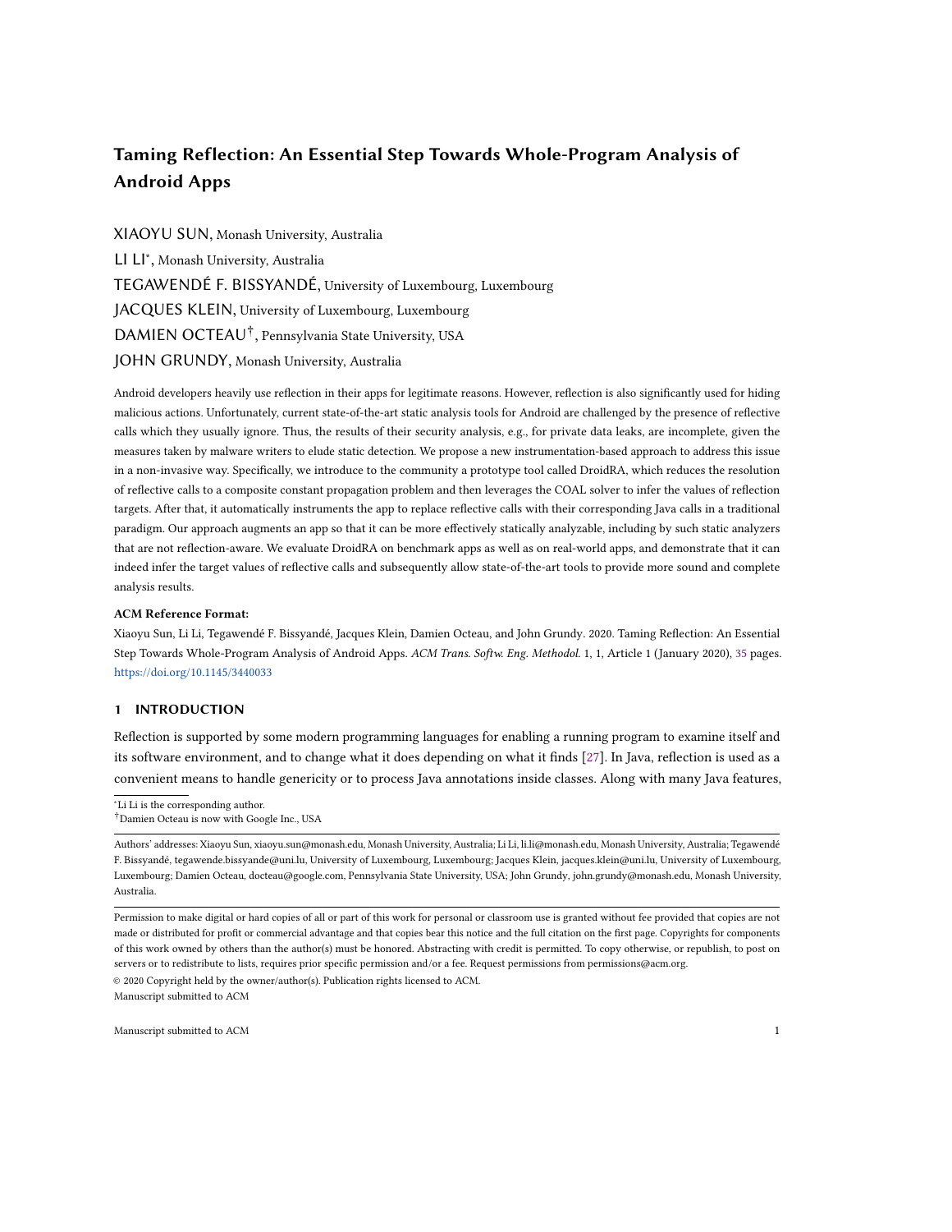# Taming Reflection: An Essential Step Towards Whole-Program Analysis of Android Apps

XIAOYU SUN, Monash University, Australia

LI LI*, Monash University, Australia

TEGAWENDÉ F. BISSYANDÉ, University of Luxembourg, Luxembourg

JACQUES KLEIN, University of Luxembourg, Luxembourg

DAMIEN OCTEAU†, Pennsylvania State University, USA

JOHN GRUNDY, Monash University, Australia

Android developers heavily use reflection in their apps for legitimate reasons. However, reflection is also significantly used for hiding malicious actions. Unfortunately, current state-of-the-art static analysis tools for Android are challenged by the presence of reflective calls which they usually ignore. Thus, the results of their security analysis, e.g., for private data leaks, are incomplete, given the measures taken by malware writers to elude static detection. We propose a new instrumentation-based approach to address this issue in a non-invasive way. Specifically, we introduce to the community a prototype tool called DroidRA, which reduces the resolution of reflective calls to a composite constant propagation problem and then leverages the COAL solver to infer the values of reflection targets. After that, it automatically instruments the app to replace reflective calls with their corresponding Java calls in a traditional paradigm. Our approach augments an app so that it can be more effectively statically analyzable, including by such static analyzers that are not reflection-aware. We evaluate DroidRA on benchmark apps as well as on real-world apps, and demonstrate that it can indeed infer the target values of reflective calls and subsequently allow state-of-the-art tools to provide more sound and complete analysis results.

**ACM Reference Format:**

Xiaoyu Sun, Li Li, Tegawendé F. Bissyandé, Jacques Klein, Damien Octeau, and John Grundy. 2020. Taming Reflection: An Essential Step Towards Whole-Program Analysis of Android Apps. *ACM Trans. Softw. Eng. Methodol.* 1, 1, Article 1 (January 2020), 35 pages. https://doi.org/10.1145/3440033

## 1 INTRODUCTION

Reflection is supported by some modern programming languages for enabling a running program to examine itself and its software environment, and to change what it does depending on what it finds [27]. In Java, reflection is used as a convenient means to handle genericity or to process Java annotations inside classes. Along with many Java features,

*Li Li is the corresponding author.

†Damien Octeau is now with Google Inc., USA

Authors' addresses: Xiaoyu Sun, xiaoyu.sun@monash.edu, Monash University, Australia; Li Li, li.li@monash.edu, Monash University, Australia; Tegawendé F. Bissyandé, tegawende.bissyande@uni.lu, University of Luxembourg, Luxembourg; Jacques Klein, jacques.klein@uni.lu, University of Luxembourg, Luxembourg; Damien Octeau, docteau@google.com, Pennsylvania State University, USA; John Grundy, john.grundy@monash.edu, Monash University, Australia.

Permission to make digital or hard copies of all or part of this work for personal or classroom use is granted without fee provided that copies are not made or distributed for profit or commercial advantage and that copies bear this notice and the full citation on the first page. Copyrights for components of this work owned by others than the author(s) must be honored. Abstracting with credit is permitted. To copy otherwise, or republish, to post on servers or to redistribute to lists, requires prior specific permission and/or a fee. Request permissions from permissions@acm.org.

© 2020 Copyright held by the owner/author(s). Publication rights licensed to ACM.

Manuscript submitted to ACM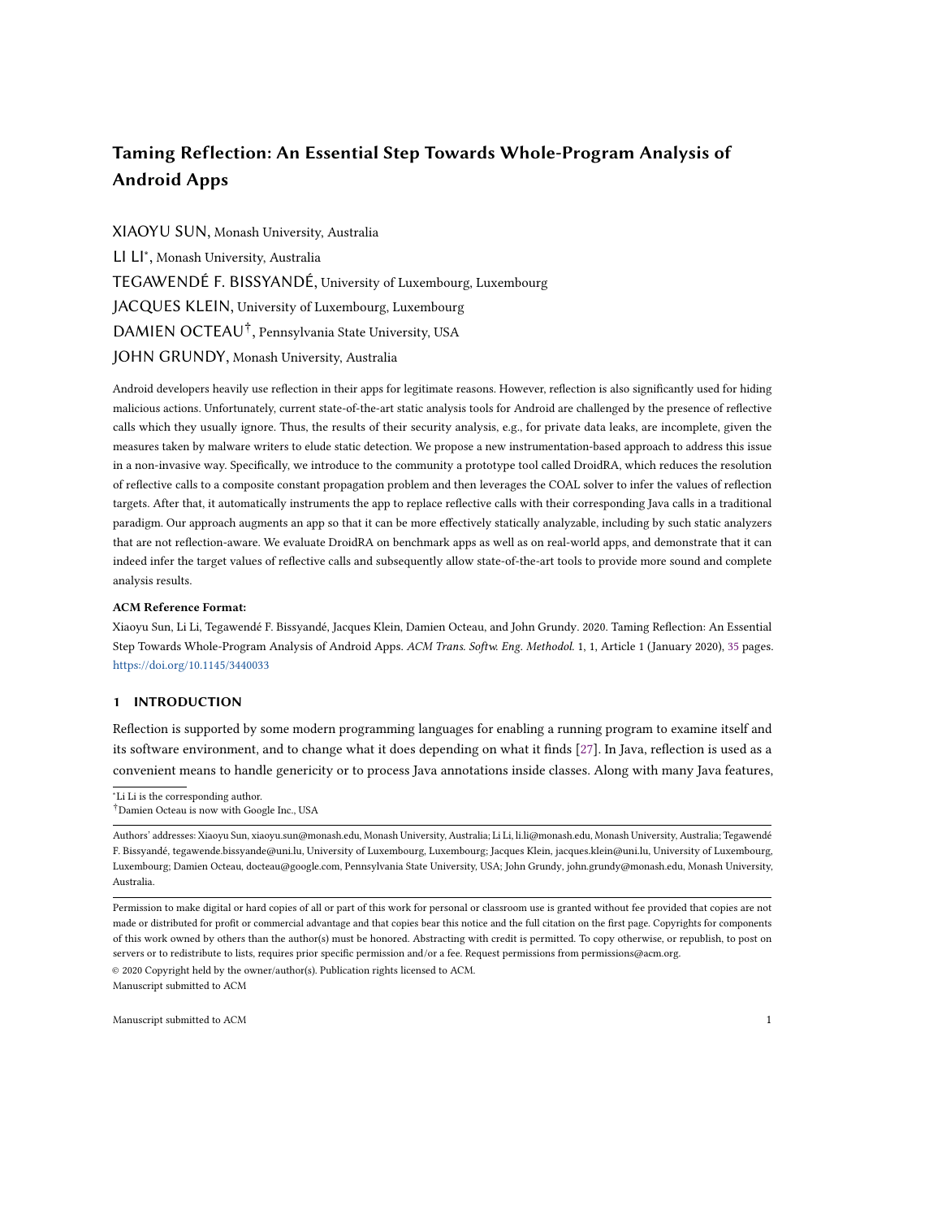# Taming Reflection: An Essential Step Towards Whole-Program Analysis of Android Apps

XIAOYU SUN, Monash University, Australia

LI LI*, Monash University, Australia

TEGAWENDÉ F. BISSYANDÉ, University of Luxembourg, Luxembourg

JACQUES KLEIN, University of Luxembourg, Luxembourg

DAMIEN OCTEAU†, Pennsylvania State University, USA

JOHN GRUNDY, Monash University, Australia

Android developers heavily use reflection in their apps for legitimate reasons. However, reflection is also significantly used for hiding malicious actions. Unfortunately, current state-of-the-art static analysis tools for Android are challenged by the presence of reflective calls which they usually ignore. Thus, the results of their security analysis, e.g., for private data leaks, are incomplete, given the measures taken by malware writers to elude static detection. We propose a new instrumentation-based approach to address this issue in a non-invasive way. Specifically, we introduce to the community a prototype tool called DroidRA, which reduces the resolution of reflective calls to a composite constant propagation problem and then leverages the COAL solver to infer the values of reflection targets. After that, it automatically instruments the app to replace reflective calls with their corresponding Java calls in a traditional paradigm. Our approach augments an app so that it can be more effectively statically analyzable, including by such static analyzers that are not reflection-aware. We evaluate DroidRA on benchmark apps as well as on real-world apps, and demonstrate that it can indeed infer the target values of reflective calls and subsequently allow state-of-the-art tools to provide more sound and complete analysis results.

**ACM Reference Format:**

Xiaoyu Sun, Li Li, Tegawendé F. Bissyandé, Jacques Klein, Damien Octeau, and John Grundy. 2020. Taming Reflection: An Essential Step Towards Whole-Program Analysis of Android Apps. *ACM Trans. Softw. Eng. Methodol.* 1, 1, Article 1 (January 2020), 35 pages. https://doi.org/10.1145/3440033

## 1 INTRODUCTION

Reflection is supported by some modern programming languages for enabling a running program to examine itself and its software environment, and to change what it does depending on what it finds [27]. In Java, reflection is used as a convenient means to handle genericity or to process Java annotations inside classes. Along with many Java features,

*Li Li is the corresponding author.

†Damien Octeau is now with Google Inc., USA

Authors' addresses: Xiaoyu Sun, xiaoyu.sun@monash.edu, Monash University, Australia; Li Li, li.li@monash.edu, Monash University, Australia; Tegawendé F. Bissyandé, tegawende.bissyande@uni.lu, University of Luxembourg, Luxembourg; Jacques Klein, jacques.klein@uni.lu, University of Luxembourg, Luxembourg; Damien Octeau, docteau@google.com, Pennsylvania State University, USA; John Grundy, john.grundy@monash.edu, Monash University, Australia.

Permission to make digital or hard copies of all or part of this work for personal or classroom use is granted without fee provided that copies are not made or distributed for profit or commercial advantage and that copies bear this notice and the full citation on the first page. Copyrights for components of this work owned by others than the author(s) must be honored. Abstracting with credit is permitted. To copy otherwise, or republish, to post on servers or to redistribute to lists, requires prior specific permission and/or a fee. Request permissions from permissions@acm.org.

© 2020 Copyright held by the owner/author(s). Publication rights licensed to ACM.

Manuscript submitted to ACM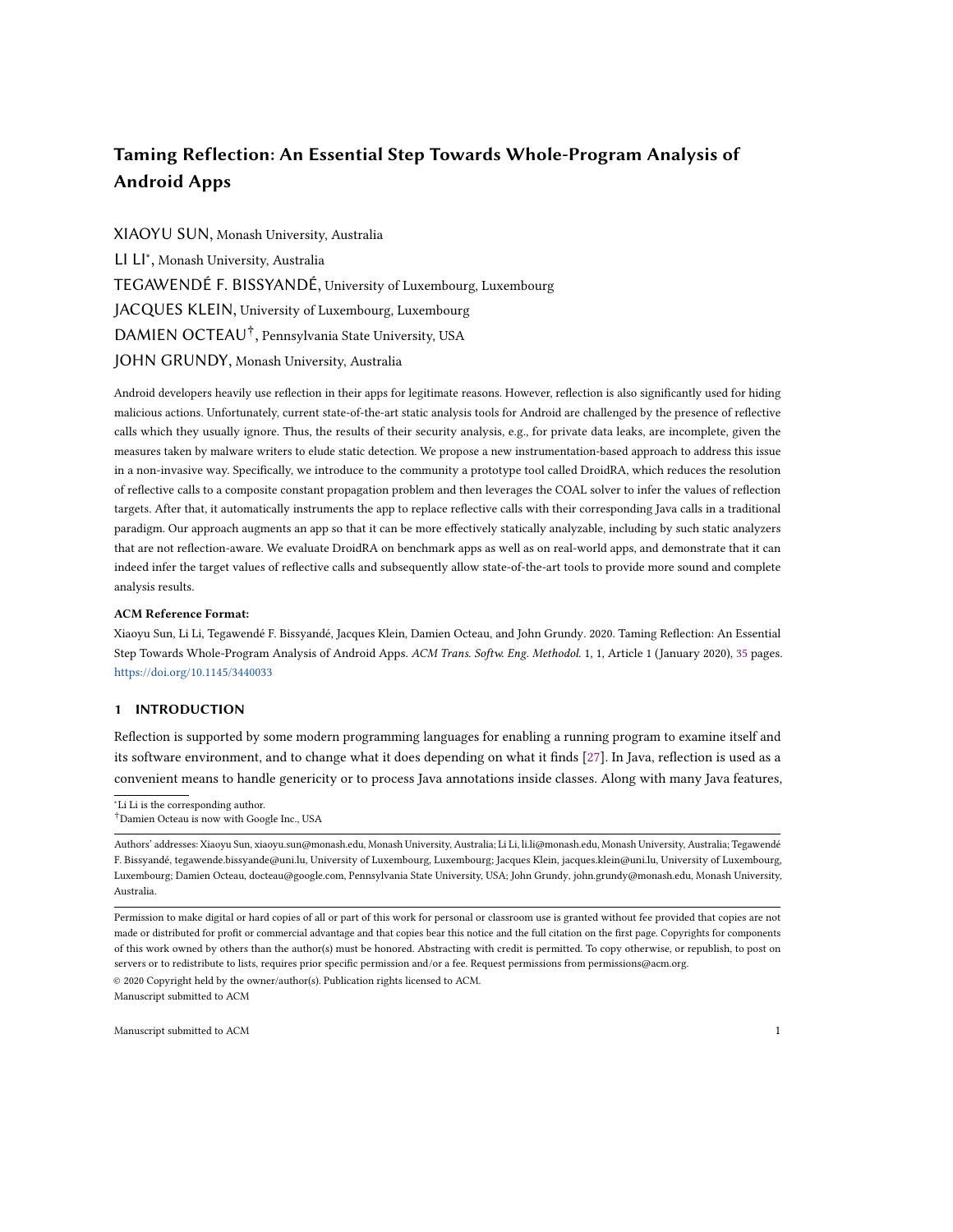# Taming Reflection: An Essential Step Towards Whole-Program Analysis of Android Apps

XIAOYU SUN, Monash University, Australia

LI LI*, Monash University, Australia

TEGAWENDÉ F. BISSYANDÉ, University of Luxembourg, Luxembourg

JACQUES KLEIN, University of Luxembourg, Luxembourg

DAMIEN OCTEAU†, Pennsylvania State University, USA

JOHN GRUNDY, Monash University, Australia

Android developers heavily use reflection in their apps for legitimate reasons. However, reflection is also significantly used for hiding malicious actions. Unfortunately, current state-of-the-art static analysis tools for Android are challenged by the presence of reflective calls which they usually ignore. Thus, the results of their security analysis, e.g., for private data leaks, are incomplete, given the measures taken by malware writers to elude static detection. We propose a new instrumentation-based approach to address this issue in a non-invasive way. Specifically, we introduce to the community a prototype tool called DroidRA, which reduces the resolution of reflective calls to a composite constant propagation problem and then leverages the COAL solver to infer the values of reflection targets. After that, it automatically instruments the app to replace reflective calls with their corresponding Java calls in a traditional paradigm. Our approach augments an app so that it can be more effectively statically analyzable, including by such static analyzers that are not reflection-aware. We evaluate DroidRA on benchmark apps as well as on real-world apps, and demonstrate that it can indeed infer the target values of reflective calls and subsequently allow state-of-the-art tools to provide more sound and complete analysis results.

**ACM Reference Format:**

Xiaoyu Sun, Li Li, Tegawendé F. Bissyandé, Jacques Klein, Damien Octeau, and John Grundy. 2020. Taming Reflection: An Essential Step Towards Whole-Program Analysis of Android Apps. *ACM Trans. Softw. Eng. Methodol.* 1, 1, Article 1 (January 2020), 35 pages. https://doi.org/10.1145/3440033

## 1 INTRODUCTION

Reflection is supported by some modern programming languages for enabling a running program to examine itself and its software environment, and to change what it does depending on what it finds [27]. In Java, reflection is used as a convenient means to handle genericity or to process Java annotations inside classes. Along with many Java features,

*Li Li is the corresponding author.

†Damien Octeau is now with Google Inc., USA

Authors' addresses: Xiaoyu Sun, xiaoyu.sun@monash.edu, Monash University, Australia; Li Li, li.li@monash.edu, Monash University, Australia; Tegawendé F. Bissyandé, tegawende.bissyande@uni.lu, University of Luxembourg, Luxembourg; Jacques Klein, jacques.klein@uni.lu, University of Luxembourg, Luxembourg; Damien Octeau, docteau@google.com, Pennsylvania State University, USA; John Grundy, john.grundy@monash.edu, Monash University, Australia.

Permission to make digital or hard copies of all or part of this work for personal or classroom use is granted without fee provided that copies are not made or distributed for profit or commercial advantage and that copies bear this notice and the full citation on the first page. Copyrights for components of this work owned by others than the author(s) must be honored. Abstracting with credit is permitted. To copy otherwise, or republish, to post on servers or to redistribute to lists, requires prior specific permission and/or a fee. Request permissions from permissions@acm.org.

© 2020 Copyright held by the owner/author(s). Publication rights licensed to ACM.

Manuscript submitted to ACM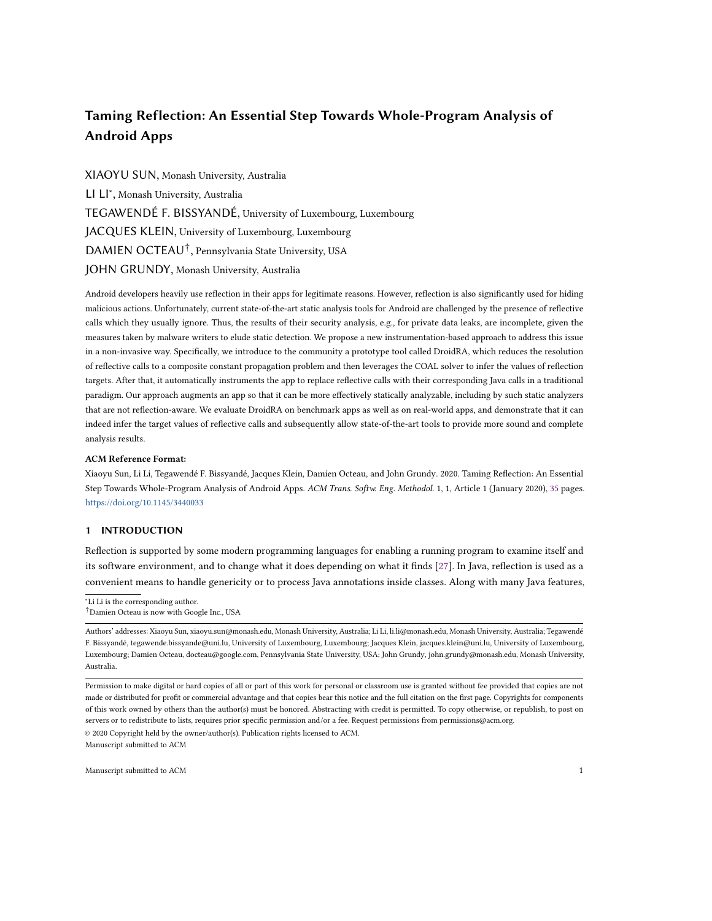# Taming Reflection: An Essential Step Towards Whole-Program Analysis of Android Apps

XIAOYU SUN, Monash University, Australia

LI LI*, Monash University, Australia

TEGAWENDÉ F. BISSYANDÉ, University of Luxembourg, Luxembourg

JACQUES KLEIN, University of Luxembourg, Luxembourg

DAMIEN OCTEAU†, Pennsylvania State University, USA

JOHN GRUNDY, Monash University, Australia

Android developers heavily use reflection in their apps for legitimate reasons. However, reflection is also significantly used for hiding malicious actions. Unfortunately, current state-of-the-art static analysis tools for Android are challenged by the presence of reflective calls which they usually ignore. Thus, the results of their security analysis, e.g., for private data leaks, are incomplete, given the measures taken by malware writers to elude static detection. We propose a new instrumentation-based approach to address this issue in a non-invasive way. Specifically, we introduce to the community a prototype tool called DroidRA, which reduces the resolution of reflective calls to a composite constant propagation problem and then leverages the COAL solver to infer the values of reflection targets. After that, it automatically instruments the app to replace reflective calls with their corresponding Java calls in a traditional paradigm. Our approach augments an app so that it can be more effectively statically analyzable, including by such static analyzers that are not reflection-aware. We evaluate DroidRA on benchmark apps as well as on real-world apps, and demonstrate that it can indeed infer the target values of reflective calls and subsequently allow state-of-the-art tools to provide more sound and complete analysis results.

**ACM Reference Format:**

Xiaoyu Sun, Li Li, Tegawendé F. Bissyandé, Jacques Klein, Damien Octeau, and John Grundy. 2020. Taming Reflection: An Essential Step Towards Whole-Program Analysis of Android Apps. *ACM Trans. Softw. Eng. Methodol.* 1, 1, Article 1 (January 2020), 35 pages. https://doi.org/10.1145/3440033

## 1 INTRODUCTION

Reflection is supported by some modern programming languages for enabling a running program to examine itself and its software environment, and to change what it does depending on what it finds [27]. In Java, reflection is used as a convenient means to handle genericity or to process Java annotations inside classes. Along with many Java features,

*Li Li is the corresponding author.

†Damien Octeau is now with Google Inc., USA

Authors' addresses: Xiaoyu Sun, xiaoyu.sun@monash.edu, Monash University, Australia; Li Li, li.li@monash.edu, Monash University, Australia; Tegawendé F. Bissyandé, tegawende.bissyande@uni.lu, University of Luxembourg, Luxembourg; Jacques Klein, jacques.klein@uni.lu, University of Luxembourg, Luxembourg; Damien Octeau, docteau@google.com, Pennsylvania State University, USA; John Grundy, john.grundy@monash.edu, Monash University, Australia.

Permission to make digital or hard copies of all or part of this work for personal or classroom use is granted without fee provided that copies are not made or distributed for profit or commercial advantage and that copies bear this notice and the full citation on the first page. Copyrights for components of this work owned by others than the author(s) must be honored. Abstracting with credit is permitted. To copy otherwise, or republish, to post on servers or to redistribute to lists, requires prior specific permission and/or a fee. Request permissions from permissions@acm.org.

© 2020 Copyright held by the owner/author(s). Publication rights licensed to ACM.

Manuscript submitted to ACM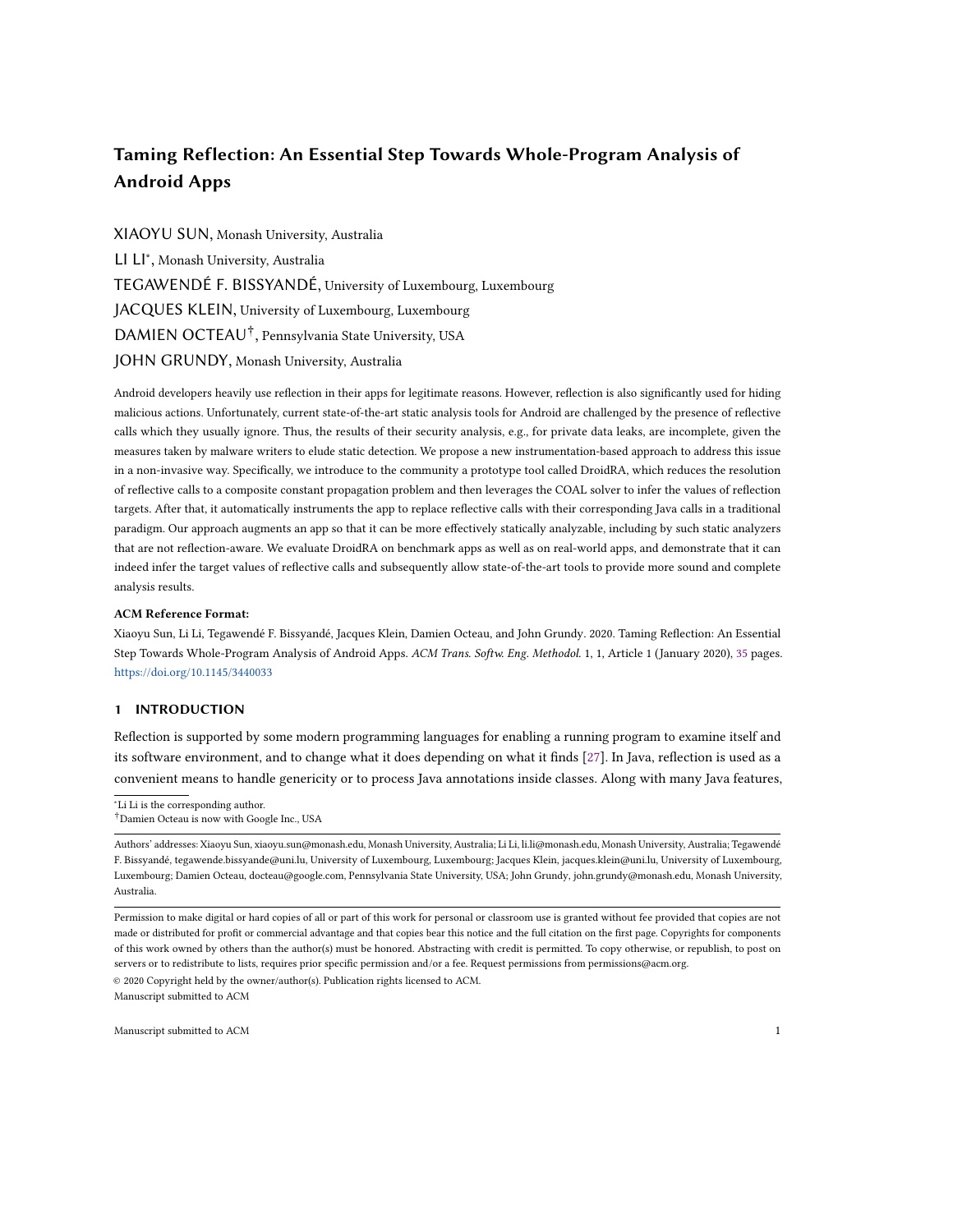# Taming Reflection: An Essential Step Towards Whole-Program Analysis of Android Apps

XIAOYU SUN, Monash University, Australia

LI LI*, Monash University, Australia

TEGAWENDÉ F. BISSYANDÉ, University of Luxembourg, Luxembourg

JACQUES KLEIN, University of Luxembourg, Luxembourg

DAMIEN OCTEAU†, Pennsylvania State University, USA

JOHN GRUNDY, Monash University, Australia

Android developers heavily use reflection in their apps for legitimate reasons. However, reflection is also significantly used for hiding malicious actions. Unfortunately, current state-of-the-art static analysis tools for Android are challenged by the presence of reflective calls which they usually ignore. Thus, the results of their security analysis, e.g., for private data leaks, are incomplete, given the measures taken by malware writers to elude static detection. We propose a new instrumentation-based approach to address this issue in a non-invasive way. Specifically, we introduce to the community a prototype tool called DroidRA, which reduces the resolution of reflective calls to a composite constant propagation problem and then leverages the COAL solver to infer the values of reflection targets. After that, it automatically instruments the app to replace reflective calls with their corresponding Java calls in a traditional paradigm. Our approach augments an app so that it can be more effectively statically analyzable, including by such static analyzers that are not reflection-aware. We evaluate DroidRA on benchmark apps as well as on real-world apps, and demonstrate that it can indeed infer the target values of reflective calls and subsequently allow state-of-the-art tools to provide more sound and complete analysis results.

**ACM Reference Format:**

Xiaoyu Sun, Li Li, Tegawendé F. Bissyandé, Jacques Klein, Damien Octeau, and John Grundy. 2020. Taming Reflection: An Essential Step Towards Whole-Program Analysis of Android Apps. *ACM Trans. Softw. Eng. Methodol.* 1, 1, Article 1 (January 2020), 35 pages. https://doi.org/10.1145/3440033

## 1 INTRODUCTION

Reflection is supported by some modern programming languages for enabling a running program to examine itself and its software environment, and to change what it does depending on what it finds [27]. In Java, reflection is used as a convenient means to handle genericity or to process Java annotations inside classes. Along with many Java features,

---

*Li Li is the corresponding author.

†Damien Octeau is now with Google Inc., USA

Authors' addresses: Xiaoyu Sun, xiaoyu.sun@monash.edu, Monash University, Australia; Li Li, li.li@monash.edu, Monash University, Australia; Tegawendé F. Bissyandé, tegawende.bissyande@uni.lu, University of Luxembourg, Luxembourg; Jacques Klein, jacques.klein@uni.lu, University of Luxembourg, Luxembourg; Damien Octeau, docteau@google.com, Pennsylvania State University, USA; John Grundy, john.grundy@monash.edu, Monash University, Australia.

Permission to make digital or hard copies of all or part of this work for personal or classroom use is granted without fee provided that copies are not made or distributed for profit or commercial advantage and that copies bear this notice and the full citation on the first page. Copyrights for components of this work owned by others than the author(s) must be honored. Abstracting with credit is permitted. To copy otherwise, or republish, to post on servers or to redistribute to lists, requires prior specific permission and/or a fee. Request permissions from permissions@acm.org.

© 2020 Copyright held by the owner/author(s). Publication rights licensed to ACM.

Manuscript submitted to ACM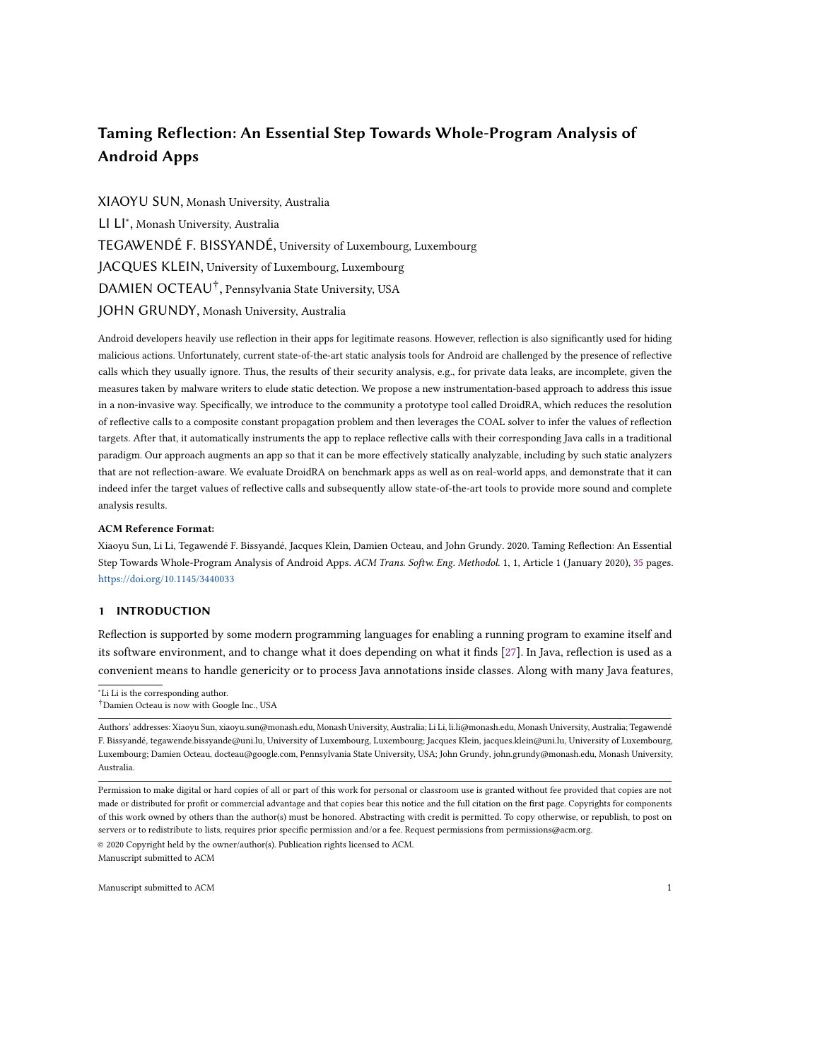# Taming Reflection: An Essential Step Towards Whole-Program Analysis of Android Apps

XIAOYU SUN, Monash University, Australia

LI LI*, Monash University, Australia

TEGAWENDÉ F. BISSYANDÉ, University of Luxembourg, Luxembourg

JACQUES KLEIN, University of Luxembourg, Luxembourg

DAMIEN OCTEAU†, Pennsylvania State University, USA

JOHN GRUNDY, Monash University, Australia

Android developers heavily use reflection in their apps for legitimate reasons. However, reflection is also significantly used for hiding malicious actions. Unfortunately, current state-of-the-art static analysis tools for Android are challenged by the presence of reflective calls which they usually ignore. Thus, the results of their security analysis, e.g., for private data leaks, are incomplete, given the measures taken by malware writers to elude static detection. We propose a new instrumentation-based approach to address this issue in a non-invasive way. Specifically, we introduce to the community a prototype tool called DroidRA, which reduces the resolution of reflective calls to a composite constant propagation problem and then leverages the COAL solver to infer the values of reflection targets. After that, it automatically instruments the app to replace reflective calls with their corresponding Java calls in a traditional paradigm. Our approach augments an app so that it can be more effectively statically analyzable, including by such static analyzers that are not reflection-aware. We evaluate DroidRA on benchmark apps as well as on real-world apps, and demonstrate that it can indeed infer the target values of reflective calls and subsequently allow state-of-the-art tools to provide more sound and complete analysis results.

**ACM Reference Format:**

Xiaoyu Sun, Li Li, Tegawendé F. Bissyandé, Jacques Klein, Damien Octeau, and John Grundy. 2020. Taming Reflection: An Essential Step Towards Whole-Program Analysis of Android Apps. *ACM Trans. Softw. Eng. Methodol.* 1, 1, Article 1 (January 2020), 35 pages. https://doi.org/10.1145/3440033

## 1 INTRODUCTION

Reflection is supported by some modern programming languages for enabling a running program to examine itself and its software environment, and to change what it does depending on what it finds [27]. In Java, reflection is used as a convenient means to handle genericity or to process Java annotations inside classes. Along with many Java features,

*Li Li is the corresponding author.

†Damien Octeau is now with Google Inc., USA

Authors' addresses: Xiaoyu Sun, xiaoyu.sun@monash.edu, Monash University, Australia; Li Li, li.li@monash.edu, Monash University, Australia; Tegawendé F. Bissyandé, tegawende.bissyande@uni.lu, University of Luxembourg, Luxembourg; Jacques Klein, jacques.klein@uni.lu, University of Luxembourg, Luxembourg; Damien Octeau, docteau@google.com, Pennsylvania State University, USA; John Grundy, john.grundy@monash.edu, Monash University, Australia.

Permission to make digital or hard copies of all or part of this work for personal or classroom use is granted without fee provided that copies are not made or distributed for profit or commercial advantage and that copies bear this notice and the full citation on the first page. Copyrights for components of this work owned by others than the author(s) must be honored. Abstracting with credit is permitted. To copy otherwise, or republish, to post on servers or to redistribute to lists, requires prior specific permission and/or a fee. Request permissions from permissions@acm.org.

© 2020 Copyright held by the owner/author(s). Publication rights licensed to ACM.

Manuscript submitted to ACM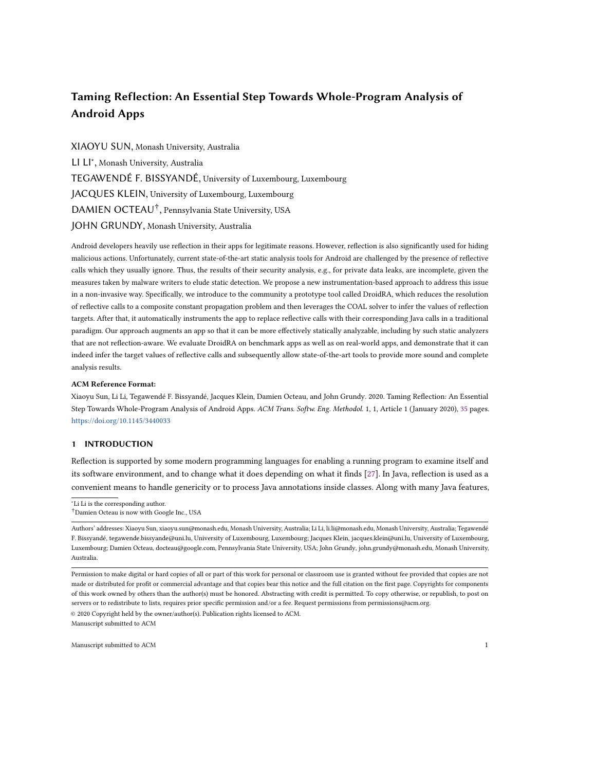# Taming Reflection: An Essential Step Towards Whole-Program Analysis of Android Apps

XIAOYU SUN, Monash University, Australia

LI LI[*], Monash University, Australia

TEGAWENDÉ F. BISSYANDÉ, University of Luxembourg, Luxembourg

JACQUES KLEIN, University of Luxembourg, Luxembourg

DAMIEN OCTEAU[†], Pennsylvania State University, USA

JOHN GRUNDY, Monash University, Australia

Android developers heavily use reflection in their apps for legitimate reasons. However, reflection is also significantly used for hiding malicious actions. Unfortunately, current state-of-the-art static analysis tools for Android are challenged by the presence of reflective calls which they usually ignore. Thus, the results of their security analysis, e.g., for private data leaks, are incomplete, given the measures taken by malware writers to elude static detection. We propose a new instrumentation-based approach to address this issue in a non-invasive way. Specifically, we introduce to the community a prototype tool called DroidRA, which reduces the resolution of reflective calls to a composite constant propagation problem and then leverages the COAL solver to infer the values of reflection targets. After that, it automatically instruments the app to replace reflective calls with their corresponding Java calls in a traditional paradigm. Our approach augments an app so that it can be more effectively statically analyzable, including by such static analyzers that are not reflection-aware. We evaluate DroidRA on benchmark apps as well as on real-world apps, and demonstrate that it can indeed infer the target values of reflective calls and subsequently allow state-of-the-art tools to provide more sound and complete analysis results.

**ACM Reference Format:**

Xiaoyu Sun, Li Li, Tegawendé F. Bissyandé, Jacques Klein, Damien Octeau, and John Grundy. 2020. Taming Reflection: An Essential Step Towards Whole-Program Analysis of Android Apps. *ACM Trans. Softw. Eng. Methodol.* 1, 1, Article 1 (January 2020), 35 pages. https://doi.org/10.1145/3440033

## 1 INTRODUCTION

Reflection is supported by some modern programming languages for enabling a running program to examine itself and its software environment, and to change what it does depending on what it finds [27]. In Java, reflection is used as a convenient means to handle genericity or to process Java annotations inside classes. Along with many Java features,

[*]Li Li is the corresponding author.

[†]Damien Octeau is now with Google Inc., USA

Authors' addresses: Xiaoyu Sun, xiaoyu.sun@monash.edu, Monash University, Australia; Li Li, li.li@monash.edu, Monash University, Australia; Tegawendé F. Bissyandé, tegawende.bissyande@uni.lu, University of Luxembourg, Luxembourg; Jacques Klein, jacques.klein@uni.lu, University of Luxembourg, Luxembourg; Damien Octeau, docteau@google.com, Pennsylvania State University, USA; John Grundy, john.grundy@monash.edu, Monash University, Australia.

Permission to make digital or hard copies of all or part of this work for personal or classroom use is granted without fee provided that copies are not made or distributed for profit or commercial advantage and that copies bear this notice and the full citation on the first page. Copyrights for components of this work owned by others than the author(s) must be honored. Abstracting with credit is permitted. To copy otherwise, or republish, to post on servers or to redistribute to lists, requires prior specific permission and/or a fee. Request permissions from permissions@acm.org.

© 2020 Copyright held by the owner/author(s). Publication rights licensed to ACM.

Manuscript submitted to ACM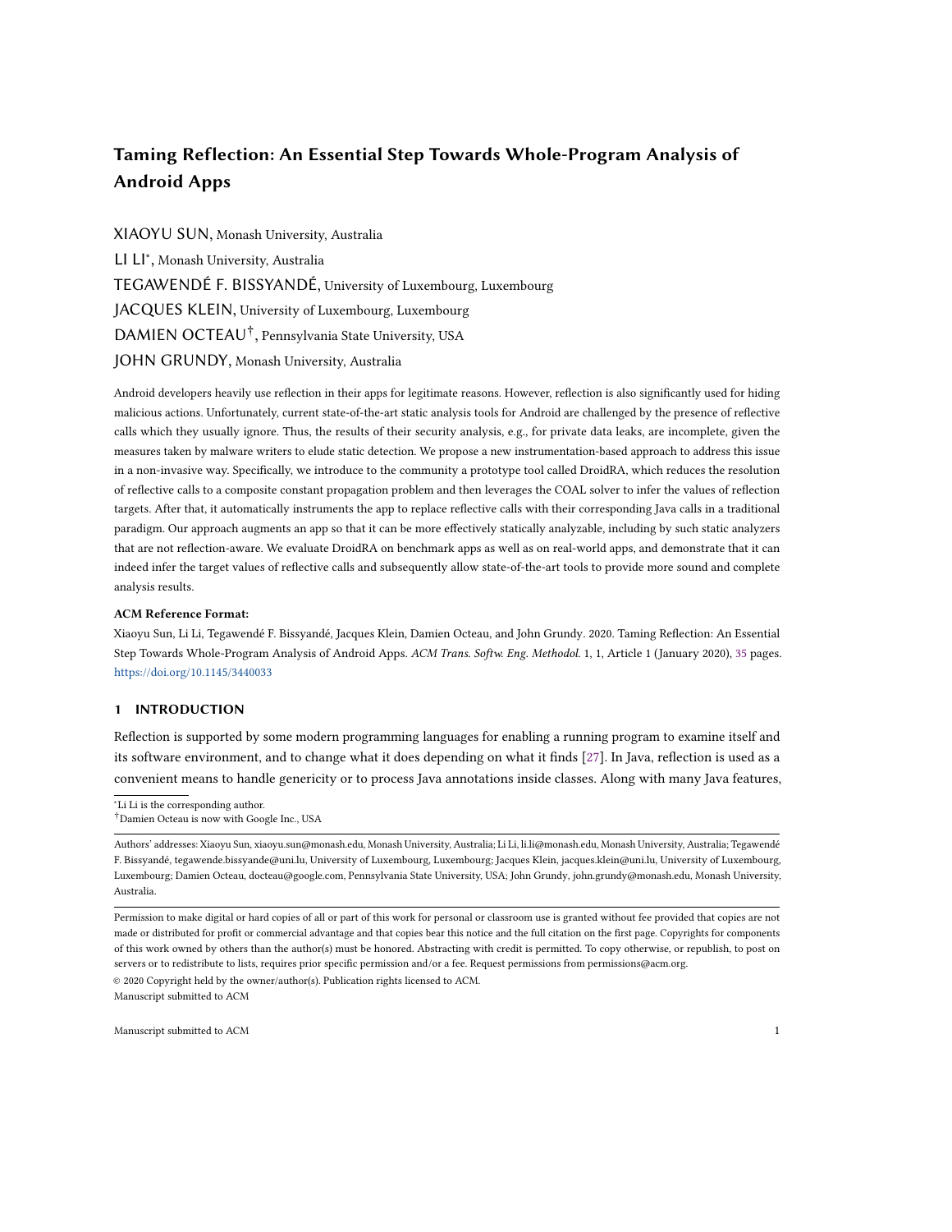# Taming Reflection: An Essential Step Towards Whole-Program Analysis of Android Apps

XIAOYU SUN, Monash University, Australia

LI LI*, Monash University, Australia

TEGAWENDÉ F. BISSYANDÉ, University of Luxembourg, Luxembourg

JACQUES KLEIN, University of Luxembourg, Luxembourg

DAMIEN OCTEAU†, Pennsylvania State University, USA

JOHN GRUNDY, Monash University, Australia

Android developers heavily use reflection in their apps for legitimate reasons. However, reflection is also significantly used for hiding malicious actions. Unfortunately, current state-of-the-art static analysis tools for Android are challenged by the presence of reflective calls which they usually ignore. Thus, the results of their security analysis, e.g., for private data leaks, are incomplete, given the measures taken by malware writers to elude static detection. We propose a new instrumentation-based approach to address this issue in a non-invasive way. Specifically, we introduce to the community a prototype tool called DroidRA, which reduces the resolution of reflective calls to a composite constant propagation problem and then leverages the COAL solver to infer the values of reflection targets. After that, it automatically instruments the app to replace reflective calls with their corresponding Java calls in a traditional paradigm. Our approach augments an app so that it can be more effectively statically analyzable, including by such static analyzers that are not reflection-aware. We evaluate DroidRA on benchmark apps as well as on real-world apps, and demonstrate that it can indeed infer the target values of reflective calls and subsequently allow state-of-the-art tools to provide more sound and complete analysis results.

**ACM Reference Format:**

Xiaoyu Sun, Li Li, Tegawendé F. Bissyandé, Jacques Klein, Damien Octeau, and John Grundy. 2020. Taming Reflection: An Essential Step Towards Whole-Program Analysis of Android Apps. *ACM Trans. Softw. Eng. Methodol.* 1, 1, Article 1 (January 2020), 35 pages. https://doi.org/10.1145/3440033

## 1 INTRODUCTION

Reflection is supported by some modern programming languages for enabling a running program to examine itself and its software environment, and to change what it does depending on what it finds [27]. In Java, reflection is used as a convenient means to handle genericity or to process Java annotations inside classes. Along with many Java features,

*Li Li is the corresponding author.

†Damien Octeau is now with Google Inc., USA

Authors' addresses: Xiaoyu Sun, xiaoyu.sun@monash.edu, Monash University, Australia; Li Li, li.li@monash.edu, Monash University, Australia; Tegawendé F. Bissyandé, tegawende.bissyande@uni.lu, University of Luxembourg, Luxembourg; Jacques Klein, jacques.klein@uni.lu, University of Luxembourg, Luxembourg; Damien Octeau, docteau@google.com, Pennsylvania State University, USA; John Grundy, john.grundy@monash.edu, Monash University, Australia.

Permission to make digital or hard copies of all or part of this work for personal or classroom use is granted without fee provided that copies are not made or distributed for profit or commercial advantage and that copies bear this notice and the full citation on the first page. Copyrights for components of this work owned by others than the author(s) must be honored. Abstracting with credit is permitted. To copy otherwise, or republish, to post on servers or to redistribute to lists, requires prior specific permission and/or a fee. Request permissions from permissions@acm.org.

© 2020 Copyright held by the owner/author(s). Publication rights licensed to ACM.

Manuscript submitted to ACM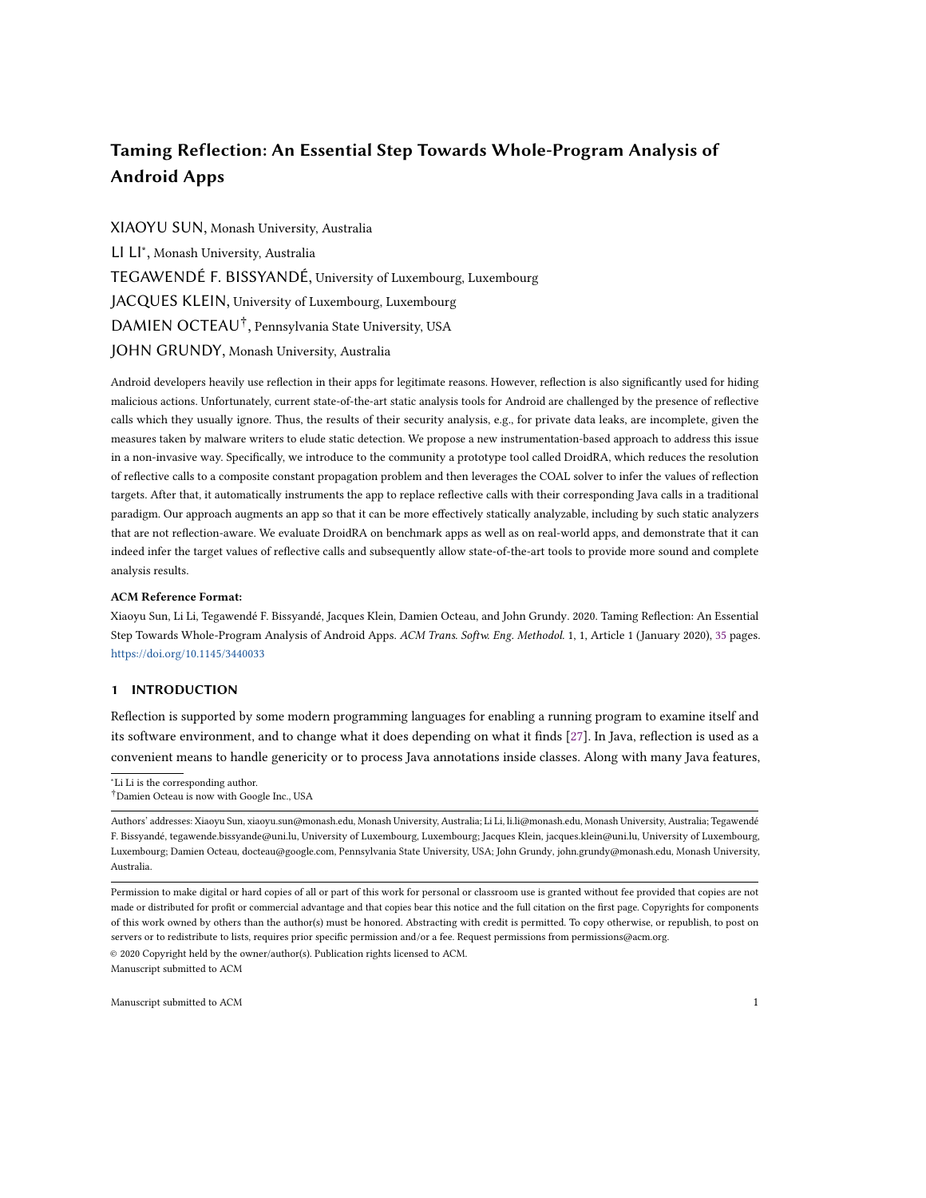# Taming Reflection: An Essential Step Towards Whole-Program Analysis of Android Apps

XIAOYU SUN, Monash University, Australia

LI LI[*], Monash University, Australia

TEGAWENDÉ F. BISSYANDÉ, University of Luxembourg, Luxembourg

JACQUES KLEIN, University of Luxembourg, Luxembourg

DAMIEN OCTEAU[†], Pennsylvania State University, USA

JOHN GRUNDY, Monash University, Australia

Android developers heavily use reflection in their apps for legitimate reasons. However, reflection is also significantly used for hiding malicious actions. Unfortunately, current state-of-the-art static analysis tools for Android are challenged by the presence of reflective calls which they usually ignore. Thus, the results of their security analysis, e.g., for private data leaks, are incomplete, given the measures taken by malware writers to elude static detection. We propose a new instrumentation-based approach to address this issue in a non-invasive way. Specifically, we introduce to the community a prototype tool called DroidRA, which reduces the resolution of reflective calls to a composite constant propagation problem and then leverages the COAL solver to infer the values of reflection targets. After that, it automatically instruments the app to replace reflective calls with their corresponding Java calls in a traditional paradigm. Our approach augments an app so that it can be more effectively statically analyzable, including by such static analyzers that are not reflection-aware. We evaluate DroidRA on benchmark apps as well as on real-world apps, and demonstrate that it can indeed infer the target values of reflective calls and subsequently allow state-of-the-art tools to provide more sound and complete analysis results.

**ACM Reference Format:**

Xiaoyu Sun, Li Li, Tegawendé F. Bissyandé, Jacques Klein, Damien Octeau, and John Grundy. 2020. Taming Reflection: An Essential Step Towards Whole-Program Analysis of Android Apps. *ACM Trans. Softw. Eng. Methodol.* 1, 1, Article 1 (January 2020), 35 pages. https://doi.org/10.1145/3440033

## 1 INTRODUCTION

Reflection is supported by some modern programming languages for enabling a running program to examine itself and its software environment, and to change what it does depending on what it finds [27]. In Java, reflection is used as a convenient means to handle genericity or to process Java annotations inside classes. Along with many Java features,

[*]Li Li is the corresponding author.

[†]Damien Octeau is now with Google Inc., USA

Authors' addresses: Xiaoyu Sun, xiaoyu.sun@monash.edu, Monash University, Australia; Li Li, li.li@monash.edu, Monash University, Australia; Tegawendé F. Bissyandé, tegawende.bissyande@uni.lu, University of Luxembourg, Luxembourg; Jacques Klein, jacques.klein@uni.lu, University of Luxembourg, Luxembourg; Damien Octeau, docteau@google.com, Pennsylvania State University, USA; John Grundy, john.grundy@monash.edu, Monash University, Australia.

Permission to make digital or hard copies of all or part of this work for personal or classroom use is granted without fee provided that copies are not made or distributed for profit or commercial advantage and that copies bear this notice and the full citation on the first page. Copyrights for components of this work owned by others than the author(s) must be honored. Abstracting with credit is permitted. To copy otherwise, or republish, to post on servers or to redistribute to lists, requires prior specific permission and/or a fee. Request permissions from permissions@acm.org.

© 2020 Copyright held by the owner/author(s). Publication rights licensed to ACM.

Manuscript submitted to ACM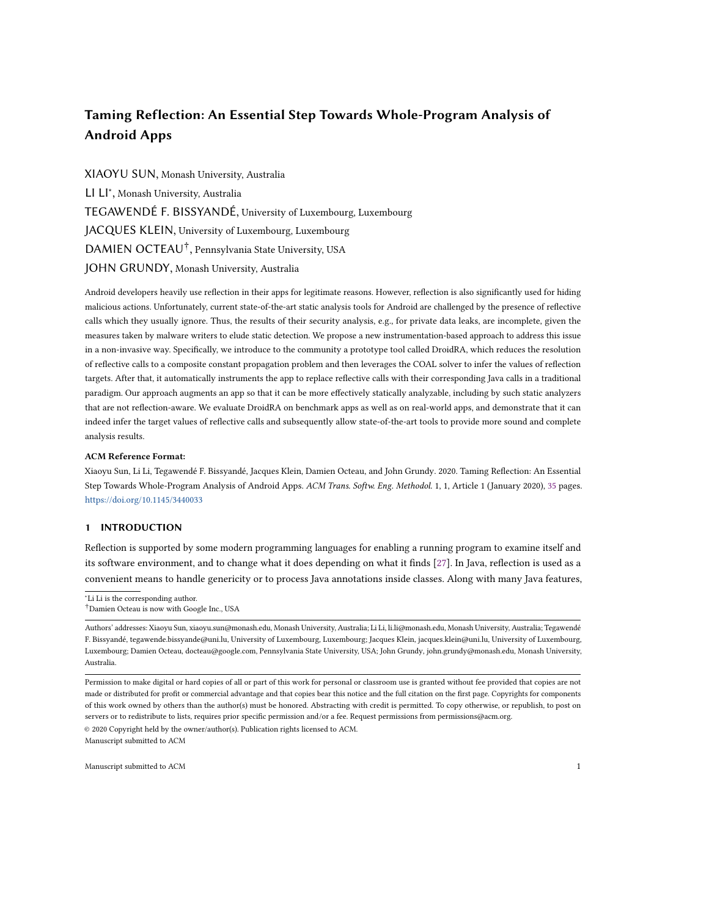# Taming Reflection: An Essential Step Towards Whole-Program Analysis of Android Apps

XIAOYU SUN, Monash University, Australia

LI LI*, Monash University, Australia

TEGAWENDÉ F. BISSYANDÉ, University of Luxembourg, Luxembourg

JACQUES KLEIN, University of Luxembourg, Luxembourg

DAMIEN OCTEAU†, Pennsylvania State University, USA

JOHN GRUNDY, Monash University, Australia

Android developers heavily use reflection in their apps for legitimate reasons. However, reflection is also significantly used for hiding malicious actions. Unfortunately, current state-of-the-art static analysis tools for Android are challenged by the presence of reflective calls which they usually ignore. Thus, the results of their security analysis, e.g., for private data leaks, are incomplete, given the measures taken by malware writers to elude static detection. We propose a new instrumentation-based approach to address this issue in a non-invasive way. Specifically, we introduce to the community a prototype tool called DroidRA, which reduces the resolution of reflective calls to a composite constant propagation problem and then leverages the COAL solver to infer the values of reflection targets. After that, it automatically instruments the app to replace reflective calls with their corresponding Java calls in a traditional paradigm. Our approach augments an app so that it can be more effectively statically analyzable, including by such static analyzers that are not reflection-aware. We evaluate DroidRA on benchmark apps as well as on real-world apps, and demonstrate that it can indeed infer the target values of reflective calls and subsequently allow state-of-the-art tools to provide more sound and complete analysis results.

**ACM Reference Format:**

Xiaoyu Sun, Li Li, Tegawendé F. Bissyandé, Jacques Klein, Damien Octeau, and John Grundy. 2020. Taming Reflection: An Essential Step Towards Whole-Program Analysis of Android Apps. *ACM Trans. Softw. Eng. Methodol.* 1, 1, Article 1 (January 2020), 35 pages. https://doi.org/10.1145/3440033

## 1 INTRODUCTION

Reflection is supported by some modern programming languages for enabling a running program to examine itself and its software environment, and to change what it does depending on what it finds [27]. In Java, reflection is used as a convenient means to handle genericity or to process Java annotations inside classes. Along with many Java features,

*Li Li is the corresponding author.

†Damien Octeau is now with Google Inc., USA

Authors' addresses: Xiaoyu Sun, xiaoyu.sun@monash.edu, Monash University, Australia; Li Li, li.li@monash.edu, Monash University, Australia; Tegawendé F. Bissyandé, tegawende.bissyande@uni.lu, University of Luxembourg, Luxembourg; Jacques Klein, jacques.klein@uni.lu, University of Luxembourg, Luxembourg; Damien Octeau, docteau@google.com, Pennsylvania State University, USA; John Grundy, john.grundy@monash.edu, Monash University, Australia.

Permission to make digital or hard copies of all or part of this work for personal or classroom use is granted without fee provided that copies are not made or distributed for profit or commercial advantage and that copies bear this notice and the full citation on the first page. Copyrights for components of this work owned by others than the author(s) must be honored. Abstracting with credit is permitted. To copy otherwise, or republish, to post on servers or to redistribute to lists, requires prior specific permission and/or a fee. Request permissions from permissions@acm.org.

© 2020 Copyright held by the owner/author(s). Publication rights licensed to ACM.

Manuscript submitted to ACM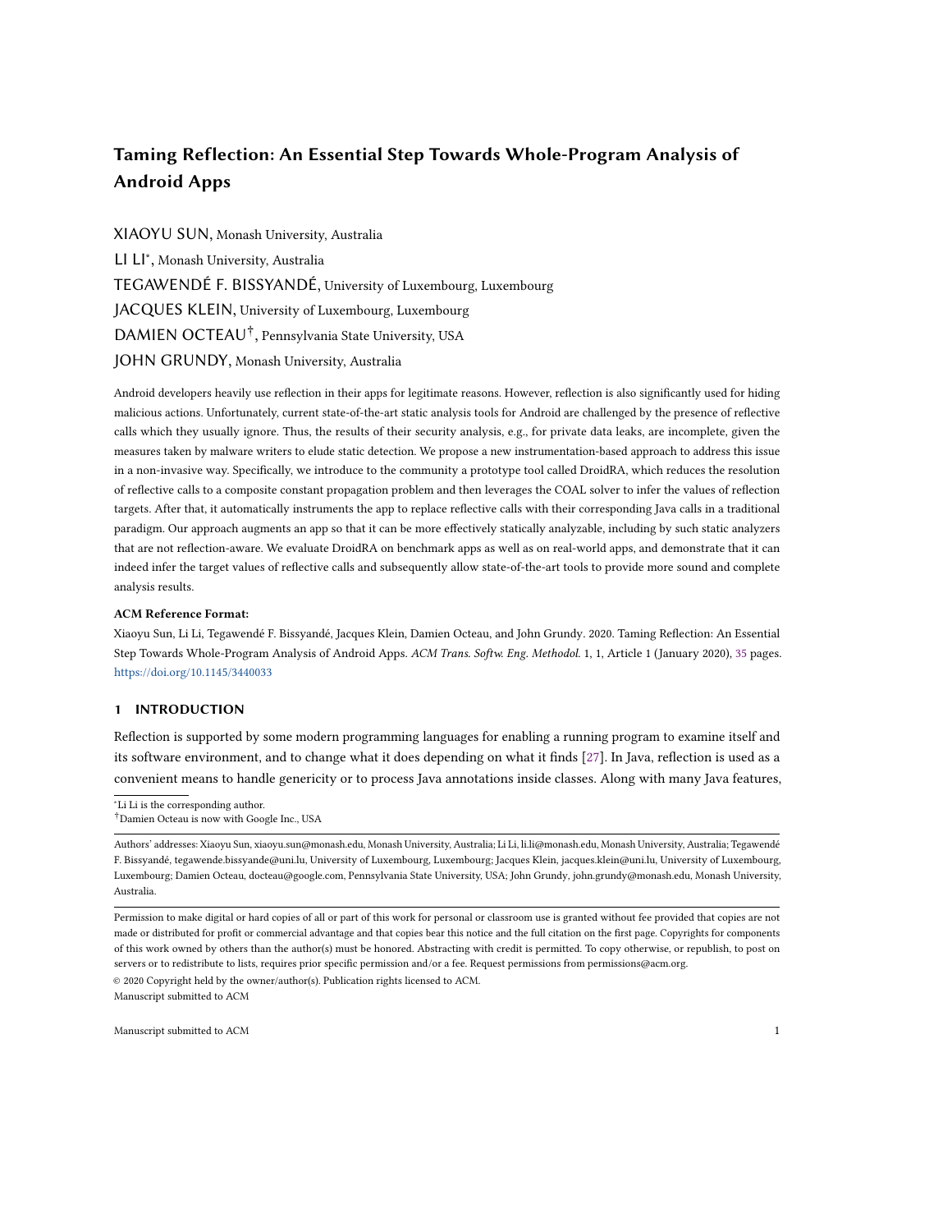# Taming Reflection: An Essential Step Towards Whole-Program Analysis of Android Apps

XIAOYU SUN, Monash University, Australia

LI LI*, Monash University, Australia

TEGAWENDÉ F. BISSYANDÉ, University of Luxembourg, Luxembourg

JACQUES KLEIN, University of Luxembourg, Luxembourg

DAMIEN OCTEAU†, Pennsylvania State University, USA

JOHN GRUNDY, Monash University, Australia

Android developers heavily use reflection in their apps for legitimate reasons. However, reflection is also significantly used for hiding malicious actions. Unfortunately, current state-of-the-art static analysis tools for Android are challenged by the presence of reflective calls which they usually ignore. Thus, the results of their security analysis, e.g., for private data leaks, are incomplete, given the measures taken by malware writers to elude static detection. We propose a new instrumentation-based approach to address this issue in a non-invasive way. Specifically, we introduce to the community a prototype tool called DroidRA, which reduces the resolution of reflective calls to a composite constant propagation problem and then leverages the COAL solver to infer the values of reflection targets. After that, it automatically instruments the app to replace reflective calls with their corresponding Java calls in a traditional paradigm. Our approach augments an app so that it can be more effectively statically analyzable, including by such static analyzers that are not reflection-aware. We evaluate DroidRA on benchmark apps as well as on real-world apps, and demonstrate that it can indeed infer the target values of reflective calls and subsequently allow state-of-the-art tools to provide more sound and complete analysis results.

**ACM Reference Format:**

Xiaoyu Sun, Li Li, Tegawendé F. Bissyandé, Jacques Klein, Damien Octeau, and John Grundy. 2020. Taming Reflection: An Essential Step Towards Whole-Program Analysis of Android Apps. *ACM Trans. Softw. Eng. Methodol.* 1, 1, Article 1 (January 2020), 35 pages. https://doi.org/10.1145/3440033

## 1 INTRODUCTION

Reflection is supported by some modern programming languages for enabling a running program to examine itself and its software environment, and to change what it does depending on what it finds [27]. In Java, reflection is used as a convenient means to handle genericity or to process Java annotations inside classes. Along with many Java features,

*Li Li is the corresponding author.

†Damien Octeau is now with Google Inc., USA

Authors' addresses: Xiaoyu Sun, xiaoyu.sun@monash.edu, Monash University, Australia; Li Li, li.li@monash.edu, Monash University, Australia; Tegawendé F. Bissyandé, tegawende.bissyande@uni.lu, University of Luxembourg, Luxembourg; Jacques Klein, jacques.klein@uni.lu, University of Luxembourg, Luxembourg; Damien Octeau, docteau@google.com, Pennsylvania State University, USA; John Grundy, john.grundy@monash.edu, Monash University, Australia.

Permission to make digital or hard copies of all or part of this work for personal or classroom use is granted without fee provided that copies are not made or distributed for profit or commercial advantage and that copies bear this notice and the full citation on the first page. Copyrights for components of this work owned by others than the author(s) must be honored. Abstracting with credit is permitted. To copy otherwise, or republish, to post on servers or to redistribute to lists, requires prior specific permission and/or a fee. Request permissions from permissions@acm.org.

© 2020 Copyright held by the owner/author(s). Publication rights licensed to ACM.

Manuscript submitted to ACM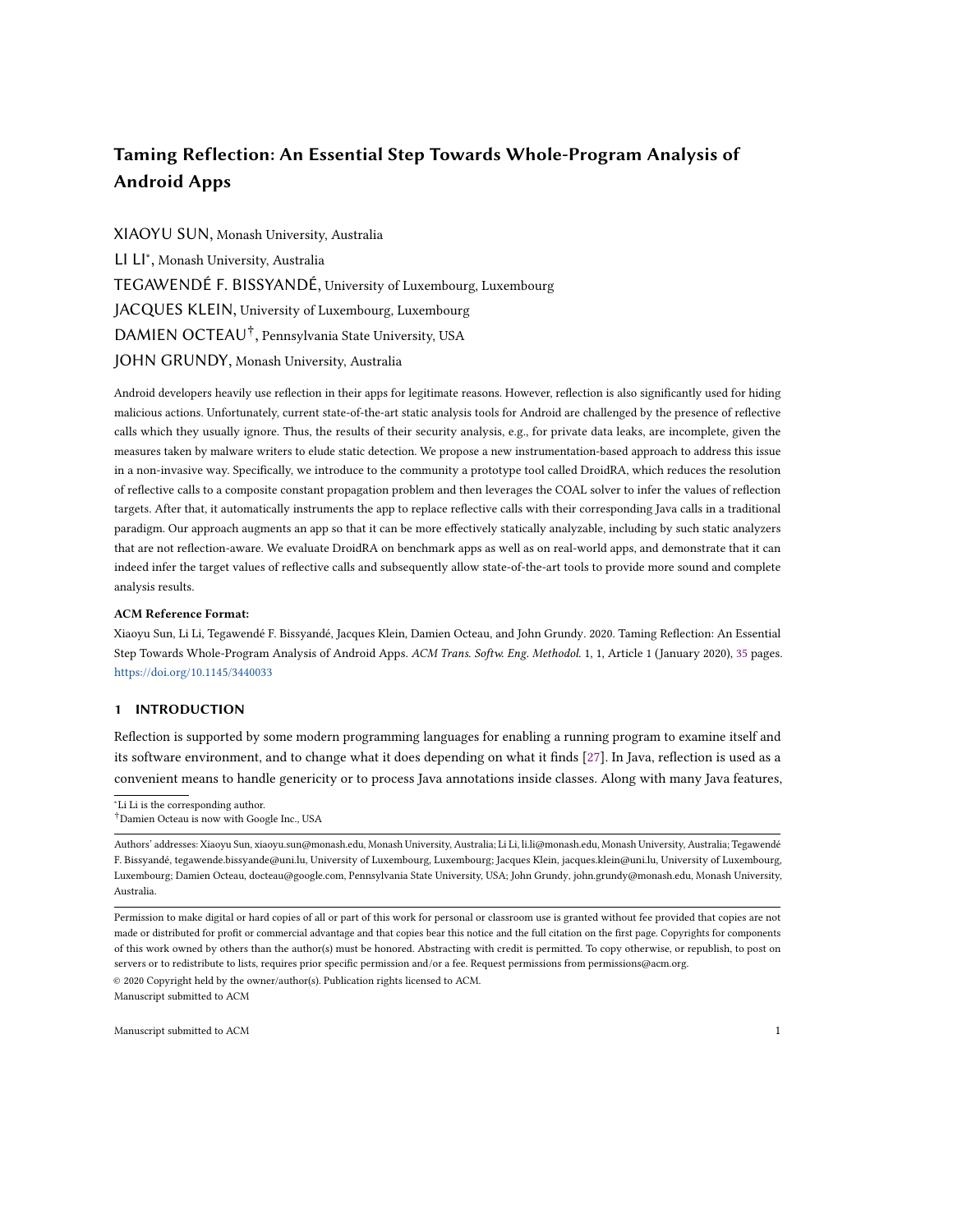# Taming Reflection: An Essential Step Towards Whole-Program Analysis of Android Apps

XIAOYU SUN, Monash University, Australia

LI LI*, Monash University, Australia

TEGAWENDÉ F. BISSYANDÉ, University of Luxembourg, Luxembourg

JACQUES KLEIN, University of Luxembourg, Luxembourg

DAMIEN OCTEAU†, Pennsylvania State University, USA

JOHN GRUNDY, Monash University, Australia

Android developers heavily use reflection in their apps for legitimate reasons. However, reflection is also significantly used for hiding malicious actions. Unfortunately, current state-of-the-art static analysis tools for Android are challenged by the presence of reflective calls which they usually ignore. Thus, the results of their security analysis, e.g., for private data leaks, are incomplete, given the measures taken by malware writers to elude static detection. We propose a new instrumentation-based approach to address this issue in a non-invasive way. Specifically, we introduce to the community a prototype tool called DroidRA, which reduces the resolution of reflective calls to a composite constant propagation problem and then leverages the COAL solver to infer the values of reflection targets. After that, it automatically instruments the app to replace reflective calls with their corresponding Java calls in a traditional paradigm. Our approach augments an app so that it can be more effectively statically analyzable, including by such static analyzers that are not reflection-aware. We evaluate DroidRA on benchmark apps as well as on real-world apps, and demonstrate that it can indeed infer the target values of reflective calls and subsequently allow state-of-the-art tools to provide more sound and complete analysis results.

**ACM Reference Format:**

Xiaoyu Sun, Li Li, Tegawendé F. Bissyandé, Jacques Klein, Damien Octeau, and John Grundy. 2020. Taming Reflection: An Essential Step Towards Whole-Program Analysis of Android Apps. *ACM Trans. Softw. Eng. Methodol.* 1, 1, Article 1 (January 2020), 35 pages. https://doi.org/10.1145/3440033

## 1 INTRODUCTION

Reflection is supported by some modern programming languages for enabling a running program to examine itself and its software environment, and to change what it does depending on what it finds [27]. In Java, reflection is used as a convenient means to handle genericity or to process Java annotations inside classes. Along with many Java features,

*Li Li is the corresponding author.

†Damien Octeau is now with Google Inc., USA

Authors' addresses: Xiaoyu Sun, xiaoyu.sun@monash.edu, Monash University, Australia; Li Li, li.li@monash.edu, Monash University, Australia; Tegawendé F. Bissyandé, tegawende.bissyande@uni.lu, University of Luxembourg, Luxembourg; Jacques Klein, jacques.klein@uni.lu, University of Luxembourg, Luxembourg; Damien Octeau, docteau@google.com, Pennsylvania State University, USA; John Grundy, john.grundy@monash.edu, Monash University, Australia.

Permission to make digital or hard copies of all or part of this work for personal or classroom use is granted without fee provided that copies are not made or distributed for profit or commercial advantage and that copies bear this notice and the full citation on the first page. Copyrights for components of this work owned by others than the author(s) must be honored. Abstracting with credit is permitted. To copy otherwise, or republish, to post on servers or to redistribute to lists, requires prior specific permission and/or a fee. Request permissions from permissions@acm.org.

© 2020 Copyright held by the owner/author(s). Publication rights licensed to ACM.

Manuscript submitted to ACM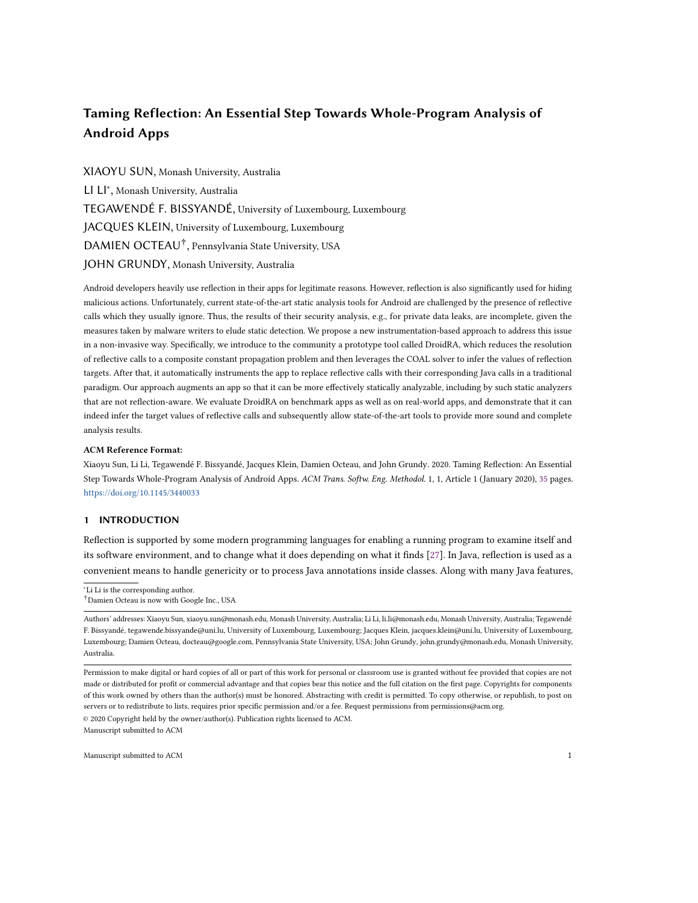# Taming Reflection: An Essential Step Towards Whole-Program Analysis of Android Apps

XIAOYU SUN, Monash University, Australia

LI LI*, Monash University, Australia

TEGAWENDÉ F. BISSYANDÉ, University of Luxembourg, Luxembourg

JACQUES KLEIN, University of Luxembourg, Luxembourg

DAMIEN OCTEAU†, Pennsylvania State University, USA

JOHN GRUNDY, Monash University, Australia

Android developers heavily use reflection in their apps for legitimate reasons. However, reflection is also significantly used for hiding malicious actions. Unfortunately, current state-of-the-art static analysis tools for Android are challenged by the presence of reflective calls which they usually ignore. Thus, the results of their security analysis, e.g., for private data leaks, are incomplete, given the measures taken by malware writers to elude static detection. We propose a new instrumentation-based approach to address this issue in a non-invasive way. Specifically, we introduce to the community a prototype tool called DroidRA, which reduces the resolution of reflective calls to a composite constant propagation problem and then leverages the COAL solver to infer the values of reflection targets. After that, it automatically instruments the app to replace reflective calls with their corresponding Java calls in a traditional paradigm. Our approach augments an app so that it can be more effectively statically analyzable, including by such static analyzers that are not reflection-aware. We evaluate DroidRA on benchmark apps as well as on real-world apps, and demonstrate that it can indeed infer the target values of reflective calls and subsequently allow state-of-the-art tools to provide more sound and complete analysis results.

**ACM Reference Format:**

Xiaoyu Sun, Li Li, Tegawendé F. Bissyandé, Jacques Klein, Damien Octeau, and John Grundy. 2020. Taming Reflection: An Essential Step Towards Whole-Program Analysis of Android Apps. *ACM Trans. Softw. Eng. Methodol.* 1, 1, Article 1 (January 2020), 35 pages. https://doi.org/10.1145/3440033

## 1 INTRODUCTION

Reflection is supported by some modern programming languages for enabling a running program to examine itself and its software environment, and to change what it does depending on what it finds [27]. In Java, reflection is used as a convenient means to handle genericity or to process Java annotations inside classes. Along with many Java features,

*Li Li is the corresponding author.

†Damien Octeau is now with Google Inc., USA

Authors' addresses: Xiaoyu Sun, xiaoyu.sun@monash.edu, Monash University, Australia; Li Li, li.li@monash.edu, Monash University, Australia; Tegawendé F. Bissyandé, tegawende.bissyande@uni.lu, University of Luxembourg, Luxembourg; Jacques Klein, jacques.klein@uni.lu, University of Luxembourg, Luxembourg; Damien Octeau, docteau@google.com, Pennsylvania State University, USA; John Grundy, john.grundy@monash.edu, Monash University, Australia.

Permission to make digital or hard copies of all or part of this work for personal or classroom use is granted without fee provided that copies are not made or distributed for profit or commercial advantage and that copies bear this notice and the full citation on the first page. Copyrights for components of this work owned by others than the author(s) must be honored. Abstracting with credit is permitted. To copy otherwise, or republish, to post on servers or to redistribute to lists, requires prior specific permission and/or a fee. Request permissions from permissions@acm.org.

© 2020 Copyright held by the owner/author(s). Publication rights licensed to ACM.

Manuscript submitted to ACM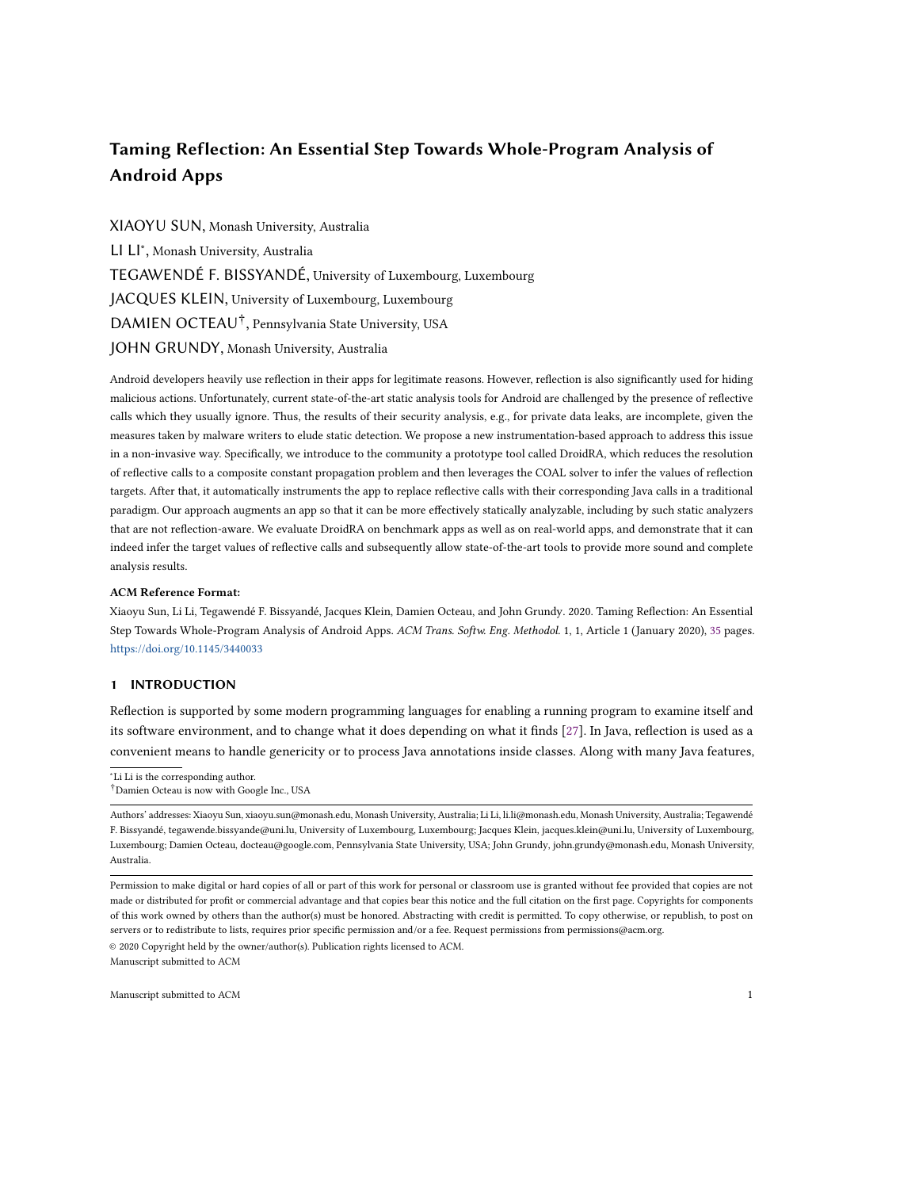# Taming Reflection: An Essential Step Towards Whole-Program Analysis of Android Apps

XIAOYU SUN, Monash University, Australia

LI LI*, Monash University, Australia

TEGAWENDÉ F. BISSYANDÉ, University of Luxembourg, Luxembourg

JACQUES KLEIN, University of Luxembourg, Luxembourg

DAMIEN OCTEAU†, Pennsylvania State University, USA

JOHN GRUNDY, Monash University, Australia

Android developers heavily use reflection in their apps for legitimate reasons. However, reflection is also significantly used for hiding malicious actions. Unfortunately, current state-of-the-art static analysis tools for Android are challenged by the presence of reflective calls which they usually ignore. Thus, the results of their security analysis, e.g., for private data leaks, are incomplete, given the measures taken by malware writers to elude static detection. We propose a new instrumentation-based approach to address this issue in a non-invasive way. Specifically, we introduce to the community a prototype tool called DroidRA, which reduces the resolution of reflective calls to a composite constant propagation problem and then leverages the COAL solver to infer the values of reflection targets. After that, it automatically instruments the app to replace reflective calls with their corresponding Java calls in a traditional paradigm. Our approach augments an app so that it can be more effectively statically analyzable, including by such static analyzers that are not reflection-aware. We evaluate DroidRA on benchmark apps as well as on real-world apps, and demonstrate that it can indeed infer the target values of reflective calls and subsequently allow state-of-the-art tools to provide more sound and complete analysis results.

**ACM Reference Format:**

Xiaoyu Sun, Li Li, Tegawendé F. Bissyandé, Jacques Klein, Damien Octeau, and John Grundy. 2020. Taming Reflection: An Essential Step Towards Whole-Program Analysis of Android Apps. *ACM Trans. Softw. Eng. Methodol.* 1, 1, Article 1 (January 2020), 35 pages. https://doi.org/10.1145/3440033

## 1 INTRODUCTION

Reflection is supported by some modern programming languages for enabling a running program to examine itself and its software environment, and to change what it does depending on what it finds [27]. In Java, reflection is used as a convenient means to handle genericity or to process Java annotations inside classes. Along with many Java features,

*Li Li is the corresponding author.

†Damien Octeau is now with Google Inc., USA

Authors' addresses: Xiaoyu Sun, xiaoyu.sun@monash.edu, Monash University, Australia; Li Li, li.li@monash.edu, Monash University, Australia; Tegawendé F. Bissyandé, tegawende.bissyande@uni.lu, University of Luxembourg, Luxembourg; Jacques Klein, jacques.klein@uni.lu, University of Luxembourg, Luxembourg; Damien Octeau, docteau@google.com, Pennsylvania State University, USA; John Grundy, john.grundy@monash.edu, Monash University, Australia.

Permission to make digital or hard copies of all or part of this work for personal or classroom use is granted without fee provided that copies are not made or distributed for profit or commercial advantage and that copies bear this notice and the full citation on the first page. Copyrights for components of this work owned by others than the author(s) must be honored. Abstracting with credit is permitted. To copy otherwise, or republish, to post on servers or to redistribute to lists, requires prior specific permission and/or a fee. Request permissions from permissions@acm.org.

© 2020 Copyright held by the owner/author(s). Publication rights licensed to ACM.

Manuscript submitted to ACM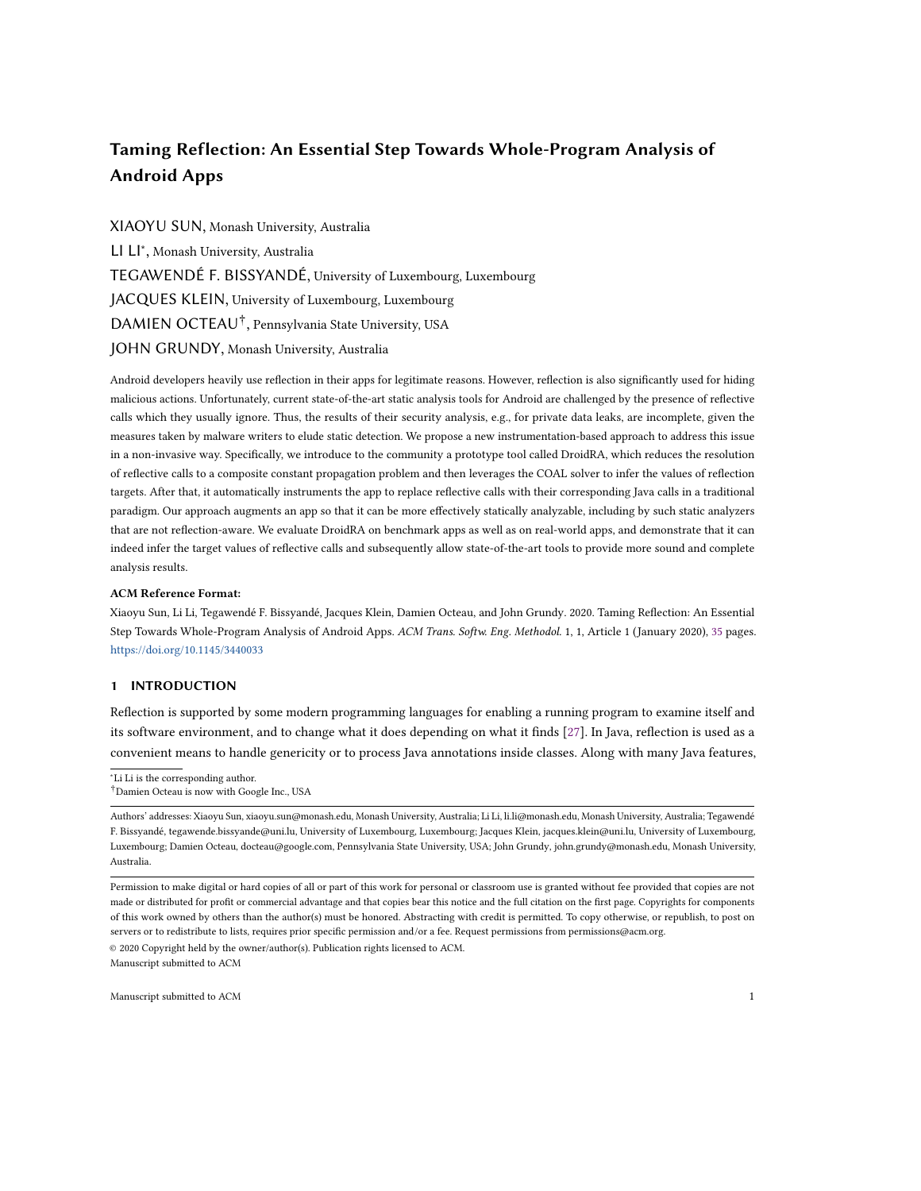# Taming Reflection: An Essential Step Towards Whole-Program Analysis of Android Apps

XIAOYU SUN, Monash University, Australia

LI LI*, Monash University, Australia

TEGAWENDÉ F. BISSYANDÉ, University of Luxembourg, Luxembourg

JACQUES KLEIN, University of Luxembourg, Luxembourg

DAMIEN OCTEAU†, Pennsylvania State University, USA

JOHN GRUNDY, Monash University, Australia

Android developers heavily use reflection in their apps for legitimate reasons. However, reflection is also significantly used for hiding malicious actions. Unfortunately, current state-of-the-art static analysis tools for Android are challenged by the presence of reflective calls which they usually ignore. Thus, the results of their security analysis, e.g., for private data leaks, are incomplete, given the measures taken by malware writers to elude static detection. We propose a new instrumentation-based approach to address this issue in a non-invasive way. Specifically, we introduce to the community a prototype tool called DroidRA, which reduces the resolution of reflective calls to a composite constant propagation problem and then leverages the COAL solver to infer the values of reflection targets. After that, it automatically instruments the app to replace reflective calls with their corresponding Java calls in a traditional paradigm. Our approach augments an app so that it can be more effectively statically analyzable, including by such static analyzers that are not reflection-aware. We evaluate DroidRA on benchmark apps as well as on real-world apps, and demonstrate that it can indeed infer the target values of reflective calls and subsequently allow state-of-the-art tools to provide more sound and complete analysis results.

**ACM Reference Format:**

Xiaoyu Sun, Li Li, Tegawendé F. Bissyandé, Jacques Klein, Damien Octeau, and John Grundy. 2020. Taming Reflection: An Essential Step Towards Whole-Program Analysis of Android Apps. *ACM Trans. Softw. Eng. Methodol.* 1, 1, Article 1 (January 2020), 35 pages. https://doi.org/10.1145/3440033

## 1 INTRODUCTION

Reflection is supported by some modern programming languages for enabling a running program to examine itself and its software environment, and to change what it does depending on what it finds [27]. In Java, reflection is used as a convenient means to handle genericity or to process Java annotations inside classes. Along with many Java features,

*Li Li is the corresponding author.

†Damien Octeau is now with Google Inc., USA

Authors' addresses: Xiaoyu Sun, xiaoyu.sun@monash.edu, Monash University, Australia; Li Li, li.li@monash.edu, Monash University, Australia; Tegawendé F. Bissyandé, tegawende.bissyande@uni.lu, University of Luxembourg, Luxembourg; Jacques Klein, jacques.klein@uni.lu, University of Luxembourg, Luxembourg; Damien Octeau, docteau@google.com, Pennsylvania State University, USA; John Grundy, john.grundy@monash.edu, Monash University, Australia.

Permission to make digital or hard copies of all or part of this work for personal or classroom use is granted without fee provided that copies are not made or distributed for profit or commercial advantage and that copies bear this notice and the full citation on the first page. Copyrights for components of this work owned by others than the author(s) must be honored. Abstracting with credit is permitted. To copy otherwise, or republish, to post on servers or to redistribute to lists, requires prior specific permission and/or a fee. Request permissions from permissions@acm.org.

© 2020 Copyright held by the owner/author(s). Publication rights licensed to ACM.

Manuscript submitted to ACM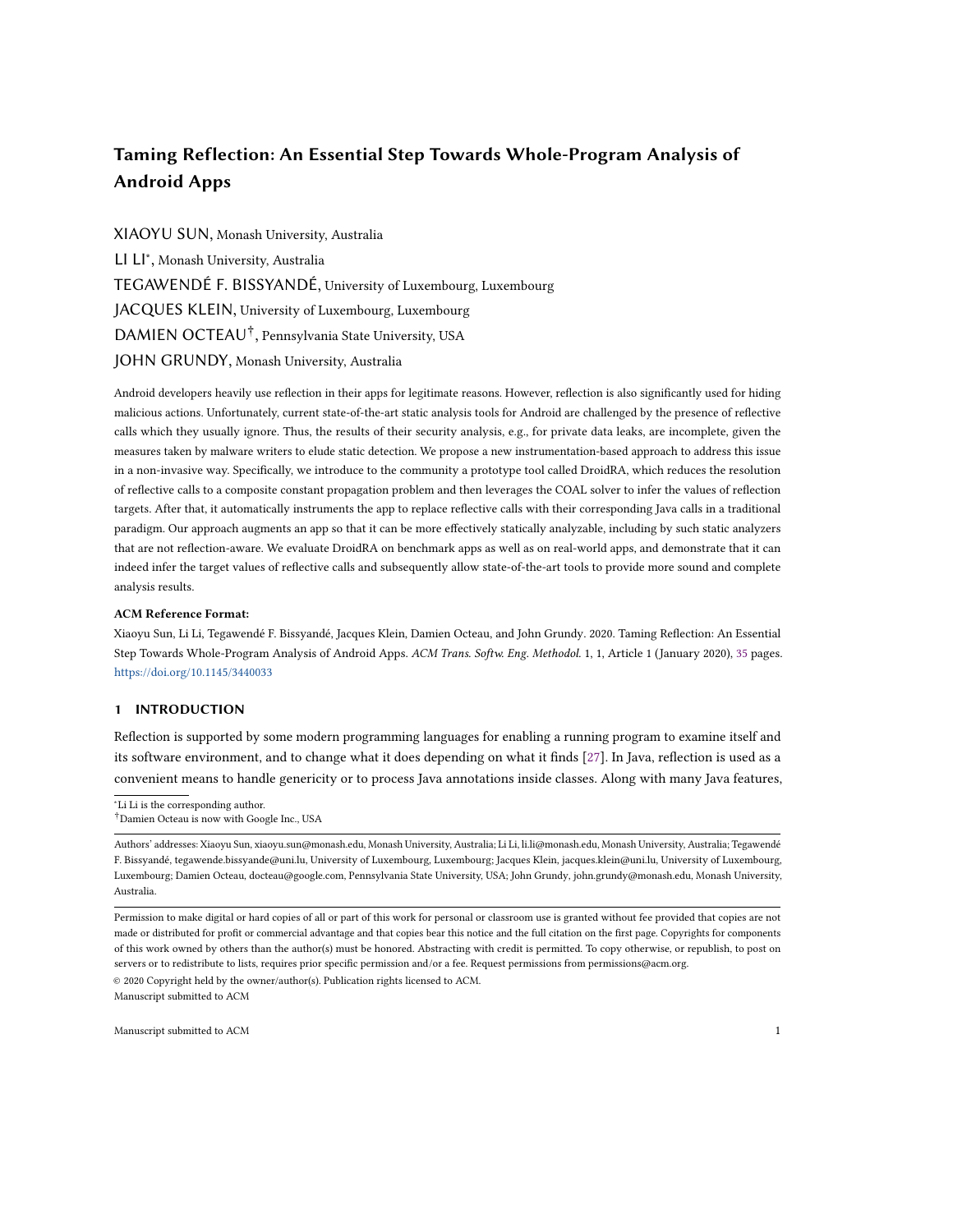# Taming Reflection: An Essential Step Towards Whole-Program Analysis of Android Apps

XIAOYU SUN, Monash University, Australia

LI LI*, Monash University, Australia

TEGAWENDÉ F. BISSYANDÉ, University of Luxembourg, Luxembourg

JACQUES KLEIN, University of Luxembourg, Luxembourg

DAMIEN OCTEAU†, Pennsylvania State University, USA

JOHN GRUNDY, Monash University, Australia

Android developers heavily use reflection in their apps for legitimate reasons. However, reflection is also significantly used for hiding malicious actions. Unfortunately, current state-of-the-art static analysis tools for Android are challenged by the presence of reflective calls which they usually ignore. Thus, the results of their security analysis, e.g., for private data leaks, are incomplete, given the measures taken by malware writers to elude static detection. We propose a new instrumentation-based approach to address this issue in a non-invasive way. Specifically, we introduce to the community a prototype tool called DroidRA, which reduces the resolution of reflective calls to a composite constant propagation problem and then leverages the COAL solver to infer the values of reflection targets. After that, it automatically instruments the app to replace reflective calls with their corresponding Java calls in a traditional paradigm. Our approach augments an app so that it can be more effectively statically analyzable, including by such static analyzers that are not reflection-aware. We evaluate DroidRA on benchmark apps as well as on real-world apps, and demonstrate that it can indeed infer the target values of reflective calls and subsequently allow state-of-the-art tools to provide more sound and complete analysis results.

**ACM Reference Format:**

Xiaoyu Sun, Li Li, Tegawendé F. Bissyandé, Jacques Klein, Damien Octeau, and John Grundy. 2020. Taming Reflection: An Essential Step Towards Whole-Program Analysis of Android Apps. *ACM Trans. Softw. Eng. Methodol.* 1, 1, Article 1 (January 2020), 35 pages. https://doi.org/10.1145/3440033

## 1 INTRODUCTION

Reflection is supported by some modern programming languages for enabling a running program to examine itself and its software environment, and to change what it does depending on what it finds [27]. In Java, reflection is used as a convenient means to handle genericity or to process Java annotations inside classes. Along with many Java features,

*Li Li is the corresponding author.

†Damien Octeau is now with Google Inc., USA

Authors' addresses: Xiaoyu Sun, xiaoyu.sun@monash.edu, Monash University, Australia; Li Li, li.li@monash.edu, Monash University, Australia; Tegawendé F. Bissyandé, tegawende.bissyande@uni.lu, University of Luxembourg, Luxembourg; Jacques Klein, jacques.klein@uni.lu, University of Luxembourg, Luxembourg; Damien Octeau, docteau@google.com, Pennsylvania State University, USA; John Grundy, john.grundy@monash.edu, Monash University, Australia.

Permission to make digital or hard copies of all or part of this work for personal or classroom use is granted without fee provided that copies are not made or distributed for profit or commercial advantage and that copies bear this notice and the full citation on the first page. Copyrights for components of this work owned by others than the author(s) must be honored. Abstracting with credit is permitted. To copy otherwise, or republish, to post on servers or to redistribute to lists, requires prior specific permission and/or a fee. Request permissions from permissions@acm.org.

© 2020 Copyright held by the owner/author(s). Publication rights licensed to ACM.

Manuscript submitted to ACM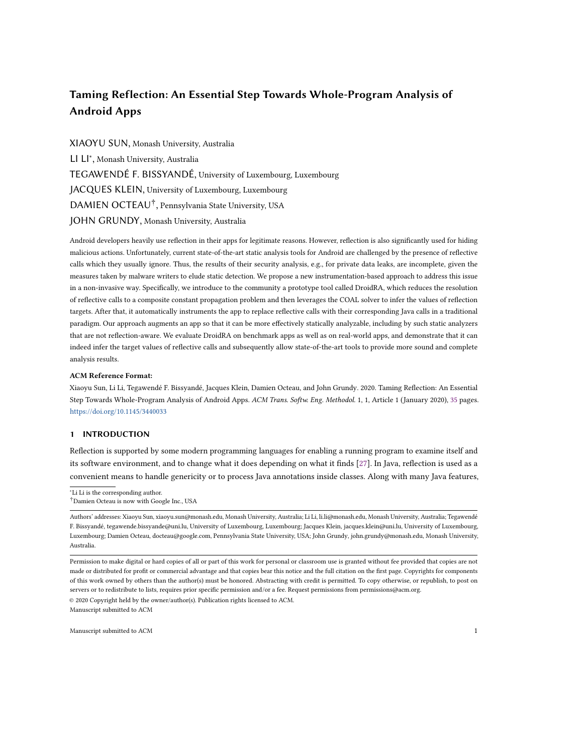# Taming Reflection: An Essential Step Towards Whole-Program Analysis of Android Apps

XIAOYU SUN, Monash University, Australia

LI LI*, Monash University, Australia

TEGAWENDÉ F. BISSYANDÉ, University of Luxembourg, Luxembourg

JACQUES KLEIN, University of Luxembourg, Luxembourg

DAMIEN OCTEAU†, Pennsylvania State University, USA

JOHN GRUNDY, Monash University, Australia

Android developers heavily use reflection in their apps for legitimate reasons. However, reflection is also significantly used for hiding malicious actions. Unfortunately, current state-of-the-art static analysis tools for Android are challenged by the presence of reflective calls which they usually ignore. Thus, the results of their security analysis, e.g., for private data leaks, are incomplete, given the measures taken by malware writers to elude static detection. We propose a new instrumentation-based approach to address this issue in a non-invasive way. Specifically, we introduce to the community a prototype tool called DroidRA, which reduces the resolution of reflective calls to a composite constant propagation problem and then leverages the COAL solver to infer the values of reflection targets. After that, it automatically instruments the app to replace reflective calls with their corresponding Java calls in a traditional paradigm. Our approach augments an app so that it can be more effectively statically analyzable, including by such static analyzers that are not reflection-aware. We evaluate DroidRA on benchmark apps as well as on real-world apps, and demonstrate that it can indeed infer the target values of reflective calls and subsequently allow state-of-the-art tools to provide more sound and complete analysis results.

**ACM Reference Format:**

Xiaoyu Sun, Li Li, Tegawendé F. Bissyandé, Jacques Klein, Damien Octeau, and John Grundy. 2020. Taming Reflection: An Essential Step Towards Whole-Program Analysis of Android Apps. *ACM Trans. Softw. Eng. Methodol.* 1, 1, Article 1 (January 2020), 35 pages. https://doi.org/10.1145/3440033

## 1 INTRODUCTION

Reflection is supported by some modern programming languages for enabling a running program to examine itself and its software environment, and to change what it does depending on what it finds [27]. In Java, reflection is used as a convenient means to handle genericity or to process Java annotations inside classes. Along with many Java features,

*Li Li is the corresponding author.

†Damien Octeau is now with Google Inc., USA

Authors' addresses: Xiaoyu Sun, xiaoyu.sun@monash.edu, Monash University, Australia; Li Li, li.li@monash.edu, Monash University, Australia; Tegawendé F. Bissyandé, tegawende.bissyande@uni.lu, University of Luxembourg, Luxembourg; Jacques Klein, jacques.klein@uni.lu, University of Luxembourg, Luxembourg; Damien Octeau, docteau@google.com, Pennsylvania State University, USA; John Grundy, john.grundy@monash.edu, Monash University, Australia.

Permission to make digital or hard copies of all or part of this work for personal or classroom use is granted without fee provided that copies are not made or distributed for profit or commercial advantage and that copies bear this notice and the full citation on the first page. Copyrights for components of this work owned by others than the author(s) must be honored. Abstracting with credit is permitted. To copy otherwise, or republish, to post on servers or to redistribute to lists, requires prior specific permission and/or a fee. Request permissions from permissions@acm.org.

© 2020 Copyright held by the owner/author(s). Publication rights licensed to ACM.

Manuscript submitted to ACM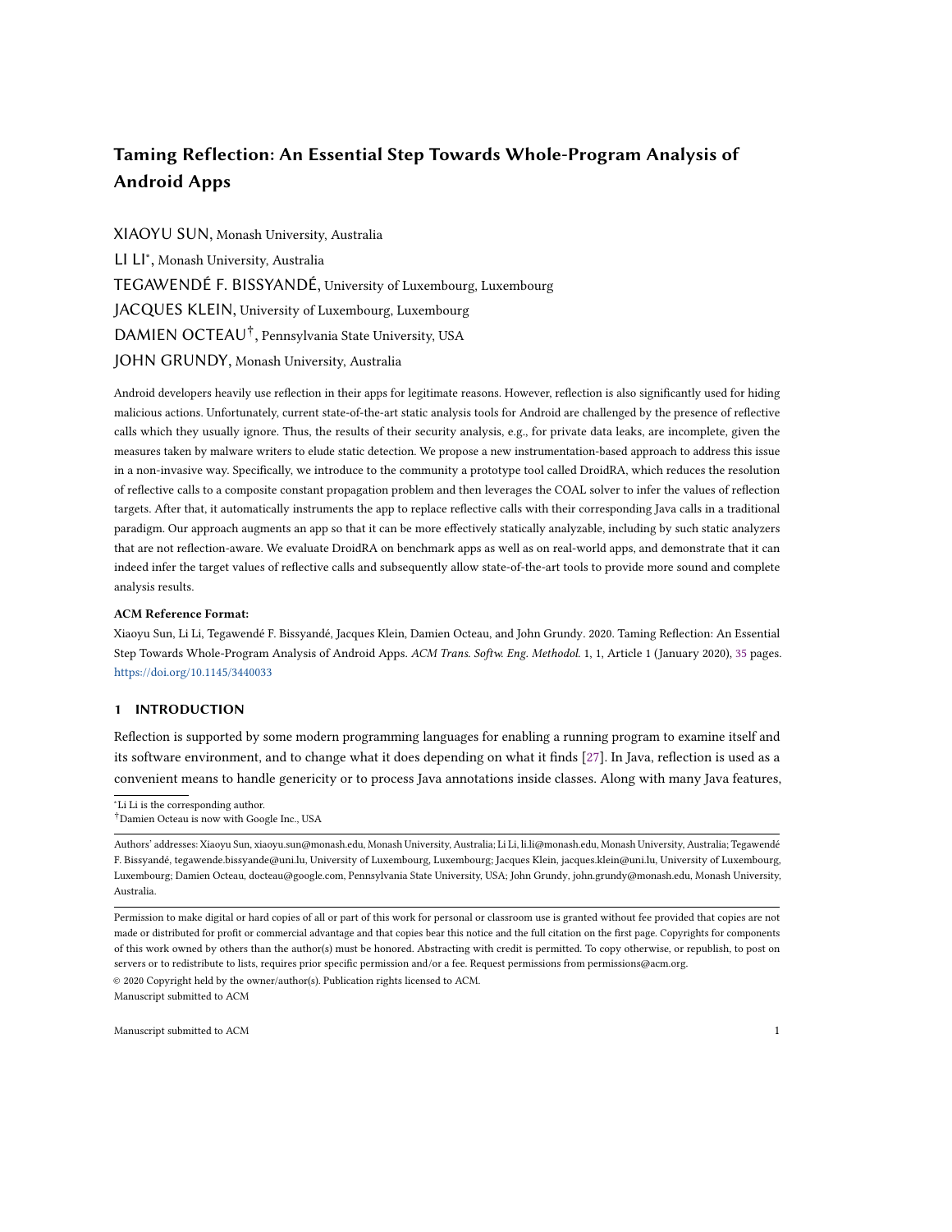# Taming Reflection: An Essential Step Towards Whole-Program Analysis of Android Apps

XIAOYU SUN, Monash University, Australia

LI LI*, Monash University, Australia

TEGAWENDÉ F. BISSYANDÉ, University of Luxembourg, Luxembourg

JACQUES KLEIN, University of Luxembourg, Luxembourg

DAMIEN OCTEAU†, Pennsylvania State University, USA

JOHN GRUNDY, Monash University, Australia

Android developers heavily use reflection in their apps for legitimate reasons. However, reflection is also significantly used for hiding malicious actions. Unfortunately, current state-of-the-art static analysis tools for Android are challenged by the presence of reflective calls which they usually ignore. Thus, the results of their security analysis, e.g., for private data leaks, are incomplete, given the measures taken by malware writers to elude static detection. We propose a new instrumentation-based approach to address this issue in a non-invasive way. Specifically, we introduce to the community a prototype tool called DroidRA, which reduces the resolution of reflective calls to a composite constant propagation problem and then leverages the COAL solver to infer the values of reflection targets. After that, it automatically instruments the app to replace reflective calls with their corresponding Java calls in a traditional paradigm. Our approach augments an app so that it can be more effectively statically analyzable, including by such static analyzers that are not reflection-aware. We evaluate DroidRA on benchmark apps as well as on real-world apps, and demonstrate that it can indeed infer the target values of reflective calls and subsequently allow state-of-the-art tools to provide more sound and complete analysis results.

**ACM Reference Format:**

Xiaoyu Sun, Li Li, Tegawendé F. Bissyandé, Jacques Klein, Damien Octeau, and John Grundy. 2020. Taming Reflection: An Essential Step Towards Whole-Program Analysis of Android Apps. *ACM Trans. Softw. Eng. Methodol.* 1, 1, Article 1 (January 2020), 35 pages. https://doi.org/10.1145/3440033

## 1 INTRODUCTION

Reflection is supported by some modern programming languages for enabling a running program to examine itself and its software environment, and to change what it does depending on what it finds [27]. In Java, reflection is used as a convenient means to handle genericity or to process Java annotations inside classes. Along with many Java features,

---

*Li Li is the corresponding author.

†Damien Octeau is now with Google Inc., USA

Authors' addresses: Xiaoyu Sun, xiaoyu.sun@monash.edu, Monash University, Australia; Li Li, li.li@monash.edu, Monash University, Australia; Tegawendé F. Bissyandé, tegawende.bissyande@uni.lu, University of Luxembourg, Luxembourg; Jacques Klein, jacques.klein@uni.lu, University of Luxembourg, Luxembourg; Damien Octeau, docteau@google.com, Pennsylvania State University, USA; John Grundy, john.grundy@monash.edu, Monash University, Australia.

Permission to make digital or hard copies of all or part of this work for personal or classroom use is granted without fee provided that copies are not made or distributed for profit or commercial advantage and that copies bear this notice and the full citation on the first page. Copyrights for components of this work owned by others than the author(s) must be honored. Abstracting with credit is permitted. To copy otherwise, or republish, to post on servers or to redistribute to lists, requires prior specific permission and/or a fee. Request permissions from permissions@acm.org.

© 2020 Copyright held by the owner/author(s). Publication rights licensed to ACM.

Manuscript submitted to ACM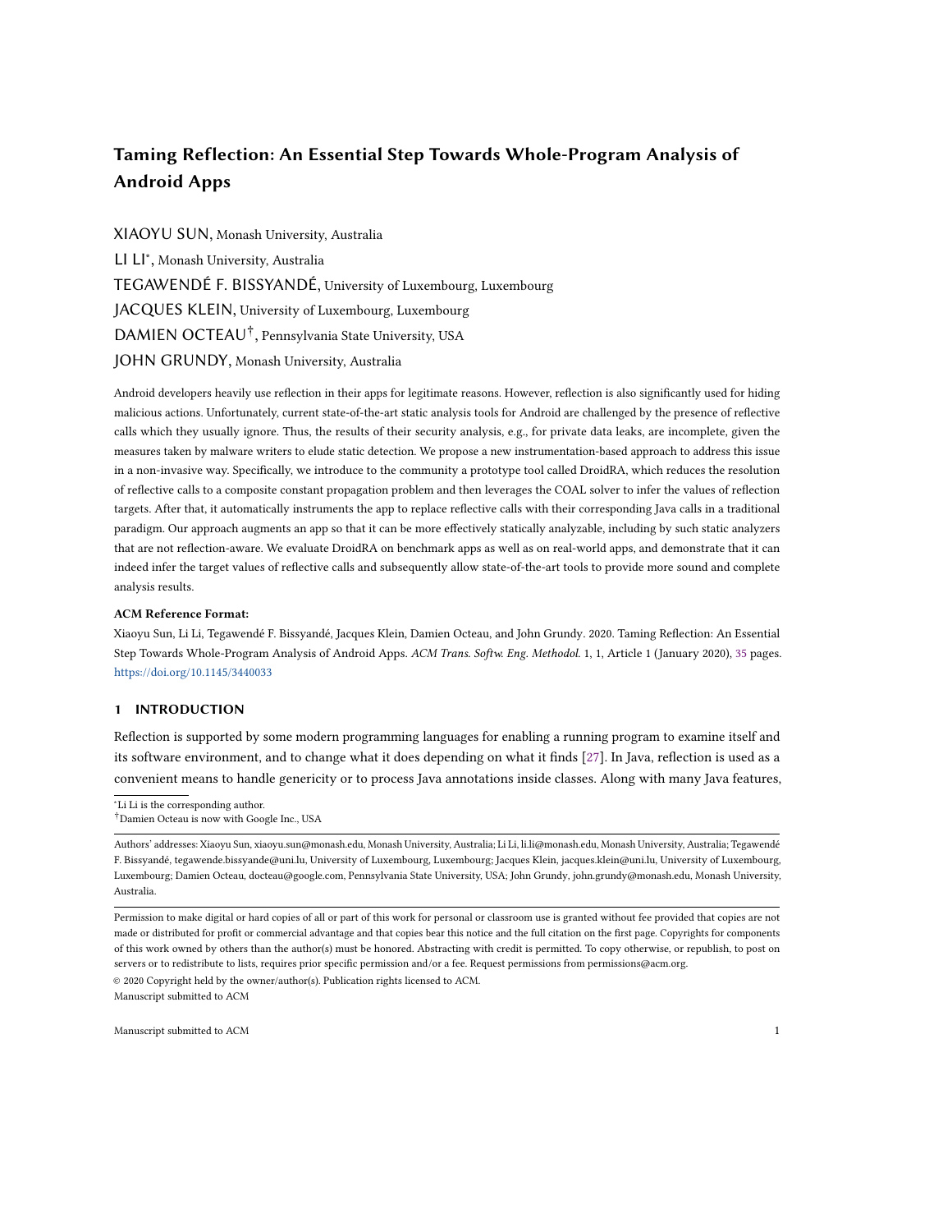# Taming Reflection: An Essential Step Towards Whole-Program Analysis of Android Apps

XIAOYU SUN, Monash University, Australia

LI LI*, Monash University, Australia

TEGAWENDÉ F. BISSYANDÉ, University of Luxembourg, Luxembourg

JACQUES KLEIN, University of Luxembourg, Luxembourg

DAMIEN OCTEAU†, Pennsylvania State University, USA

JOHN GRUNDY, Monash University, Australia

Android developers heavily use reflection in their apps for legitimate reasons. However, reflection is also significantly used for hiding malicious actions. Unfortunately, current state-of-the-art static analysis tools for Android are challenged by the presence of reflective calls which they usually ignore. Thus, the results of their security analysis, e.g., for private data leaks, are incomplete, given the measures taken by malware writers to elude static detection. We propose a new instrumentation-based approach to address this issue in a non-invasive way. Specifically, we introduce to the community a prototype tool called DroidRA, which reduces the resolution of reflective calls to a composite constant propagation problem and then leverages the COAL solver to infer the values of reflection targets. After that, it automatically instruments the app to replace reflective calls with their corresponding Java calls in a traditional paradigm. Our approach augments an app so that it can be more effectively statically analyzable, including by such static analyzers that are not reflection-aware. We evaluate DroidRA on benchmark apps as well as on real-world apps, and demonstrate that it can indeed infer the target values of reflective calls and subsequently allow state-of-the-art tools to provide more sound and complete analysis results.

**ACM Reference Format:**

Xiaoyu Sun, Li Li, Tegawendé F. Bissyandé, Jacques Klein, Damien Octeau, and John Grundy. 2020. Taming Reflection: An Essential Step Towards Whole-Program Analysis of Android Apps. *ACM Trans. Softw. Eng. Methodol.* 1, 1, Article 1 (January 2020), 35 pages. https://doi.org/10.1145/3440033

## 1 INTRODUCTION

Reflection is supported by some modern programming languages for enabling a running program to examine itself and its software environment, and to change what it does depending on what it finds [27]. In Java, reflection is used as a convenient means to handle genericity or to process Java annotations inside classes. Along with many Java features,

---

*Li Li is the corresponding author.

†Damien Octeau is now with Google Inc., USA

Authors' addresses: Xiaoyu Sun, xiaoyu.sun@monash.edu, Monash University, Australia; Li Li, li.li@monash.edu, Monash University, Australia; Tegawendé F. Bissyandé, tegawende.bissyande@uni.lu, University of Luxembourg, Luxembourg; Jacques Klein, jacques.klein@uni.lu, University of Luxembourg, Luxembourg; Damien Octeau, docteau@google.com, Pennsylvania State University, USA; John Grundy, john.grundy@monash.edu, Monash University, Australia.

Permission to make digital or hard copies of all or part of this work for personal or classroom use is granted without fee provided that copies are not made or distributed for profit or commercial advantage and that copies bear this notice and the full citation on the first page. Copyrights for components of this work owned by others than the author(s) must be honored. Abstracting with credit is permitted. To copy otherwise, or republish, to post on servers or to redistribute to lists, requires prior specific permission and/or a fee. Request permissions from permissions@acm.org.

© 2020 Copyright held by the owner/author(s). Publication rights licensed to ACM.

Manuscript submitted to ACM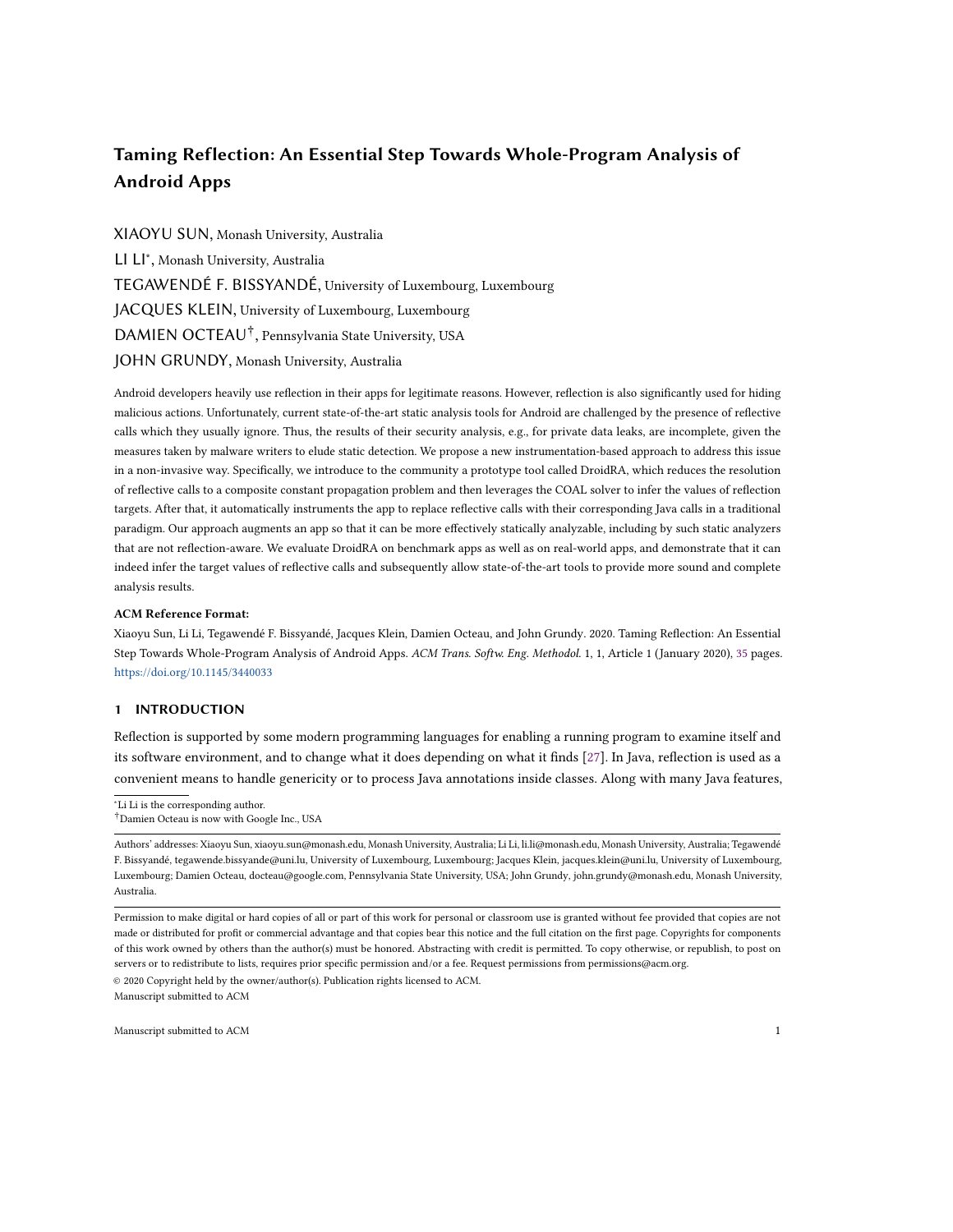# Taming Reflection: An Essential Step Towards Whole-Program Analysis of Android Apps

XIAOYU SUN, Monash University, Australia

LI LI*, Monash University, Australia

TEGAWENDÉ F. BISSYANDÉ, University of Luxembourg, Luxembourg

JACQUES KLEIN, University of Luxembourg, Luxembourg

DAMIEN OCTEAU†, Pennsylvania State University, USA

JOHN GRUNDY, Monash University, Australia

Android developers heavily use reflection in their apps for legitimate reasons. However, reflection is also significantly used for hiding malicious actions. Unfortunately, current state-of-the-art static analysis tools for Android are challenged by the presence of reflective calls which they usually ignore. Thus, the results of their security analysis, e.g., for private data leaks, are incomplete, given the measures taken by malware writers to elude static detection. We propose a new instrumentation-based approach to address this issue in a non-invasive way. Specifically, we introduce to the community a prototype tool called DroidRA, which reduces the resolution of reflective calls to a composite constant propagation problem and then leverages the COAL solver to infer the values of reflection targets. After that, it automatically instruments the app to replace reflective calls with their corresponding Java calls in a traditional paradigm. Our approach augments an app so that it can be more effectively statically analyzable, including by such static analyzers that are not reflection-aware. We evaluate DroidRA on benchmark apps as well as on real-world apps, and demonstrate that it can indeed infer the target values of reflective calls and subsequently allow state-of-the-art tools to provide more sound and complete analysis results.

**ACM Reference Format:**

Xiaoyu Sun, Li Li, Tegawendé F. Bissyandé, Jacques Klein, Damien Octeau, and John Grundy. 2020. Taming Reflection: An Essential Step Towards Whole-Program Analysis of Android Apps. *ACM Trans. Softw. Eng. Methodol.* 1, 1, Article 1 (January 2020), 35 pages. https://doi.org/10.1145/3440033

## 1 INTRODUCTION

Reflection is supported by some modern programming languages for enabling a running program to examine itself and its software environment, and to change what it does depending on what it finds [27]. In Java, reflection is used as a convenient means to handle genericity or to process Java annotations inside classes. Along with many Java features,

---

*Li Li is the corresponding author.

†Damien Octeau is now with Google Inc., USA

Authors' addresses: Xiaoyu Sun, xiaoyu.sun@monash.edu, Monash University, Australia; Li Li, li.li@monash.edu, Monash University, Australia; Tegawendé F. Bissyandé, tegawende.bissyande@uni.lu, University of Luxembourg, Luxembourg; Jacques Klein, jacques.klein@uni.lu, University of Luxembourg, Luxembourg; Damien Octeau, docteau@google.com, Pennsylvania State University, USA; John Grundy, john.grundy@monash.edu, Monash University, Australia.

Permission to make digital or hard copies of all or part of this work for personal or classroom use is granted without fee provided that copies are not made or distributed for profit or commercial advantage and that copies bear this notice and the full citation on the first page. Copyrights for components of this work owned by others than the author(s) must be honored. Abstracting with credit is permitted. To copy otherwise, or republish, to post on servers or to redistribute to lists, requires prior specific permission and/or a fee. Request permissions from permissions@acm.org.

© 2020 Copyright held by the owner/author(s). Publication rights licensed to ACM.

Manuscript submitted to ACM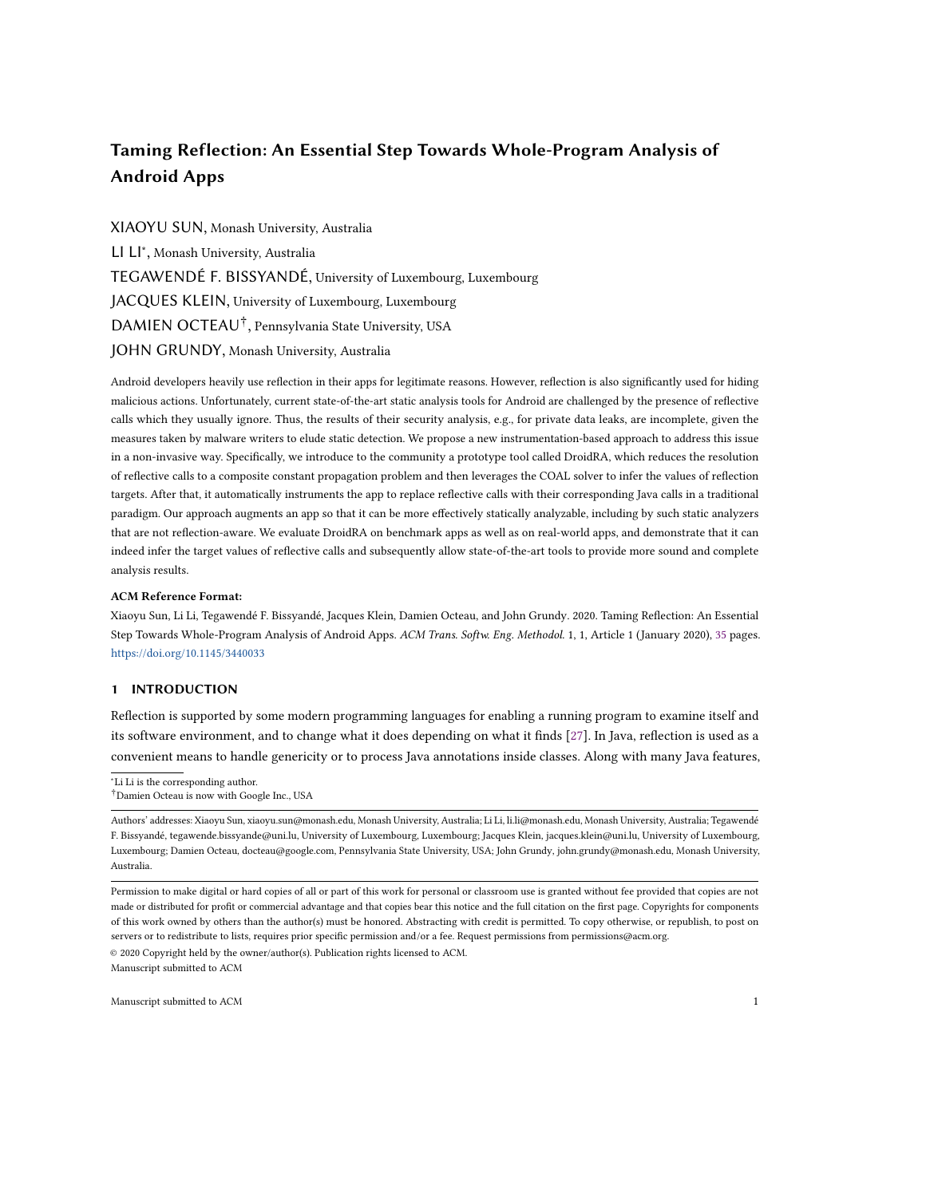# Taming Reflection: An Essential Step Towards Whole-Program Analysis of Android Apps

XIAOYU SUN, Monash University, Australia

LI LI*, Monash University, Australia

TEGAWENDÉ F. BISSYANDÉ, University of Luxembourg, Luxembourg

JACQUES KLEIN, University of Luxembourg, Luxembourg

DAMIEN OCTEAU†, Pennsylvania State University, USA

JOHN GRUNDY, Monash University, Australia

Android developers heavily use reflection in their apps for legitimate reasons. However, reflection is also significantly used for hiding malicious actions. Unfortunately, current state-of-the-art static analysis tools for Android are challenged by the presence of reflective calls which they usually ignore. Thus, the results of their security analysis, e.g., for private data leaks, are incomplete, given the measures taken by malware writers to elude static detection. We propose a new instrumentation-based approach to address this issue in a non-invasive way. Specifically, we introduce to the community a prototype tool called DroidRA, which reduces the resolution of reflective calls to a composite constant propagation problem and then leverages the COAL solver to infer the values of reflection targets. After that, it automatically instruments the app to replace reflective calls with their corresponding Java calls in a traditional paradigm. Our approach augments an app so that it can be more effectively statically analyzable, including by such static analyzers that are not reflection-aware. We evaluate DroidRA on benchmark apps as well as on real-world apps, and demonstrate that it can indeed infer the target values of reflective calls and subsequently allow state-of-the-art tools to provide more sound and complete analysis results.

**ACM Reference Format:**

Xiaoyu Sun, Li Li, Tegawendé F. Bissyandé, Jacques Klein, Damien Octeau, and John Grundy. 2020. Taming Reflection: An Essential Step Towards Whole-Program Analysis of Android Apps. *ACM Trans. Softw. Eng. Methodol.* 1, 1, Article 1 (January 2020), 35 pages. https://doi.org/10.1145/3440033

## 1 INTRODUCTION

Reflection is supported by some modern programming languages for enabling a running program to examine itself and its software environment, and to change what it does depending on what it finds [27]. In Java, reflection is used as a convenient means to handle genericity or to process Java annotations inside classes. Along with many Java features,

*Li Li is the corresponding author.

†Damien Octeau is now with Google Inc., USA

Authors' addresses: Xiaoyu Sun, xiaoyu.sun@monash.edu, Monash University, Australia; Li Li, li.li@monash.edu, Monash University, Australia; Tegawendé F. Bissyandé, tegawende.bissyande@uni.lu, University of Luxembourg, Luxembourg; Jacques Klein, jacques.klein@uni.lu, University of Luxembourg, Luxembourg; Damien Octeau, docteau@google.com, Pennsylvania State University, USA; John Grundy, john.grundy@monash.edu, Monash University, Australia.

Permission to make digital or hard copies of all or part of this work for personal or classroom use is granted without fee provided that copies are not made or distributed for profit or commercial advantage and that copies bear this notice and the full citation on the first page. Copyrights for components of this work owned by others than the author(s) must be honored. Abstracting with credit is permitted. To copy otherwise, or republish, to post on servers or to redistribute to lists, requires prior specific permission and/or a fee. Request permissions from permissions@acm.org.

© 2020 Copyright held by the owner/author(s). Publication rights licensed to ACM.

Manuscript submitted to ACM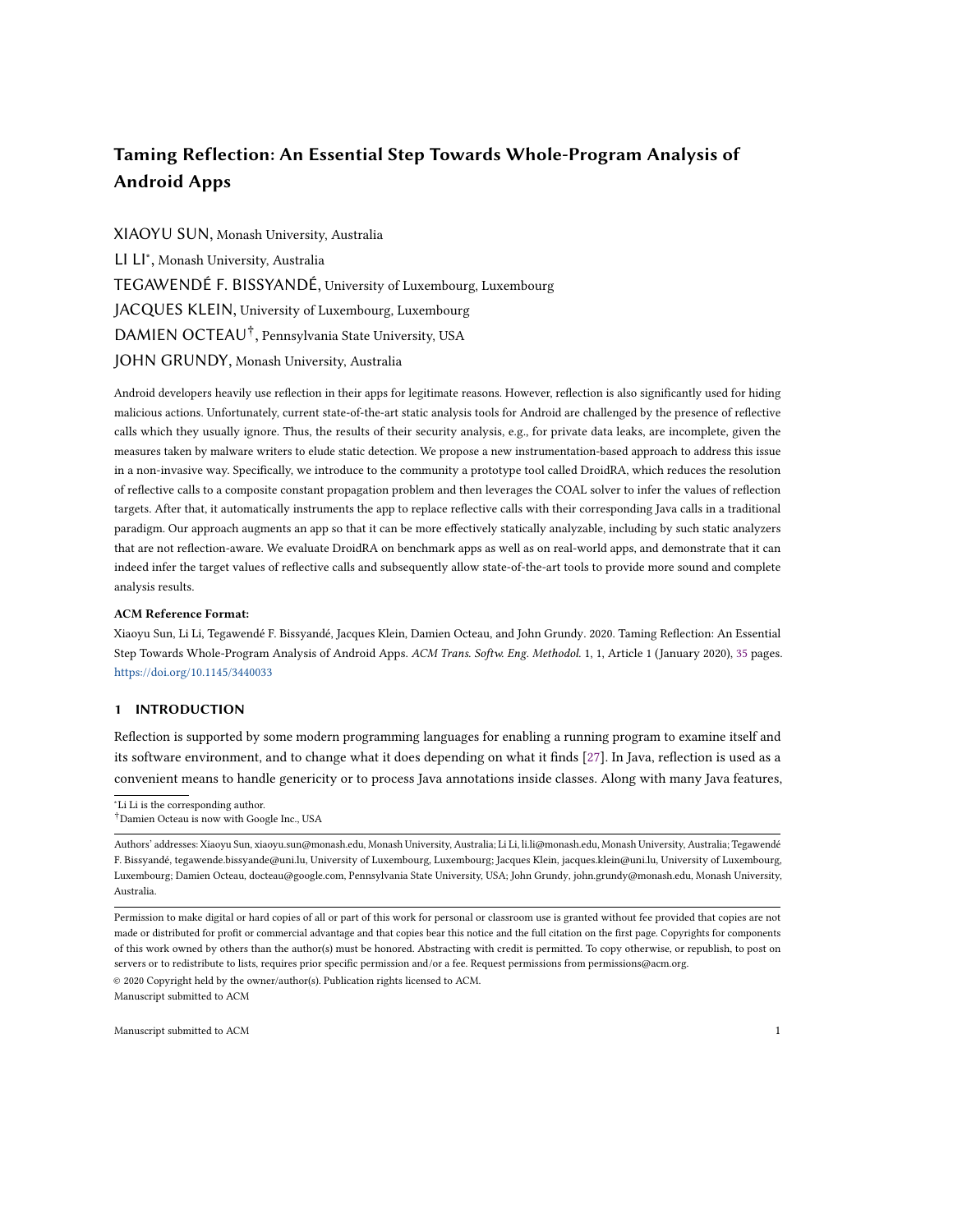# Taming Reflection: An Essential Step Towards Whole-Program Analysis of Android Apps

XIAOYU SUN, Monash University, Australia

LI LI*, Monash University, Australia

TEGAWENDÉ F. BISSYANDÉ, University of Luxembourg, Luxembourg

JACQUES KLEIN, University of Luxembourg, Luxembourg

DAMIEN OCTEAU†, Pennsylvania State University, USA

JOHN GRUNDY, Monash University, Australia

Android developers heavily use reflection in their apps for legitimate reasons. However, reflection is also significantly used for hiding malicious actions. Unfortunately, current state-of-the-art static analysis tools for Android are challenged by the presence of reflective calls which they usually ignore. Thus, the results of their security analysis, e.g., for private data leaks, are incomplete, given the measures taken by malware writers to elude static detection. We propose a new instrumentation-based approach to address this issue in a non-invasive way. Specifically, we introduce to the community a prototype tool called DroidRA, which reduces the resolution of reflective calls to a composite constant propagation problem and then leverages the COAL solver to infer the values of reflection targets. After that, it automatically instruments the app to replace reflective calls with their corresponding Java calls in a traditional paradigm. Our approach augments an app so that it can be more effectively statically analyzable, including by such static analyzers that are not reflection-aware. We evaluate DroidRA on benchmark apps as well as on real-world apps, and demonstrate that it can indeed infer the target values of reflective calls and subsequently allow state-of-the-art tools to provide more sound and complete analysis results.

**ACM Reference Format:**

Xiaoyu Sun, Li Li, Tegawendé F. Bissyandé, Jacques Klein, Damien Octeau, and John Grundy. 2020. Taming Reflection: An Essential Step Towards Whole-Program Analysis of Android Apps. *ACM Trans. Softw. Eng. Methodol.* 1, 1, Article 1 (January 2020), 35 pages. https://doi.org/10.1145/3440033

## 1 INTRODUCTION

Reflection is supported by some modern programming languages for enabling a running program to examine itself and its software environment, and to change what it does depending on what it finds [27]. In Java, reflection is used as a convenient means to handle genericity or to process Java annotations inside classes. Along with many Java features,

*Li Li is the corresponding author.

†Damien Octeau is now with Google Inc., USA

Authors' addresses: Xiaoyu Sun, xiaoyu.sun@monash.edu, Monash University, Australia; Li Li, li.li@monash.edu, Monash University, Australia; Tegawendé F. Bissyandé, tegawende.bissyande@uni.lu, University of Luxembourg, Luxembourg; Jacques Klein, jacques.klein@uni.lu, University of Luxembourg, Luxembourg; Damien Octeau, docteau@google.com, Pennsylvania State University, USA; John Grundy, john.grundy@monash.edu, Monash University, Australia.

Permission to make digital or hard copies of all or part of this work for personal or classroom use is granted without fee provided that copies are not made or distributed for profit or commercial advantage and that copies bear this notice and the full citation on the first page. Copyrights for components of this work owned by others than the author(s) must be honored. Abstracting with credit is permitted. To copy otherwise, or republish, to post on servers or to redistribute to lists, requires prior specific permission and/or a fee. Request permissions from permissions@acm.org.

© 2020 Copyright held by the owner/author(s). Publication rights licensed to ACM.

Manuscript submitted to ACM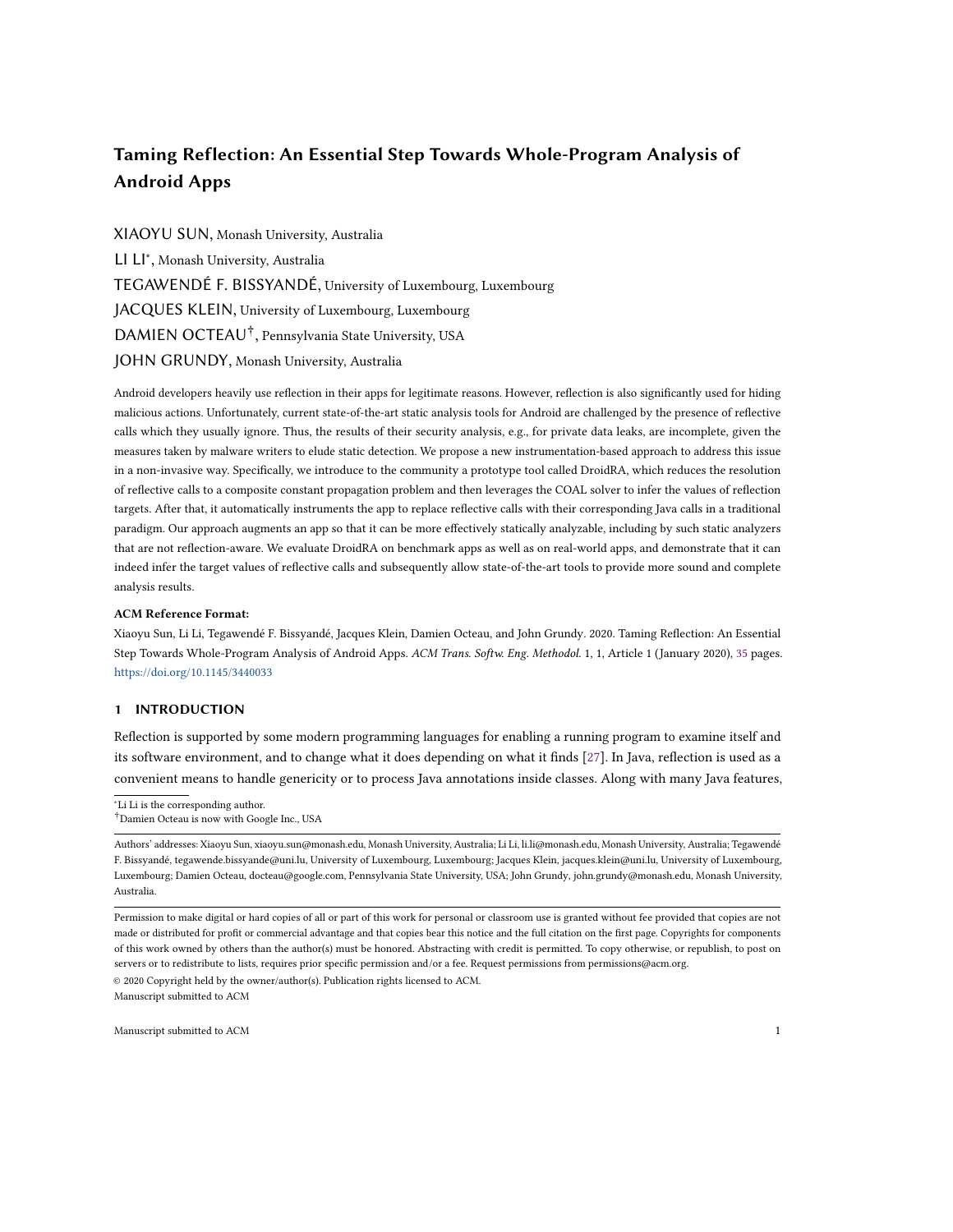# Taming Reflection: An Essential Step Towards Whole-Program Analysis of Android Apps

XIAOYU SUN, Monash University, Australia

LI LI*, Monash University, Australia

TEGAWENDÉ F. BISSYANDÉ, University of Luxembourg, Luxembourg

JACQUES KLEIN, University of Luxembourg, Luxembourg

DAMIEN OCTEAU†, Pennsylvania State University, USA

JOHN GRUNDY, Monash University, Australia

Android developers heavily use reflection in their apps for legitimate reasons. However, reflection is also significantly used for hiding malicious actions. Unfortunately, current state-of-the-art static analysis tools for Android are challenged by the presence of reflective calls which they usually ignore. Thus, the results of their security analysis, e.g., for private data leaks, are incomplete, given the measures taken by malware writers to elude static detection. We propose a new instrumentation-based approach to address this issue in a non-invasive way. Specifically, we introduce to the community a prototype tool called DroidRA, which reduces the resolution of reflective calls to a composite constant propagation problem and then leverages the COAL solver to infer the values of reflection targets. After that, it automatically instruments the app to replace reflective calls with their corresponding Java calls in a traditional paradigm. Our approach augments an app so that it can be more effectively statically analyzable, including by such static analyzers that are not reflection-aware. We evaluate DroidRA on benchmark apps as well as on real-world apps, and demonstrate that it can indeed infer the target values of reflective calls and subsequently allow state-of-the-art tools to provide more sound and complete analysis results.

**ACM Reference Format:**

Xiaoyu Sun, Li Li, Tegawendé F. Bissyandé, Jacques Klein, Damien Octeau, and John Grundy. 2020. Taming Reflection: An Essential Step Towards Whole-Program Analysis of Android Apps. *ACM Trans. Softw. Eng. Methodol.* 1, 1, Article 1 (January 2020), 35 pages. https://doi.org/10.1145/3440033

## 1 INTRODUCTION

Reflection is supported by some modern programming languages for enabling a running program to examine itself and its software environment, and to change what it does depending on what it finds [27]. In Java, reflection is used as a convenient means to handle genericity or to process Java annotations inside classes. Along with many Java features,

---

*Li Li is the corresponding author.

†Damien Octeau is now with Google Inc., USA

Authors' addresses: Xiaoyu Sun, xiaoyu.sun@monash.edu, Monash University, Australia; Li Li, li.li@monash.edu, Monash University, Australia; Tegawendé F. Bissyandé, tegawende.bissyande@uni.lu, University of Luxembourg, Luxembourg; Jacques Klein, jacques.klein@uni.lu, University of Luxembourg, Luxembourg; Damien Octeau, docteau@google.com, Pennsylvania State University, USA; John Grundy, john.grundy@monash.edu, Monash University, Australia.

Permission to make digital or hard copies of all or part of this work for personal or classroom use is granted without fee provided that copies are not made or distributed for profit or commercial advantage and that copies bear this notice and the full citation on the first page. Copyrights for components of this work owned by others than the author(s) must be honored. Abstracting with credit is permitted. To copy otherwise, or republish, to post on servers or to redistribute to lists, requires prior specific permission and/or a fee. Request permissions from permissions@acm.org.

© 2020 Copyright held by the owner/author(s). Publication rights licensed to ACM.

Manuscript submitted to ACM